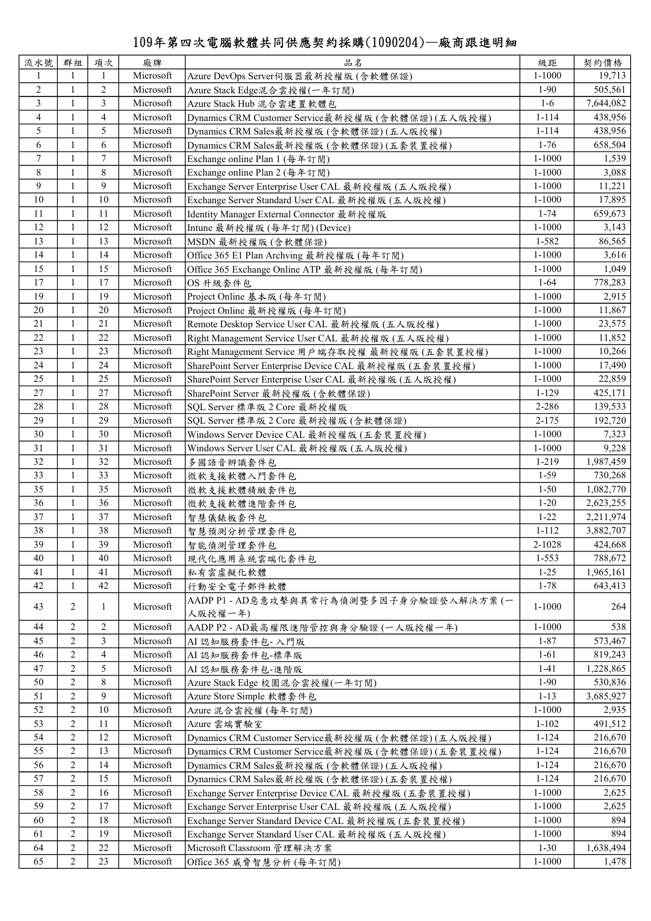# 109年第四次電腦軟體共同供應契約採購(1090204)—廠商跟進明細

| 流水號 | 群組 | 項次 | 廠牌 | 品名 | 級距 | 契約價格 |
|---|---|---|---|---|---|---|
| 1 | 1 | 1 | Microsoft | Azure DevOps Server伺服器最新授權版 (含軟體保證) | 1-1000 | 19,713 |
| 2 | 1 | 2 | Microsoft | Azure Stack Edge混合雲授權(一年訂閱) | 1-90 | 505,561 |
| 3 | 1 | 3 | Microsoft | Azure Stack Hub 混合雲建置軟體包 | 1-6 | 7,644,082 |
| 4 | 1 | 4 | Microsoft | Dynamics CRM Customer Service最新授權版 (含軟體保證) (五人版授權) | 1-114 | 438,956 |
| 5 | 1 | 5 | Microsoft | Dynamics CRM Sales最新授權版 (含軟體保證) (五人版授權) | 1-114 | 438,956 |
| 6 | 1 | 6 | Microsoft | Dynamics CRM Sales最新授權版 (含軟體保證) (五套裝置授權) | 1-76 | 658,504 |
| 7 | 1 | 7 | Microsoft | Exchange online Plan 1 (每年訂閱) | 1-1000 | 1,539 |
| 8 | 1 | 8 | Microsoft | Exchange online Plan 2 (每年訂閱) | 1-1000 | 3,088 |
| 9 | 1 | 9 | Microsoft | Exchange Server Enterprise User CAL 最新授權版 (五人版授權) | 1-1000 | 11,221 |
| 10 | 1 | 10 | Microsoft | Exchange Server Standard User CAL 最新授權版 (五人版授權) | 1-1000 | 17,895 |
| 11 | 1 | 11 | Microsoft | Identity Manager External Connector 最新授權版 | 1-74 | 659,673 |
| 12 | 1 | 12 | Microsoft | Intune 最新授權版 (每年訂閱) (Device) | 1-1000 | 3,143 |
| 13 | 1 | 13 | Microsoft | MSDN 最新授權版 (含軟體保證) | 1-582 | 86,565 |
| 14 | 1 | 14 | Microsoft | Office 365 E1 Plan Archving 最新授權版 (每年訂閱) | 1-1000 | 3,616 |
| 15 | 1 | 15 | Microsoft | Office 365 Exchange Online ATP 最新授權版 (每年訂閱) | 1-1000 | 1,049 |
| 17 | 1 | 17 | Microsoft | OS 升級套件包 | 1-64 | 778,283 |
| 19 | 1 | 19 | Microsoft | Project Online 基本版 (每年訂閱) | 1-1000 | 2,915 |
| 20 | 1 | 20 | Microsoft | Project Online 最新授權版 (每年訂閱) | 1-1000 | 11,867 |
| 21 | 1 | 21 | Microsoft | Remote Desktop Service User CAL 最新授權版 (五人版授權) | 1-1000 | 23,575 |
| 22 | 1 | 22 | Microsoft | Right Management Service User CAL 最新授權版 (五人版授權) | 1-1000 | 11,852 |
| 23 | 1 | 23 | Microsoft | Right Management Service 用戶端存取授權 最新授權版 (五套裝置授權) | 1-1000 | 10,266 |
| 24 | 1 | 24 | Microsoft | SharePoint Server Enterprise Device CAL 最新授權版 (五套裝置授權) | 1-1000 | 17,490 |
| 25 | 1 | 25 | Microsoft | SharePoint Server Enterprise User CAL 最新授權版 (五人版授權) | 1-1000 | 22,859 |
| 27 | 1 | 27 | Microsoft | SharePoint Server 最新授權版 (含軟體保證) | 1-129 | 425,171 |
| 28 | 1 | 28 | Microsoft | SQL Server 標準版 2 Core 最新授權版 | 2-286 | 139,533 |
| 29 | 1 | 29 | Microsoft | SQL Server 標準版 2 Core 最新授權版 (含軟體保證) | 2-175 | 192,720 |
| 30 | 1 | 30 | Microsoft | Windows Server Device CAL 最新授權版 (五套裝置授權) | 1-1000 | 7,323 |
| 31 | 1 | 31 | Microsoft | Windows Server User CAL 最新授權版 (五人版授權) | 1-1000 | 9,228 |
| 32 | 1 | 32 | Microsoft | 多國語音辨識套件包 | 1-219 | 1,987,459 |
| 33 | 1 | 33 | Microsoft | 微軟支援軟體入門套件包 | 1-59 | 730,268 |
| 35 | 1 | 35 | Microsoft | 微軟支援軟體精緻套件包 | 1-50 | 1,082,770 |
| 36 | 1 | 36 | Microsoft | 微軟支援軟體進階套件包 | 1-20 | 2,623,255 |
| 37 | 1 | 37 | Microsoft | 智慧儀錶板套件包 | 1-22 | 2,211,974 |
| 38 | 1 | 38 | Microsoft | 智慧預測分析管理套件包 | 1-112 | 3,882,707 |
| 39 | 1 | 39 | Microsoft | 智能偵測管理套件包 | 2-1028 | 424,668 |
| 40 | 1 | 40 | Microsoft | 現代化應用系統雲端化套件包 | 1-553 | 788,672 |
| 41 | 1 | 41 | Microsoft | 私有雲虛擬化軟體 | 1-25 | 1,965,161 |
| 42 | 1 | 42 | Microsoft | 行動安全電子郵件軟體 | 1-78 | 643,413 |
| 43 | 2 | 1 | Microsoft | AADP P1 - AD惡意攻擊與異常行為偵測暨多因子身分驗證登入解決方案 (一人版授權一年) | 1-1000 | 264 |
| 44 | 2 | 2 | Microsoft | AADP P2 - AD最高權限進階管控與身分驗證 (一人版授權一年) | 1-1000 | 538 |
| 45 | 2 | 3 | Microsoft | AI 認知服務套件包- 入門版 | 1-87 | 573,467 |
| 46 | 2 | 4 | Microsoft | AI 認知服務套件包-標準版 | 1-61 | 819,243 |
| 47 | 2 | 5 | Microsoft | AI 認知服務套件包-進階版 | 1-41 | 1,228,865 |
| 50 | 2 | 8 | Microsoft | Azure Stack Edge 校園混合雲授權(一年訂閱) | 1-90 | 530,836 |
| 51 | 2 | 9 | Microsoft | Azure Store Simple 軟體套件包 | 1-13 | 3,685,927 |
| 52 | 2 | 10 | Microsoft | Azure 混合雲授權 (每年訂閱) | 1-1000 | 2,935 |
| 53 | 2 | 11 | Microsoft | Azure 雲端實驗室 | 1-102 | 491,512 |
| 54 | 2 | 12 | Microsoft | Dynamics CRM Customer Service最新授權版 (含軟體保證) (五人版授權) | 1-124 | 216,670 |
| 55 | 2 | 13 | Microsoft | Dynamics CRM Customer Service最新授權版 (含軟體保證) (五套裝置授權) | 1-124 | 216,670 |
| 56 | 2 | 14 | Microsoft | Dynamics CRM Sales最新授權版 (含軟體保證) (五人版授權) | 1-124 | 216,670 |
| 57 | 2 | 15 | Microsoft | Dynamics CRM Sales最新授權版 (含軟體保證) (五套裝置授權) | 1-124 | 216,670 |
| 58 | 2 | 16 | Microsoft | Exchange Server Enterprise Device CAL 最新授權版 (五套裝置授權) | 1-1000 | 2,625 |
| 59 | 2 | 17 | Microsoft | Exchange Server Enterprise User CAL 最新授權版 (五人版授權) | 1-1000 | 2,625 |
| 60 | 2 | 18 | Microsoft | Exchange Server Standard Device CAL 最新授權版 (五套裝置授權) | 1-1000 | 894 |
| 61 | 2 | 19 | Microsoft | Exchange Server Standard User CAL 最新授權版 (五人版授權) | 1-1000 | 894 |
| 64 | 2 | 22 | Microsoft | Microsoft Classroom 管理解決方案 | 1-30 | 1,638,494 |
| 65 | 2 | 23 | Microsoft | Office 365 威脅智慧分析 (每年訂閱) | 1-1000 | 1,478 |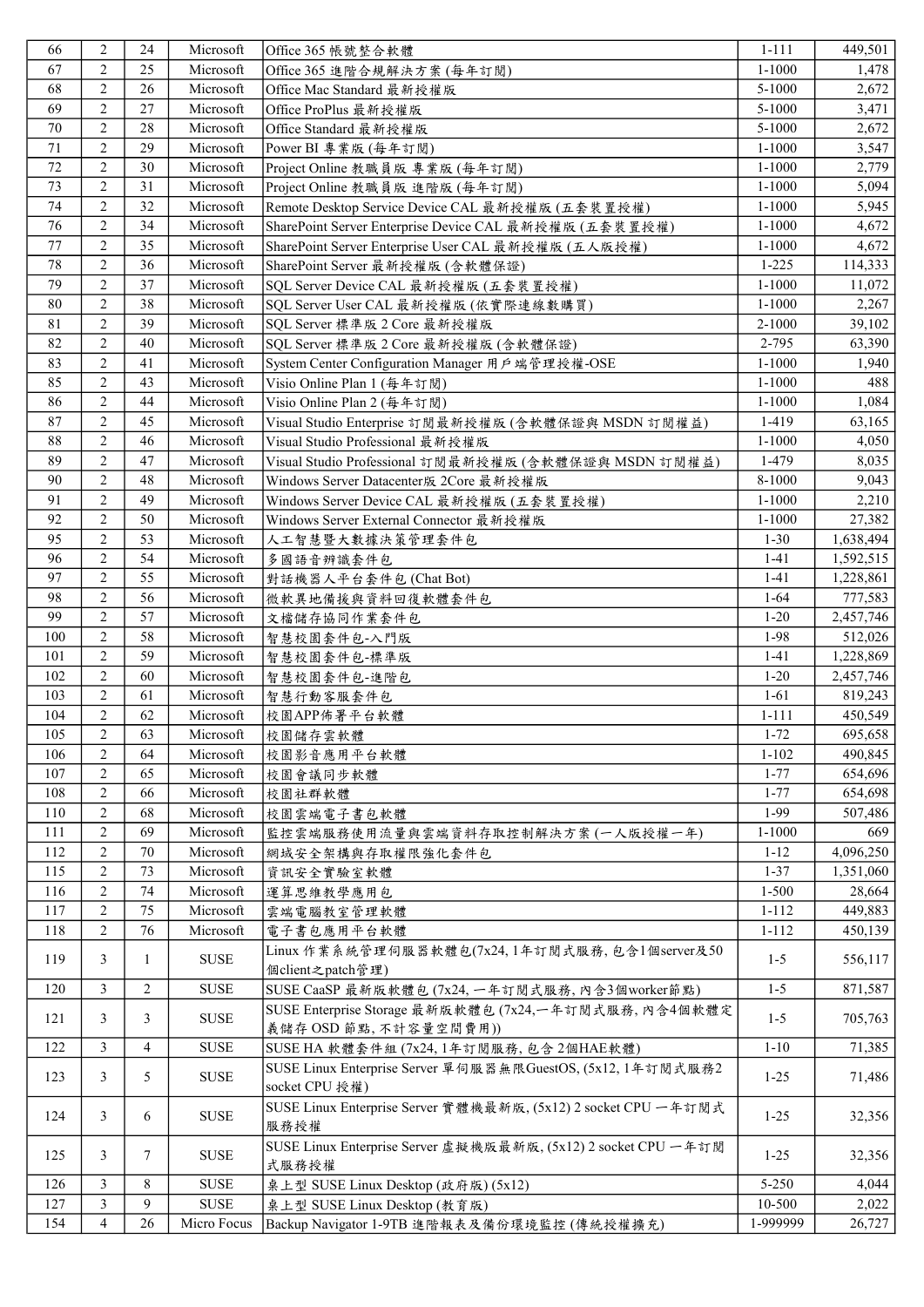| 66 | 2 | 24 | Microsoft | Office 365 帳號整合軟體 | 1-111 | 449,501 |
|---|---|---|---|---|---|---|
| 67 | 2 | 25 | Microsoft | Office 365 進階合規解決方案 (每年訂閱) | 1-1000 | 1,478 |
| 68 | 2 | 26 | Microsoft | Office Mac Standard 最新授權版 | 5-1000 | 2,672 |
| 69 | 2 | 27 | Microsoft | Office ProPlus 最新授權版 | 5-1000 | 3,471 |
| 70 | 2 | 28 | Microsoft | Office Standard 最新授權版 | 5-1000 | 2,672 |
| 71 | 2 | 29 | Microsoft | Power BI 專業版 (每年訂閱) | 1-1000 | 3,547 |
| 72 | 2 | 30 | Microsoft | Project Online 教職員版 專業版 (每年訂閱) | 1-1000 | 2,779 |
| 73 | 2 | 31 | Microsoft | Project Online 教職員版 進階版 (每年訂閱) | 1-1000 | 5,094 |
| 74 | 2 | 32 | Microsoft | Remote Desktop Service Device CAL 最新授權版 (五套裝置授權) | 1-1000 | 5,945 |
| 76 | 2 | 34 | Microsoft | SharePoint Server Enterprise Device CAL 最新授權版 (五套裝置授權) | 1-1000 | 4,672 |
| 77 | 2 | 35 | Microsoft | SharePoint Server Enterprise User CAL 最新授權版 (五人版授權) | 1-1000 | 4,672 |
| 78 | 2 | 36 | Microsoft | SharePoint Server 最新授權版 (含軟體保證) | 1-225 | 114,333 |
| 79 | 2 | 37 | Microsoft | SQL Server Device CAL 最新授權版 (五套裝置授權) | 1-1000 | 11,072 |
| 80 | 2 | 38 | Microsoft | SQL Server User CAL 最新授權版 (依實際連線數購買) | 1-1000 | 2,267 |
| 81 | 2 | 39 | Microsoft | SQL Server 標準版 2 Core 最新授權版 | 2-1000 | 39,102 |
| 82 | 2 | 40 | Microsoft | SQL Server 標準版 2 Core 最新授權版 (含軟體保證) | 2-795 | 63,390 |
| 83 | 2 | 41 | Microsoft | System Center Configuration Manager 用戶端管理授權-OSE | 1-1000 | 1,940 |
| 85 | 2 | 43 | Microsoft | Visio Online Plan 1 (每年訂閱) | 1-1000 | 488 |
| 86 | 2 | 44 | Microsoft | Visio Online Plan 2 (每年訂閱) | 1-1000 | 1,084 |
| 87 | 2 | 45 | Microsoft | Visual Studio Enterprise 訂閱最新授權版 (含軟體保證與 MSDN 訂閱權益) | 1-419 | 63,165 |
| 88 | 2 | 46 | Microsoft | Visual Studio Professional 最新授權版 | 1-1000 | 4,050 |
| 89 | 2 | 47 | Microsoft | Visual Studio Professional 訂閱最新授權版 (含軟體保證與 MSDN 訂閱權益) | 1-479 | 8,035 |
| 90 | 2 | 48 | Microsoft | Windows Server Datacenter版 2Core 最新授權版 | 8-1000 | 9,043 |
| 91 | 2 | 49 | Microsoft | Windows Server Device CAL 最新授權版 (五套裝置授權) | 1-1000 | 2,210 |
| 92 | 2 | 50 | Microsoft | Windows Server External Connector 最新授權版 | 1-1000 | 27,382 |
| 95 | 2 | 53 | Microsoft | 人工智慧暨大數據決策管理套件包 | 1-30 | 1,638,494 |
| 96 | 2 | 54 | Microsoft | 多國語音辨識套件包 | 1-41 | 1,592,515 |
| 97 | 2 | 55 | Microsoft | 對話機器人平台套件包 (Chat Bot) | 1-41 | 1,228,861 |
| 98 | 2 | 56 | Microsoft | 微軟異地備援與資料回復軟體套件包 | 1-64 | 777,583 |
| 99 | 2 | 57 | Microsoft | 文檔儲存協同作業套件包 | 1-20 | 2,457,746 |
| 100 | 2 | 58 | Microsoft | 智慧校園套件包-入門版 | 1-98 | 512,026 |
| 101 | 2 | 59 | Microsoft | 智慧校園套件包-標準版 | 1-41 | 1,228,869 |
| 102 | 2 | 60 | Microsoft | 智慧校園套件包-進階包 | 1-20 | 2,457,746 |
| 103 | 2 | 61 | Microsoft | 智慧行動客服套件包 | 1-61 | 819,243 |
| 104 | 2 | 62 | Microsoft | 校園APP佈署平台軟體 | 1-111 | 450,549 |
| 105 | 2 | 63 | Microsoft | 校園儲存雲軟體 | 1-72 | 695,658 |
| 106 | 2 | 64 | Microsoft | 校園影音應用平台軟體 | 1-102 | 490,845 |
| 107 | 2 | 65 | Microsoft | 校園會議同步軟體 | 1-77 | 654,696 |
| 108 | 2 | 66 | Microsoft | 校園社群軟體 | 1-77 | 654,698 |
| 110 | 2 | 68 | Microsoft | 校園雲端電子書包軟體 | 1-99 | 507,486 |
| 111 | 2 | 69 | Microsoft | 監控雲端服務使用流量與雲端資料存取控制解決方案 (一人版授權一年) | 1-1000 | 669 |
| 112 | 2 | 70 | Microsoft | 網域安全架構與存取權限強化套件包 | 1-12 | 4,096,250 |
| 115 | 2 | 73 | Microsoft | 資訊安全實驗室軟體 | 1-37 | 1,351,060 |
| 116 | 2 | 74 | Microsoft | 運算思維教學應用包 | 1-500 | 28,664 |
| 117 | 2 | 75 | Microsoft | 雲端電腦教室管理軟體 | 1-112 | 449,883 |
| 118 | 2 | 76 | Microsoft | 電子書包應用平台軟體 | 1-112 | 450,139 |
| 119 | 3 | 1 | SUSE | Linux 作業系統管理伺服器軟體包(7x24, 1年訂閱式服務, 包含1個server及50個client之patch管理) | 1-5 | 556,117 |
| 120 | 3 | 2 | SUSE | SUSE CaaSP 最新版軟體包 (7x24, 一年訂閱式服務, 內含3個worker節點) | 1-5 | 871,587 |
| 121 | 3 | 3 | SUSE | SUSE Enterprise Storage 最新版軟體包 (7x24,一年訂閱式服務, 內含4個軟體定義儲存 OSD 節點, 不計容量空間費用)) | 1-5 | 705,763 |
| 122 | 3 | 4 | SUSE | SUSE HA 軟體套件組 (7x24, 1年訂閱服務, 包含 2個HAE軟體) | 1-10 | 71,385 |
| 123 | 3 | 5 | SUSE | SUSE Linux Enterprise Server 單伺服器無限GuestOS, (5x12, 1年訂閱式服務2 socket CPU 授權) | 1-25 | 71,486 |
| 124 | 3 | 6 | SUSE | SUSE Linux Enterprise Server 實體機最新版, (5x12) 2 socket CPU 一年訂閱式服務授權 | 1-25 | 32,356 |
| 125 | 3 | 7 | SUSE | SUSE Linux Enterprise Server 虛擬機版最新版, (5x12) 2 socket CPU 一年訂閱式服務授權 | 1-25 | 32,356 |
| 126 | 3 | 8 | SUSE | 桌上型 SUSE Linux Desktop (政府版) (5x12) | 5-250 | 4,044 |
| 127 | 3 | 9 | SUSE | 桌上型 SUSE Linux Desktop (教育版) | 10-500 | 2,022 |
| 154 | 4 | 26 | Micro Focus | Backup Navigator 1-9TB 進階報表及備份環境監控 (傳統授權擴充) | 1-999999 | 26,727 |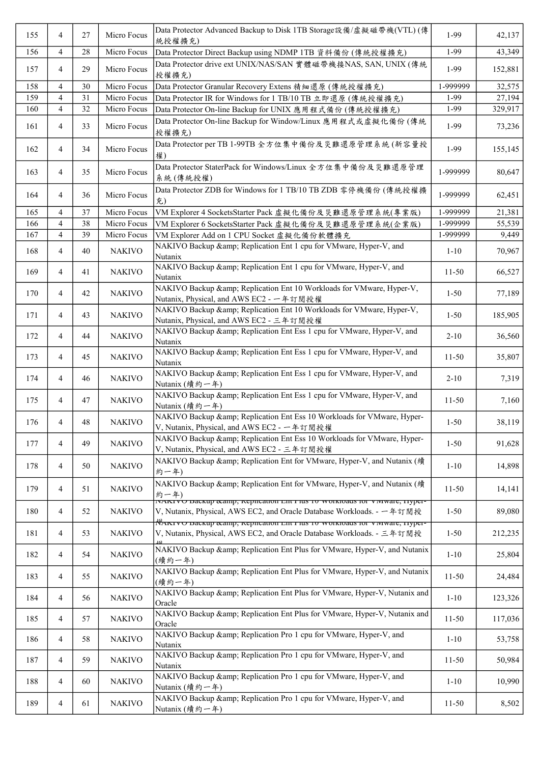| 155 | 4 | 27 | Micro Focus | Data Protector Advanced Backup to Disk 1TB Storage設備/虛擬磁帶機(VTL) (傳統授權擴充) | 1-99 | 42,137 |
|---|---|---|---|---|---|---|
| 156 | 4 | 28 | Micro Focus | Data Protector Direct Backup using NDMP 1TB 資料備份 (傳統授權擴充) | 1-99 | 43,349 |
| 157 | 4 | 29 | Micro Focus | Data Protector drive ext UNIX/NAS/SAN 實體磁帶機接NAS, SAN, UNIX (傳統授權擴充) | 1-99 | 152,881 |
| 158 | 4 | 30 | Micro Focus | Data Protector Granular Recovery Extens 精細還原 (傳統授權擴充) | 1-999999 | 32,575 |
| 159 | 4 | 31 | Micro Focus | Data Protector IR for Windows for 1 TB/10 TB 立即還原 (傳統授權擴充) | 1-99 | 27,194 |
| 160 | 4 | 32 | Micro Focus | Data Protector On-line Backup for UNIX 應用程式備份 (傳統授權擴充) | 1-99 | 329,917 |
| 161 | 4 | 33 | Micro Focus | Data Protector On-line Backup for Window/Linux 應用程式或虛擬化備份 (傳統授權擴充) | 1-99 | 73,236 |
| 162 | 4 | 34 | Micro Focus | Data Protector per TB 1-99TB 全方位集中備份及災難還原管理系統 (新容量授權) | 1-99 | 155,145 |
| 163 | 4 | 35 | Micro Focus | Data Protector StaterPack for Windows/Linux 全方位集中備份及災難還原管理系統 (傳統授權) | 1-999999 | 80,647 |
| 164 | 4 | 36 | Micro Focus | Data Protector ZDB for Windows for 1 TB/10 TB ZDB 零停機備份 (傳統授權擴充) | 1-999999 | 62,451 |
| 165 | 4 | 37 | Micro Focus | VM Explorer 4 SocketsStarter Pack 虛擬化備份及災難還原管理系統(專業版) | 1-999999 | 21,381 |
| 166 | 4 | 38 | Micro Focus | VM Explorer 6 SocketsStarter Pack 虛擬化備份及災難還原管理系統(企業版) | 1-999999 | 55,539 |
| 167 | 4 | 39 | Micro Focus | VM Explorer Add on 1 CPU Socket 虛擬化備份軟體擴充 | 1-999999 | 9,449 |
| 168 | 4 | 40 | NAKIVO | NAKIVO Backup &amp; Replication Ent 1 cpu for VMware, Hyper-V, and Nutanix | 1-10 | 70,967 |
| 169 | 4 | 41 | NAKIVO | NAKIVO Backup &amp; Replication Ent 1 cpu for VMware, Hyper-V, and Nutanix | 11-50 | 66,527 |
| 170 | 4 | 42 | NAKIVO | NAKIVO Backup &amp; Replication Ent 10 Workloads for VMware, Hyper-V, Nutanix, Physical, and AWS EC2 - 一年訂閱授權 | 1-50 | 77,189 |
| 171 | 4 | 43 | NAKIVO | NAKIVO Backup &amp; Replication Ent 10 Workloads for VMware, Hyper-V, Nutanix, Physical, and AWS EC2 - 三年訂閱授權 | 1-50 | 185,905 |
| 172 | 4 | 44 | NAKIVO | NAKIVO Backup &amp; Replication Ent Ess 1 cpu for VMware, Hyper-V, and Nutanix | 2-10 | 36,560 |
| 173 | 4 | 45 | NAKIVO | NAKIVO Backup &amp; Replication Ent Ess 1 cpu for VMware, Hyper-V, and Nutanix | 11-50 | 35,807 |
| 174 | 4 | 46 | NAKIVO | NAKIVO Backup &amp; Replication Ent Ess 1 cpu for VMware, Hyper-V, and Nutanix (續約一年) | 2-10 | 7,319 |
| 175 | 4 | 47 | NAKIVO | NAKIVO Backup &amp; Replication Ent Ess 1 cpu for VMware, Hyper-V, and Nutanix (續約一年) | 11-50 | 7,160 |
| 176 | 4 | 48 | NAKIVO | NAKIVO Backup &amp; Replication Ent Ess 10 Workloads for VMware, Hyper-V, Nutanix, Physical, and AWS EC2 - 一年訂閱授權 | 1-50 | 38,119 |
| 177 | 4 | 49 | NAKIVO | NAKIVO Backup &amp; Replication Ent Ess 10 Workloads for VMware, Hyper-V, Nutanix, Physical, and AWS EC2 - 三年訂閱授權 | 1-50 | 91,628 |
| 178 | 4 | 50 | NAKIVO | NAKIVO Backup &amp; Replication Ent for VMware, Hyper-V, and Nutanix (續約一年) | 1-10 | 14,898 |
| 179 | 4 | 51 | NAKIVO | NAKIVO Backup &amp; Replication Ent for VMware, Hyper-V, and Nutanix (續約一年) | 11-50 | 14,141 |
| 180 | 4 | 52 | NAKIVO | NAKIVO Backup &amp; Replication Ent Plus 10 Workloads for VMware, Hyper-V, Nutanix, Physical, AWS EC2, and Oracle Database Workloads. - 一年訂閱授權 | 1-50 | 89,080 |
| 181 | 4 | 53 | NAKIVO | NAKIVO Backup &amp; Replication Ent Plus 10 Workloads for VMware, Hyper-V, Nutanix, Physical, AWS EC2, and Oracle Database Workloads. - 三年訂閱授權 | 1-50 | 212,235 |
| 182 | 4 | 54 | NAKIVO | NAKIVO Backup &amp; Replication Ent Plus for VMware, Hyper-V, and Nutanix (續約一年) | 1-10 | 25,804 |
| 183 | 4 | 55 | NAKIVO | NAKIVO Backup &amp; Replication Ent Plus for VMware, Hyper-V, and Nutanix (續約一年) | 11-50 | 24,484 |
| 184 | 4 | 56 | NAKIVO | NAKIVO Backup &amp; Replication Ent Plus for VMware, Hyper-V, Nutanix and Oracle | 1-10 | 123,326 |
| 185 | 4 | 57 | NAKIVO | NAKIVO Backup &amp; Replication Ent Plus for VMware, Hyper-V, Nutanix and Oracle | 11-50 | 117,036 |
| 186 | 4 | 58 | NAKIVO | NAKIVO Backup &amp; Replication Pro 1 cpu for VMware, Hyper-V, and Nutanix | 1-10 | 53,758 |
| 187 | 4 | 59 | NAKIVO | NAKIVO Backup &amp; Replication Pro 1 cpu for VMware, Hyper-V, and Nutanix | 11-50 | 50,984 |
| 188 | 4 | 60 | NAKIVO | NAKIVO Backup &amp; Replication Pro 1 cpu for VMware, Hyper-V, and Nutanix (續約一年) | 1-10 | 10,990 |
| 189 | 4 | 61 | NAKIVO | NAKIVO Backup &amp; Replication Pro 1 cpu for VMware, Hyper-V, and Nutanix (續約一年) | 11-50 | 8,502 |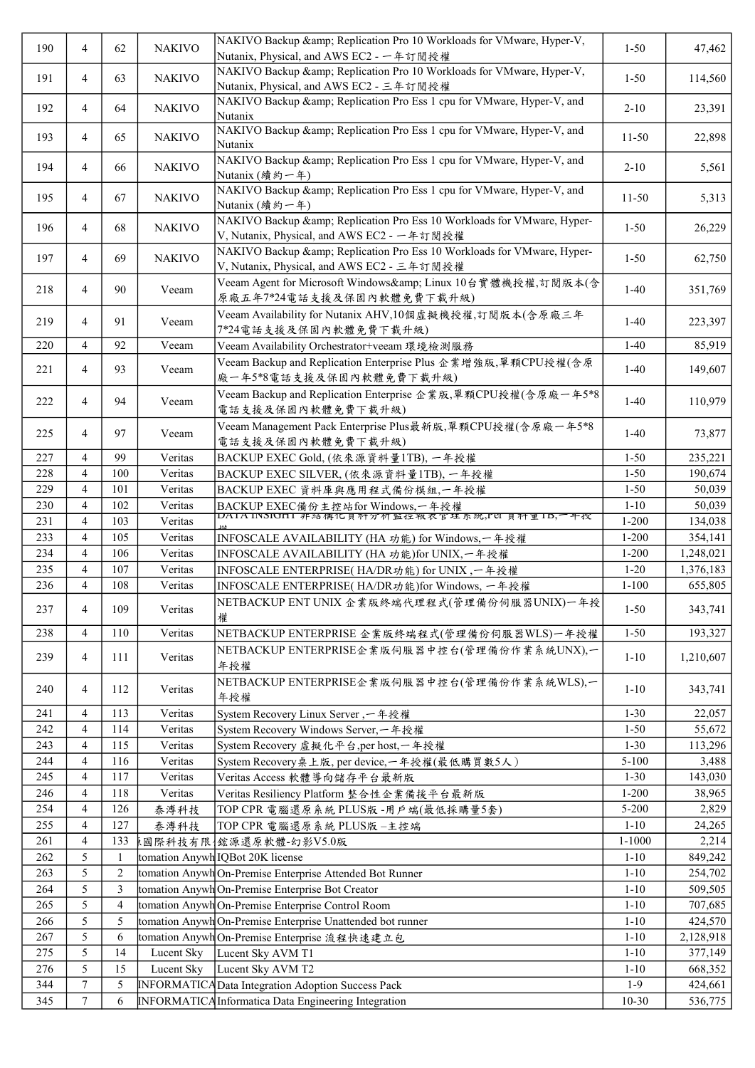| 190 | 4 | 62 | NAKIVO | NAKIVO Backup &amp; Replication Pro 10 Workloads for VMware, Hyper-V, Nutanix, Physical, and AWS EC2 - 一年訂閱授權 | 1-50 | 47,462 |
|---|---|---|---|---|---|---|
| 191 | 4 | 63 | NAKIVO | NAKIVO Backup &amp; Replication Pro 10 Workloads for VMware, Hyper-V, Nutanix, Physical, and AWS EC2 - 三年訂閱授權 | 1-50 | 114,560 |
| 192 | 4 | 64 | NAKIVO | NAKIVO Backup &amp; Replication Pro Ess 1 cpu for VMware, Hyper-V, and Nutanix | 2-10 | 23,391 |
| 193 | 4 | 65 | NAKIVO | NAKIVO Backup &amp; Replication Pro Ess 1 cpu for VMware, Hyper-V, and Nutanix | 11-50 | 22,898 |
| 194 | 4 | 66 | NAKIVO | NAKIVO Backup &amp; Replication Pro Ess 1 cpu for VMware, Hyper-V, and Nutanix (續約一年) | 2-10 | 5,561 |
| 195 | 4 | 67 | NAKIVO | NAKIVO Backup &amp; Replication Pro Ess 1 cpu for VMware, Hyper-V, and Nutanix (續約一年) | 11-50 | 5,313 |
| 196 | 4 | 68 | NAKIVO | NAKIVO Backup &amp; Replication Pro Ess 10 Workloads for VMware, Hyper-V, Nutanix, Physical, and AWS EC2 - 一年訂閱授權 | 1-50 | 26,229 |
| 197 | 4 | 69 | NAKIVO | NAKIVO Backup &amp; Replication Pro Ess 10 Workloads for VMware, Hyper-V, Nutanix, Physical, and AWS EC2 - 三年訂閱授權 | 1-50 | 62,750 |
| 218 | 4 | 90 | Veeam | Veeam Agent for Microsoft Windows&amp; Linux 10台實體機授權,訂閱版本(含原廠五年7*24電話支援及保固內軟體免費下載升級) | 1-40 | 351,769 |
| 219 | 4 | 91 | Veeam | Veeam Availability for Nutanix AHV,10個虛擬機授權,訂閱版本(含原廠三年7*24電話支援及保固內軟體免費下載升級) | 1-40 | 223,397 |
| 220 | 4 | 92 | Veeam | Veeam Availability Orchestrator+veeam 環境檢測服務 | 1-40 | 85,919 |
| 221 | 4 | 93 | Veeam | Veeam Backup and Replication Enterprise Plus 企業增強版,單顆CPU授權(含原廠一年5*8電話支援及保固內軟體免費下載升級) | 1-40 | 149,607 |
| 222 | 4 | 94 | Veeam | Veeam Backup and Replication Enterprise 企業版,單顆CPU授權(含原廠一年5*8電話支援及保固內軟體免費下載升級) | 1-40 | 110,979 |
| 225 | 4 | 97 | Veeam | Veeam Management Pack Enterprise Plus最新版,單顆CPU授權(含原廠一年5*8電話支援及保固內軟體免費下載升級) | 1-40 | 73,877 |
| 227 | 4 | 99 | Veritas | BACKUP EXEC Gold, (依來源資料量1TB), 一年授權 | 1-50 | 235,221 |
| 228 | 4 | 100 | Veritas | BACKUP EXEC SILVER, (依來源資料量1TB), 一年授權 | 1-50 | 190,674 |
| 229 | 4 | 101 | Veritas | BACKUP EXEC 資料庫與應用程式備份模組,一年授權 | 1-50 | 50,039 |
| 230 | 4 | 102 | Veritas | BACKUP EXEC備份主控站for Windows,一年授權 | 1-10 | 50,039 |
| 231 | 4 | 103 | Veritas | DATA INSIGHT 非結構化資料分析監控報表管理系統,Per 資料量1TB,一年授權 | 1-200 | 134,038 |
| 233 | 4 | 105 | Veritas | INFOSCALE AVAILABILITY (HA 功能) for Windows,一年授權 | 1-200 | 354,141 |
| 234 | 4 | 106 | Veritas | INFOSCALE AVAILABILITY (HA 功能)for UNIX,一年授權 | 1-200 | 1,248,021 |
| 235 | 4 | 107 | Veritas | INFOSCALE ENTERPRISE( HA/DR功能) for UNIX ,一年授權 | 1-20 | 1,376,183 |
| 236 | 4 | 108 | Veritas | INFOSCALE ENTERPRISE( HA/DR功能)for Windows, 一年授權 | 1-100 | 655,805 |
| 237 | 4 | 109 | Veritas | NETBACKUP ENT UNIX 企業版終端代理程式(管理備份伺服器UNIX)一年授權 | 1-50 | 343,741 |
| 238 | 4 | 110 | Veritas | NETBACKUP ENTERPRISE 企業版終端程式(管理備份伺服器WLS)一年授權 | 1-50 | 193,327 |
| 239 | 4 | 111 | Veritas | NETBACKUP ENTERPRISE企業版伺服器中控台(管理備份作業系統UNX),一年授權 | 1-10 | 1,210,607 |
| 240 | 4 | 112 | Veritas | NETBACKUP ENTERPRISE企業版伺服器中控台(管理備份作業系統WLS),一年授權 | 1-10 | 343,741 |
| 241 | 4 | 113 | Veritas | System Recovery Linux Server ,一年授權 | 1-30 | 22,057 |
| 242 | 4 | 114 | Veritas | System Recovery Windows Server,一年授權 | 1-50 | 55,672 |
| 243 | 4 | 115 | Veritas | System Recovery 虛擬化平台,per host,一年授權 | 1-30 | 113,296 |
| 244 | 4 | 116 | Veritas | System Recovery桌上版, per device,一年授權(最低購買數5人) | 5-100 | 3,488 |
| 245 | 4 | 117 | Veritas | Veritas Access 軟體導向儲存平台最新版 | 1-30 | 143,030 |
| 246 | 4 | 118 | Veritas | Veritas Resiliency Platform 整合性企業備援平台最新版 | 1-200 | 38,965 |
| 254 | 4 | 126 | 泰溥科技 | TOP CPR 電腦還原系統 PLUS版 -用戶端(最低採購量5套) | 5-200 | 2,829 |
| 255 | 4 | 127 | 泰溥科技 | TOP CPR 電腦還原系統 PLUS版 –主控端 | 1-10 | 24,265 |
| 261 | 4 | 133 | 國際科技有限 | 錏源還原軟體-幻影V5.0版 | 1-1000 | 2,214 |
| 262 | 5 | 1 | tomation Anywh | IQBot 20K license | 1-10 | 849,242 |
| 263 | 5 | 2 | tomation Anywh | On-Premise Enterprise Attended Bot Runner | 1-10 | 254,702 |
| 264 | 5 | 3 | tomation Anywh | On-Premise Enterprise Bot Creator | 1-10 | 509,505 |
| 265 | 5 | 4 | tomation Anywh | On-Premise Enterprise Control Room | 1-10 | 707,685 |
| 266 | 5 | 5 | tomation Anywh | On-Premise Enterprise Unattended bot runner | 1-10 | 424,570 |
| 267 | 5 | 6 | tomation Anywh | On-Premise Enterprise 流程快速建立包 | 1-10 | 2,128,918 |
| 275 | 5 | 14 | Lucent Sky | Lucent Sky AVM T1 | 1-10 | 377,149 |
| 276 | 5 | 15 | Lucent Sky | Lucent Sky AVM T2 | 1-10 | 668,352 |
| 344 | 7 | 5 | INFORMATICA | Data Integration Adoption Success Pack | 1-9 | 424,661 |
| 345 | 7 | 6 | INFORMATICA | Informatica Data Engineering Integration | 10-30 | 536,775 |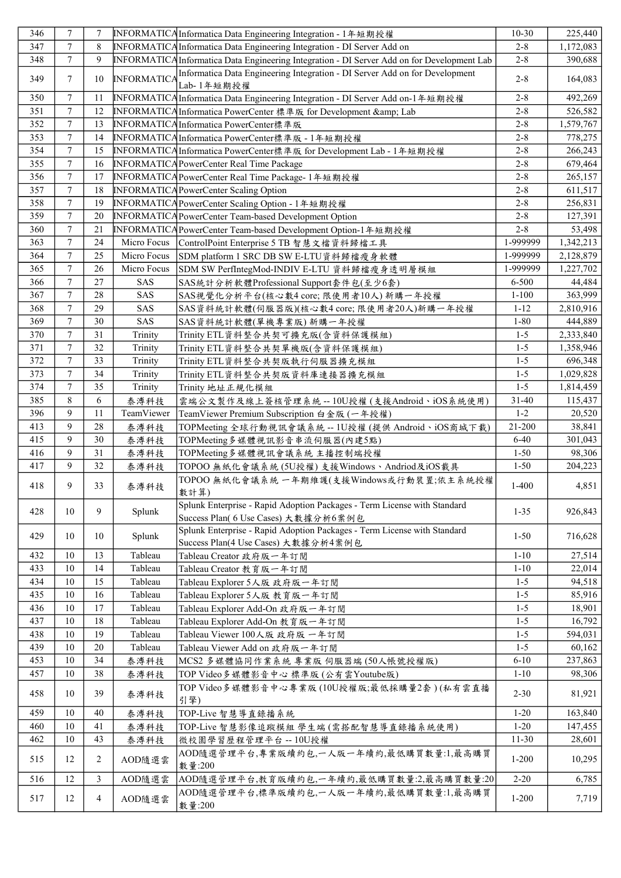| 346 | 7 | 7 | INFORMATICA | Informatica Data Engineering Integration - 1年短期授權 | 10-30 | 225,440 |
|---|---|---|---|---|---|---|
| 347 | 7 | 8 | INFORMATICA | Informatica Data Engineering Integration - DI Server Add on | 2-8 | 1,172,083 |
| 348 | 7 | 9 | INFORMATICA | Informatica Data Engineering Integration - DI Server Add on for Development Lab | 2-8 | 390,688 |
| 349 | 7 | 10 | INFORMATICA | Informatica Data Engineering Integration - DI Server Add on for Development Lab- 1年短期授權 | 2-8 | 164,083 |
| 350 | 7 | 11 | INFORMATICA | Informatica Data Engineering Integration - DI Server Add on-1年短期授權 | 2-8 | 492,269 |
| 351 | 7 | 12 | INFORMATICA | Informatica PowerCenter 標準版 for Development &amp; Lab | 2-8 | 526,582 |
| 352 | 7 | 13 | INFORMATICA | Informatica PowerCenter標準版 | 2-8 | 1,579,767 |
| 353 | 7 | 14 | INFORMATICA | Informatica PowerCenter標準版 - 1年短期授權 | 2-8 | 778,275 |
| 354 | 7 | 15 | INFORMATICA | Informatica PowerCenter標準版 for Development Lab - 1年短期授權 | 2-8 | 266,243 |
| 355 | 7 | 16 | INFORMATICA | PowerCenter Real Time Package | 2-8 | 679,464 |
| 356 | 7 | 17 | INFORMATICA | PowerCenter Real Time Package- 1年短期授權 | 2-8 | 265,157 |
| 357 | 7 | 18 | INFORMATICA | PowerCenter Scaling Option | 2-8 | 611,517 |
| 358 | 7 | 19 | INFORMATICA | PowerCenter Scaling Option - 1年短期授權 | 2-8 | 256,831 |
| 359 | 7 | 20 | INFORMATICA | PowerCenter Team-based Development Option | 2-8 | 127,391 |
| 360 | 7 | 21 | INFORMATICA | PowerCenter Team-based Development Option-1年短期授權 | 2-8 | 53,498 |
| 363 | 7 | 24 | Micro Focus | ControlPoint Enterprise 5 TB 智慧文檔資料歸檔工具 | 1-999999 | 1,342,213 |
| 364 | 7 | 25 | Micro Focus | SDM platform 1 SRC DB SW E-LTU資料歸檔瘦身軟體 | 1-999999 | 2,128,879 |
| 365 | 7 | 26 | Micro Focus | SDM SW PerfIntegMod-INDIV E-LTU 資料歸檔瘦身透明層模組 | 1-999999 | 1,227,702 |
| 366 | 7 | 27 | SAS | SAS統計分析軟體Professional Support套件包(至少6套) | 6-500 | 44,484 |
| 367 | 7 | 28 | SAS | SAS視覺化分析平台(核心數4 core; 限使用者10人) 新購一年授權 | 1-100 | 363,999 |
| 368 | 7 | 29 | SAS | SAS資料統計軟體(伺服器版)(核心數4 core; 限使用者20人)新購一年授權 | 1-12 | 2,810,916 |
| 369 | 7 | 30 | SAS | SAS資料統計軟體(單機專業版) 新購一年授權 | 1-80 | 444,889 |
| 370 | 7 | 31 | Trinity | Trinity ETL資料整合共契可擴充版(含資料保護模組) | 1-5 | 2,333,840 |
| 371 | 7 | 32 | Trinity | Trinity ETL資料整合共契單機版(含資料保護模組) | 1-5 | 1,358,946 |
| 372 | 7 | 33 | Trinity | Trinity ETL資料整合共契版執行伺服器擴充模組 | 1-5 | 696,348 |
| 373 | 7 | 34 | Trinity | Trinity ETL資料整合共契版資料庫連接器擴充模組 | 1-5 | 1,029,828 |
| 374 | 7 | 35 | Trinity | Trinity 地址正規化模組 | 1-5 | 1,814,459 |
| 385 | 8 | 6 | 泰溥科技 | 雲端公文製作及線上簽核管理系統 -- 10U授權 (支援Android、iOS系統使用) | 31-40 | 115,437 |
| 396 | 9 | 11 | TeamViewer | TeamViewer Premium Subscription 白金版 (一年授權) | 1-2 | 20,520 |
| 413 | 9 | 28 | 泰溥科技 | TOPMeeting 全球行動視訊會議系統 -- 1U授權 (提供 Android、iOS商城下載) | 21-200 | 38,841 |
| 415 | 9 | 30 | 泰溥科技 | TOPMeeting多媒體視訊影音串流伺服器(內建5點) | 6-40 | 301,043 |
| 416 | 9 | 31 | 泰溥科技 | TOPMeeting多媒體視訊會議系統 主播控制端授權 | 1-50 | 98,306 |
| 417 | 9 | 32 | 泰溥科技 | TOPOO 無紙化會議系統 (5U授權) 支援Windows、Andriod及iOS載具 | 1-50 | 204,223 |
| 418 | 9 | 33 | 泰溥科技 | TOPOO 無紙化會議系統 一年期維護(支援Windows或行動裝置;依主系統授權數計算) | 1-400 | 4,851 |
| 428 | 10 | 9 | Splunk | Splunk Enterprise - Rapid Adoption Packages - Term License with Standard Success Plan( 6 Use Cases) 大數據分析6案例包 | 1-35 | 926,843 |
| 429 | 10 | 10 | Splunk | Splunk Enterprise - Rapid Adoption Packages - Term License with Standard Success Plan(4 Use Cases) 大數據分析4案例包 | 1-50 | 716,628 |
| 432 | 10 | 13 | Tableau | Tableau Creator 政府版一年訂閱 | 1-10 | 27,514 |
| 433 | 10 | 14 | Tableau | Tableau Creator 教育版一年訂閱 | 1-10 | 22,014 |
| 434 | 10 | 15 | Tableau | Tableau Explorer 5人版 政府版一年訂閱 | 1-5 | 94,518 |
| 435 | 10 | 16 | Tableau | Tableau Explorer 5人版 教育版一年訂閱 | 1-5 | 85,916 |
| 436 | 10 | 17 | Tableau | Tableau Explorer Add-On 政府版一年訂閱 | 1-5 | 18,901 |
| 437 | 10 | 18 | Tableau | Tableau Explorer Add-On 教育版一年訂閱 | 1-5 | 16,792 |
| 438 | 10 | 19 | Tableau | Tableau Viewer 100人版 政府版 一年訂閱 | 1-5 | 594,031 |
| 439 | 10 | 20 | Tableau | Tableau Viewer Add on 政府版一年訂閱 | 1-5 | 60,162 |
| 453 | 10 | 34 | 泰溥科技 | MCS2 多媒體協同作業系統 專業版 伺服器端 (50人帳號授權版) | 6-10 | 237,863 |
| 457 | 10 | 38 | 泰溥科技 | TOP Video多媒體影音中心 標準版 (公有雲Youtube版) | 1-10 | 98,306 |
| 458 | 10 | 39 | 泰溥科技 | TOP Video多媒體影音中心專業版 (10U授權版;最低採購量2套 ) (私有雲直播引擎) | 2-30 | 81,921 |
| 459 | 10 | 40 | 泰溥科技 | TOP-Live 智慧導直錄播系統 | 1-20 | 163,840 |
| 460 | 10 | 41 | 泰溥科技 | TOP-Live 智慧影像追蹤模組 學生端 (需搭配智慧導直錄播系統使用) | 1-20 | 147,455 |
| 462 | 10 | 43 | 泰溥科技 | 微校園學習歷程管理平台 -- 10U授權 | 11-30 | 28,601 |
| 515 | 12 | 2 | AOD隨選雲 | AOD隨選管理平台,專業版續約包,一人版一年續約,最低購買數量:1,最高購買數量:200 | 1-200 | 10,295 |
| 516 | 12 | 3 | AOD隨選雲 | AOD隨選管理平台,教育版續約包,一年續約,最低購買數量:2,最高購買數量:20 | 2-20 | 6,785 |
| 517 | 12 | 4 | AOD隨選雲 | AOD隨選管理平台,標準版續約包,一人版一年續約,最低購買數量:1,最高購買數量:200 | 1-200 | 7,719 |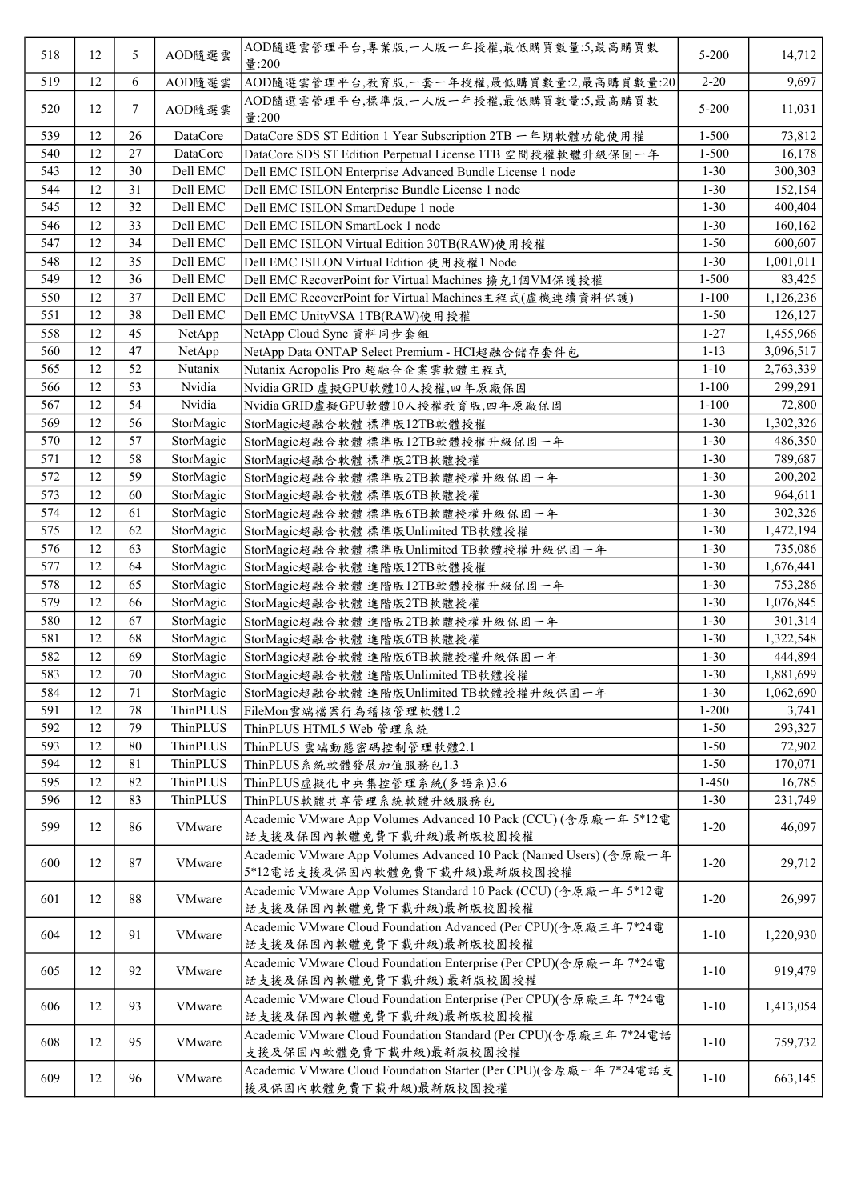| 518 | 12 | 5 | AOD隨選雲 | AOD隨選雲管理平台,專業版,一人版一年授權,最低購買數量:5,最高購買數量:200 | 5-200 | 14,712 |
|---|---|---|---|---|---|---|
| 519 | 12 | 6 | AOD隨選雲 | AOD隨選雲管理平台,教育版,一套一年授權,最低購買數量:2,最高購買數量:20 | 2-20 | 9,697 |
| 520 | 12 | 7 | AOD隨選雲 | AOD隨選雲管理平台,標準版,一人版一年授權,最低購買數量:5,最高購買數量:200 | 5-200 | 11,031 |
| 539 | 12 | 26 | DataCore | DataCore SDS ST Edition 1 Year Subscription 2TB 一年期軟體功能使用權 | 1-500 | 73,812 |
| 540 | 12 | 27 | DataCore | DataCore SDS ST Edition Perpetual License 1TB 空間授權軟體升級保固一年 | 1-500 | 16,178 |
| 543 | 12 | 30 | Dell EMC | Dell EMC ISILON Enterprise Advanced Bundle License 1 node | 1-30 | 300,303 |
| 544 | 12 | 31 | Dell EMC | Dell EMC ISILON Enterprise Bundle License 1 node | 1-30 | 152,154 |
| 545 | 12 | 32 | Dell EMC | Dell EMC ISILON SmartDedupe 1 node | 1-30 | 400,404 |
| 546 | 12 | 33 | Dell EMC | Dell EMC ISILON SmartLock 1 node | 1-30 | 160,162 |
| 547 | 12 | 34 | Dell EMC | Dell EMC ISILON Virtual Edition 30TB(RAW)使用授權 | 1-50 | 600,607 |
| 548 | 12 | 35 | Dell EMC | Dell EMC ISILON Virtual Edition 使用授權1 Node | 1-30 | 1,001,011 |
| 549 | 12 | 36 | Dell EMC | Dell EMC RecoverPoint for Virtual Machines 擴充1個VM保護授權 | 1-500 | 83,425 |
| 550 | 12 | 37 | Dell EMC | Dell EMC RecoverPoint for Virtual Machines主程式(虛機連續資料保護) | 1-100 | 1,126,236 |
| 551 | 12 | 38 | Dell EMC | Dell EMC UnityVSA 1TB(RAW)使用授權 | 1-50 | 126,127 |
| 558 | 12 | 45 | NetApp | NetApp Cloud Sync 資料同步套組 | 1-27 | 1,455,966 |
| 560 | 12 | 47 | NetApp | NetApp Data ONTAP Select Premium - HCI超融合儲存套件包 | 1-13 | 3,096,517 |
| 565 | 12 | 52 | Nutanix | Nutanix Acropolis Pro 超融合企業雲軟體主程式 | 1-10 | 2,763,339 |
| 566 | 12 | 53 | Nvidia | Nvidia GRID 虛擬GPU軟體10人授權,四年原廠保固 | 1-100 | 299,291 |
| 567 | 12 | 54 | Nvidia | Nvidia GRID虛擬GPU軟體10人授權教育版,四年原廠保固 | 1-100 | 72,800 |
| 569 | 12 | 56 | StorMagic | StorMagic超融合軟體 標準版12TB軟體授權 | 1-30 | 1,302,326 |
| 570 | 12 | 57 | StorMagic | StorMagic超融合軟體 標準版12TB軟體授權升級保固一年 | 1-30 | 486,350 |
| 571 | 12 | 58 | StorMagic | StorMagic超融合軟體 標準版2TB軟體授權 | 1-30 | 789,687 |
| 572 | 12 | 59 | StorMagic | StorMagic超融合軟體 標準版2TB軟體授權升級保固一年 | 1-30 | 200,202 |
| 573 | 12 | 60 | StorMagic | StorMagic超融合軟體 標準版6TB軟體授權 | 1-30 | 964,611 |
| 574 | 12 | 61 | StorMagic | StorMagic超融合軟體 標準版6TB軟體授權升級保固一年 | 1-30 | 302,326 |
| 575 | 12 | 62 | StorMagic | StorMagic超融合軟體 標準版Unlimited TB軟體授權 | 1-30 | 1,472,194 |
| 576 | 12 | 63 | StorMagic | StorMagic超融合軟體 標準版Unlimited TB軟體授權升級保固一年 | 1-30 | 735,086 |
| 577 | 12 | 64 | StorMagic | StorMagic超融合軟體 進階版12TB軟體授權 | 1-30 | 1,676,441 |
| 578 | 12 | 65 | StorMagic | StorMagic超融合軟體 進階版12TB軟體授權升級保固一年 | 1-30 | 753,286 |
| 579 | 12 | 66 | StorMagic | StorMagic超融合軟體 進階版2TB軟體授權 | 1-30 | 1,076,845 |
| 580 | 12 | 67 | StorMagic | StorMagic超融合軟體 進階版2TB軟體授權升級保固一年 | 1-30 | 301,314 |
| 581 | 12 | 68 | StorMagic | StorMagic超融合軟體 進階版6TB軟體授權 | 1-30 | 1,322,548 |
| 582 | 12 | 69 | StorMagic | StorMagic超融合軟體 進階版6TB軟體授權升級保固一年 | 1-30 | 444,894 |
| 583 | 12 | 70 | StorMagic | StorMagic超融合軟體 進階版Unlimited TB軟體授權 | 1-30 | 1,881,699 |
| 584 | 12 | 71 | StorMagic | StorMagic超融合軟體 進階版Unlimited TB軟體授權升級保固一年 | 1-30 | 1,062,690 |
| 591 | 12 | 78 | ThinPLUS | FileMon雲端檔案行為稽核管理軟體1.2 | 1-200 | 3,741 |
| 592 | 12 | 79 | ThinPLUS | ThinPLUS HTML5 Web 管理系統 | 1-50 | 293,327 |
| 593 | 12 | 80 | ThinPLUS | ThinPLUS 雲端動態密碼控制管理軟體2.1 | 1-50 | 72,902 |
| 594 | 12 | 81 | ThinPLUS | ThinPLUS系統軟體發展加值服務包1.3 | 1-50 | 170,071 |
| 595 | 12 | 82 | ThinPLUS | ThinPLUS虛擬化中央集控管理系統(多語系)3.6 | 1-450 | 16,785 |
| 596 | 12 | 83 | ThinPLUS | ThinPLUS軟體共享管理系統軟體升級服務包 | 1-30 | 231,749 |
| 599 | 12 | 86 | VMware | Academic VMware App Volumes Advanced 10 Pack (CCU) (含原廠一年 5*12電話支援及保固內軟體免費下載升級)最新版校園授權 | 1-20 | 46,097 |
| 600 | 12 | 87 | VMware | Academic VMware App Volumes Advanced 10 Pack (Named Users) (含原廠一年 5*12電話支援及保固內軟體免費下載升級)最新版校園授權 | 1-20 | 29,712 |
| 601 | 12 | 88 | VMware | Academic VMware App Volumes Standard 10 Pack (CCU) (含原廠一年 5*12電話支援及保固內軟體免費下載升級)最新版校園授權 | 1-20 | 26,997 |
| 604 | 12 | 91 | VMware | Academic VMware Cloud Foundation Advanced (Per CPU)(含原廠三年 7*24電話支援及保固內軟體免費下載升級)最新版校園授權 | 1-10 | 1,220,930 |
| 605 | 12 | 92 | VMware | Academic VMware Cloud Foundation Enterprise (Per CPU)(含原廠一年 7*24電話支援及保固內軟體免費下載升級) 最新版校園授權 | 1-10 | 919,479 |
| 606 | 12 | 93 | VMware | Academic VMware Cloud Foundation Enterprise (Per CPU)(含原廠三年 7*24電話支援及保固內軟體免費下載升級)最新版校園授權 | 1-10 | 1,413,054 |
| 608 | 12 | 95 | VMware | Academic VMware Cloud Foundation Standard (Per CPU)(含原廠三年 7*24電話支援及保固內軟體免費下載升級)最新版校園授權 | 1-10 | 759,732 |
| 609 | 12 | 96 | VMware | Academic VMware Cloud Foundation Starter (Per CPU)(含原廠一年 7*24電話支援及保固內軟體免費下載升級)最新版校園授權 | 1-10 | 663,145 |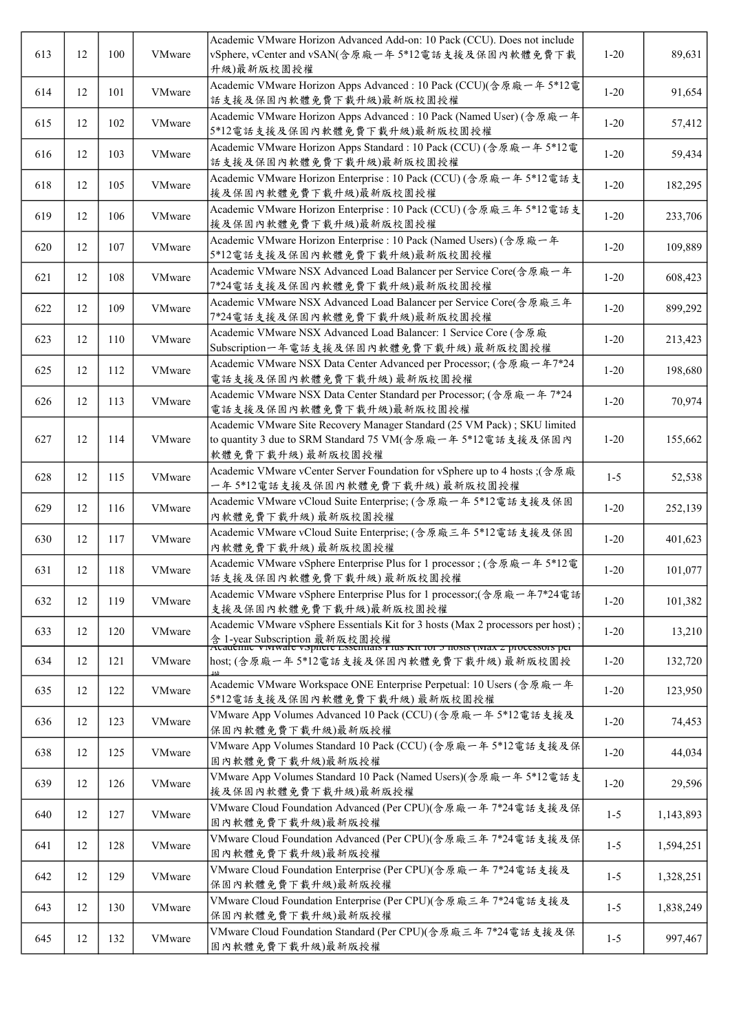| | | | | | | |
|---|---|---|---|---|---|---|
| 613 | 12 | 100 | VMware | Academic VMware Horizon Advanced Add-on: 10 Pack (CCU). Does not include vSphere, vCenter and vSAN(含原廠一年 5*12電話支援及保固內軟體免費下載升級)最新版校園授權 | 1-20 | 89,631 |
| 614 | 12 | 101 | VMware | Academic VMware Horizon Apps Advanced : 10 Pack (CCU)(含原廠一年 5*12電話支援及保固內軟體免費下載升級)最新版校園授權 | 1-20 | 91,654 |
| 615 | 12 | 102 | VMware | Academic VMware Horizon Apps Advanced : 10 Pack (Named User) (含原廠一年5*12電話支援及保固內軟體免費下載升級)最新版校園授權 | 1-20 | 57,412 |
| 616 | 12 | 103 | VMware | Academic VMware Horizon Apps Standard : 10 Pack (CCU) (含原廠一年 5*12電話支援及保固內軟體免費下載升級)最新版校園授權 | 1-20 | 59,434 |
| 618 | 12 | 105 | VMware | Academic VMware Horizon Enterprise : 10 Pack (CCU) (含原廠一年 5*12電話支援及保固內軟體免費下載升級)最新版校園授權 | 1-20 | 182,295 |
| 619 | 12 | 106 | VMware | Academic VMware Horizon Enterprise : 10 Pack (CCU) (含原廠三年 5*12電話支援及保固內軟體免費下載升級)最新版校園授權 | 1-20 | 233,706 |
| 620 | 12 | 107 | VMware | Academic VMware Horizon Enterprise : 10 Pack (Named Users) (含原廠一年5*12電話支援及保固內軟體免費下載升級)最新版校園授權 | 1-20 | 109,889 |
| 621 | 12 | 108 | VMware | Academic VMware NSX Advanced Load Balancer per Service Core(含原廠一年7*24電話支援及保固內軟體免費下載升級)最新版校園授權 | 1-20 | 608,423 |
| 622 | 12 | 109 | VMware | Academic VMware NSX Advanced Load Balancer per Service Core(含原廠三年7*24電話支援及保固內軟體免費下載升級)最新版校園授權 | 1-20 | 899,292 |
| 623 | 12 | 110 | VMware | Academic VMware NSX Advanced Load Balancer: 1 Service Core (含原廠Subscription一年電話支援及保固內軟體免費下載升級) 最新版校園授權 | 1-20 | 213,423 |
| 625 | 12 | 112 | VMware | Academic VMware NSX Data Center Advanced per Processor; (含原廠一年7*24電話支援及保固內軟體免費下載升級) 最新版校園授權 | 1-20 | 198,680 |
| 626 | 12 | 113 | VMware | Academic VMware NSX Data Center Standard per Processor; (含原廠一年 7*24電話支援及保固內軟體免費下載升級)最新版校園授權 | 1-20 | 70,974 |
| 627 | 12 | 114 | VMware | Academic VMware Site Recovery Manager Standard (25 VM Pack) ; SKU limited to quantity 3 due to SRM Standard 75 VM(含原廠一年 5*12電話支援及保固內軟體免費下載升級) 最新版校園授權 | 1-20 | 155,662 |
| 628 | 12 | 115 | VMware | Academic VMware vCenter Server Foundation for vSphere up to 4 hosts ;(含原廠一年 5*12電話支援及保固內軟體免費下載升級) 最新版校園授權 | 1-5 | 52,538 |
| 629 | 12 | 116 | VMware | Academic VMware vCloud Suite Enterprise; (含原廠一年 5*12電話支援及保固內軟體免費下載升級) 最新版校園授權 | 1-20 | 252,139 |
| 630 | 12 | 117 | VMware | Academic VMware vCloud Suite Enterprise; (含原廠三年 5*12電話支援及保固內軟體免費下載升級) 最新版校園授權 | 1-20 | 401,623 |
| 631 | 12 | 118 | VMware | Academic VMware vSphere Enterprise Plus for 1 processor ; (含原廠一年 5*12電話支援及保固內軟體免費下載升級) 最新版校園授權 | 1-20 | 101,077 |
| 632 | 12 | 119 | VMware | Academic VMware vSphere Enterprise Plus for 1 processor;(含原廠一年7*24電話支援及保固內軟體免費下載升級)最新版校園授權 | 1-20 | 101,382 |
| 633 | 12 | 120 | VMware | Academic VMware vSphere Essentials Kit for 3 hosts (Max 2 processors per host) ; 含 1-year Subscription 最新版校園授權 | 1-20 | 13,210 |
| 634 | 12 | 121 | VMware | Academic VMware vSphere Essentials Plus Kit for 3 hosts (Max 2 processors per host; (含原廠一年 5*12電話支援及保固內軟體免費下載升級) 最新版校園授權 | 1-20 | 132,720 |
| 635 | 12 | 122 | VMware | Academic VMware Workspace ONE Enterprise Perpetual: 10 Users (含原廠一年5*12電話支援及保固內軟體免費下載升級) 最新版校園授權 | 1-20 | 123,950 |
| 636 | 12 | 123 | VMware | VMware App Volumes Advanced 10 Pack (CCU) (含原廠一年 5*12電話支援及保固內軟體免費下載升級)最新版授權 | 1-20 | 74,453 |
| 638 | 12 | 125 | VMware | VMware App Volumes Standard 10 Pack (CCU) (含原廠一年 5*12電話支援及保固內軟體免費下載升級)最新版授權 | 1-20 | 44,034 |
| 639 | 12 | 126 | VMware | VMware App Volumes Standard 10 Pack (Named Users)(含原廠一年 5*12電話支援及保固內軟體免費下載升級)最新版授權 | 1-20 | 29,596 |
| 640 | 12 | 127 | VMware | VMware Cloud Foundation Advanced (Per CPU)(含原廠一年 7*24電話支援及保固內軟體免費下載升級)最新版授權 | 1-5 | 1,143,893 |
| 641 | 12 | 128 | VMware | VMware Cloud Foundation Advanced (Per CPU)(含原廠三年 7*24電話支援及保固內軟體免費下載升級)最新版授權 | 1-5 | 1,594,251 |
| 642 | 12 | 129 | VMware | VMware Cloud Foundation Enterprise (Per CPU)(含原廠一年 7*24電話支援及保固內軟體免費下載升級)最新版授權 | 1-5 | 1,328,251 |
| 643 | 12 | 130 | VMware | VMware Cloud Foundation Enterprise (Per CPU)(含原廠三年 7*24電話支援及保固內軟體免費下載升級)最新版授權 | 1-5 | 1,838,249 |
| 645 | 12 | 132 | VMware | VMware Cloud Foundation Standard (Per CPU)(含原廠三年 7*24電話支援及保固內軟體免費下載升級)最新版授權 | 1-5 | 997,467 |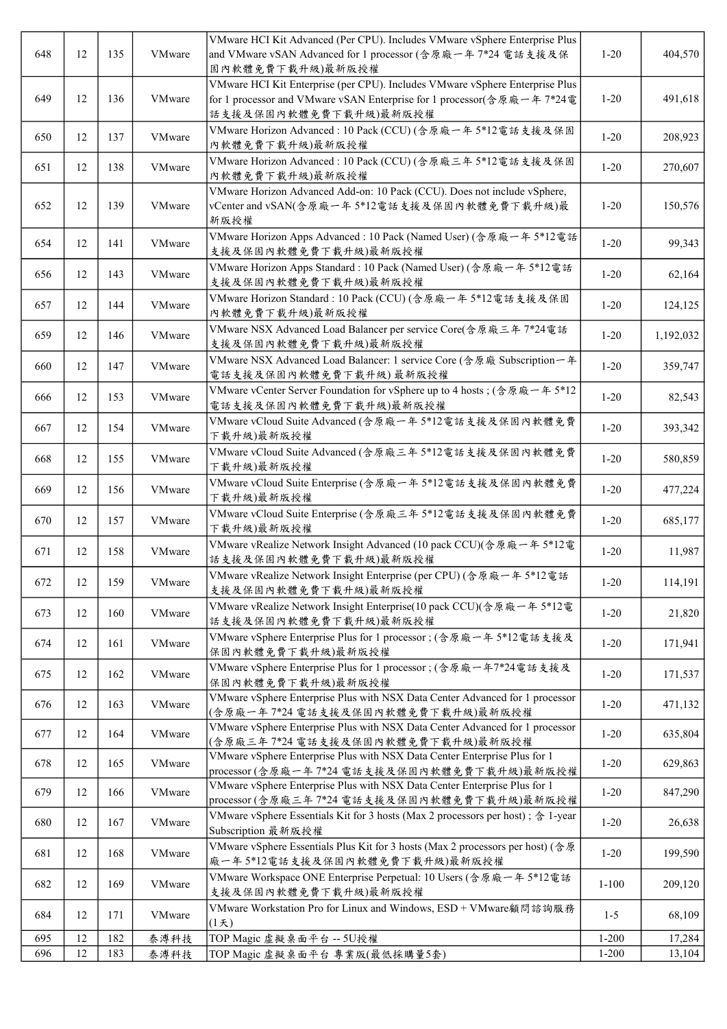| 648 | 12 | 135 | VMware | VMware HCI Kit Advanced (Per CPU). Includes VMware vSphere Enterprise Plus and VMware vSAN Advanced for 1 processor (含原廠一年 7*24 電話支援及保固內軟體免費下載升級)最新版授權 | 1-20 | 404,570 |
|---|---|---|---|---|---|---|
| 649 | 12 | 136 | VMware | VMware HCI Kit Enterprise (per CPU). Includes VMware vSphere Enterprise Plus for 1 processor and VMware vSAN Enterprise for 1 processor(含原廠一年 7*24電話支援及保固內軟體免費下載升級)最新版授權 | 1-20 | 491,618 |
| 650 | 12 | 137 | VMware | VMware Horizon Advanced : 10 Pack (CCU) (含原廠一年 5*12電話支援及保固內軟體免費下載升級)最新版授權 | 1-20 | 208,923 |
| 651 | 12 | 138 | VMware | VMware Horizon Advanced : 10 Pack (CCU) (含原廠三年 5*12電話支援及保固內軟體免費下載升級)最新版授權 | 1-20 | 270,607 |
| 652 | 12 | 139 | VMware | VMware Horizon Advanced Add-on: 10 Pack (CCU). Does not include vSphere, vCenter and vSAN(含原廠一年 5*12電話支援及保固內軟體免費下載升級)最新版授權 | 1-20 | 150,576 |
| 654 | 12 | 141 | VMware | VMware Horizon Apps Advanced : 10 Pack (Named User) (含原廠一年 5*12電話支援及保固內軟體免費下載升級)最新版授權 | 1-20 | 99,343 |
| 656 | 12 | 143 | VMware | VMware Horizon Apps Standard : 10 Pack (Named User) (含原廠一年 5*12電話支援及保固內軟體免費下載升級)最新版授權 | 1-20 | 62,164 |
| 657 | 12 | 144 | VMware | VMware Horizon Standard : 10 Pack (CCU) (含原廠一年 5*12電話支援及保固內軟體免費下載升級)最新版授權 | 1-20 | 124,125 |
| 659 | 12 | 146 | VMware | VMware NSX Advanced Load Balancer per service Core(含原廠三年 7*24電話支援及保固內軟體免費下載升級)最新版授權 | 1-20 | 1,192,032 |
| 660 | 12 | 147 | VMware | VMware NSX Advanced Load Balancer: 1 service Core (含原廠 Subscription一年電話支援及保固內軟體免費下載升級) 最新版授權 | 1-20 | 359,747 |
| 666 | 12 | 153 | VMware | VMware vCenter Server Foundation for vSphere up to 4 hosts ; (含原廠一年 5*12電話支援及保固內軟體免費下載升級)最新版授權 | 1-20 | 82,543 |
| 667 | 12 | 154 | VMware | VMware vCloud Suite Advanced (含原廠一年 5*12電話支援及保固內軟體免費下載升級)最新版授權 | 1-20 | 393,342 |
| 668 | 12 | 155 | VMware | VMware vCloud Suite Advanced (含原廠三年 5*12電話支援及保固內軟體免費下載升級)最新版授權 | 1-20 | 580,859 |
| 669 | 12 | 156 | VMware | VMware vCloud Suite Enterprise (含原廠一年 5*12電話支援及保固內軟體免費下載升級)最新版授權 | 1-20 | 477,224 |
| 670 | 12 | 157 | VMware | VMware vCloud Suite Enterprise (含原廠三年 5*12電話支援及保固內軟體免費下載升級)最新版授權 | 1-20 | 685,177 |
| 671 | 12 | 158 | VMware | VMware vRealize Network Insight Advanced (10 pack CCU)(含原廠一年 5*12電話支援及保固內軟體免費下載升級)最新版授權 | 1-20 | 11,987 |
| 672 | 12 | 159 | VMware | VMware vRealize Network Insight Enterprise (per CPU) (含原廠一年 5*12電話支援及保固內軟體免費下載升級)最新版授權 | 1-20 | 114,191 |
| 673 | 12 | 160 | VMware | VMware vRealize Network Insight Enterprise(10 pack CCU)(含原廠一年 5*12電話支援及保固內軟體免費下載升級)最新版授權 | 1-20 | 21,820 |
| 674 | 12 | 161 | VMware | VMware vSphere Enterprise Plus for 1 processor ; (含原廠一年 5*12電話支援及保固內軟體免費下載升級)最新版授權 | 1-20 | 171,941 |
| 675 | 12 | 162 | VMware | VMware vSphere Enterprise Plus for 1 processor ; (含原廠一年7*24電話支援及保固內軟體免費下載升級)最新版授權 | 1-20 | 171,537 |
| 676 | 12 | 163 | VMware | VMware vSphere Enterprise Plus with NSX Data Center Advanced for 1 processor (含原廠一年 7*24 電話支援及保固內軟體免費下載升級)最新版授權 | 1-20 | 471,132 |
| 677 | 12 | 164 | VMware | VMware vSphere Enterprise Plus with NSX Data Center Advanced for 1 processor (含原廠三年 7*24 電話支援及保固內軟體免費下載升級)最新版授權 | 1-20 | 635,804 |
| 678 | 12 | 165 | VMware | VMware vSphere Enterprise Plus with NSX Data Center Enterprise Plus for 1 processor (含原廠一年 7*24 電話支援及保固內軟體免費下載升級)最新版授權 | 1-20 | 629,863 |
| 679 | 12 | 166 | VMware | VMware vSphere Enterprise Plus with NSX Data Center Enterprise Plus for 1 processor (含原廠三年 7*24 電話支援及保固內軟體免費下載升級)最新版授權 | 1-20 | 847,290 |
| 680 | 12 | 167 | VMware | VMware vSphere Essentials Kit for 3 hosts (Max 2 processors per host) ; 含 1-year Subscription 最新版授權 | 1-20 | 26,638 |
| 681 | 12 | 168 | VMware | VMware vSphere Essentials Plus Kit for 3 hosts (Max 2 processors per host) (含原廠一年 5*12電話支援及保固內軟體免費下載升級)最新版授權 | 1-20 | 199,590 |
| 682 | 12 | 169 | VMware | VMware Workspace ONE Enterprise Perpetual: 10 Users (含原廠一年 5*12電話支援及保固內軟體免費下載升級)最新版授權 | 1-100 | 209,120 |
| 684 | 12 | 171 | VMware | VMware Workstation Pro for Linux and Windows, ESD + VMware顧問諮詢服務(1天) | 1-5 | 68,109 |
| 695 | 12 | 182 | 泰溥科技 | TOP Magic 虛擬桌面平台 -- 5U授權 | 1-200 | 17,284 |
| 696 | 12 | 183 | 泰溥科技 | TOP Magic 虛擬桌面平台 專業版(最低採購量5套) | 1-200 | 13,104 |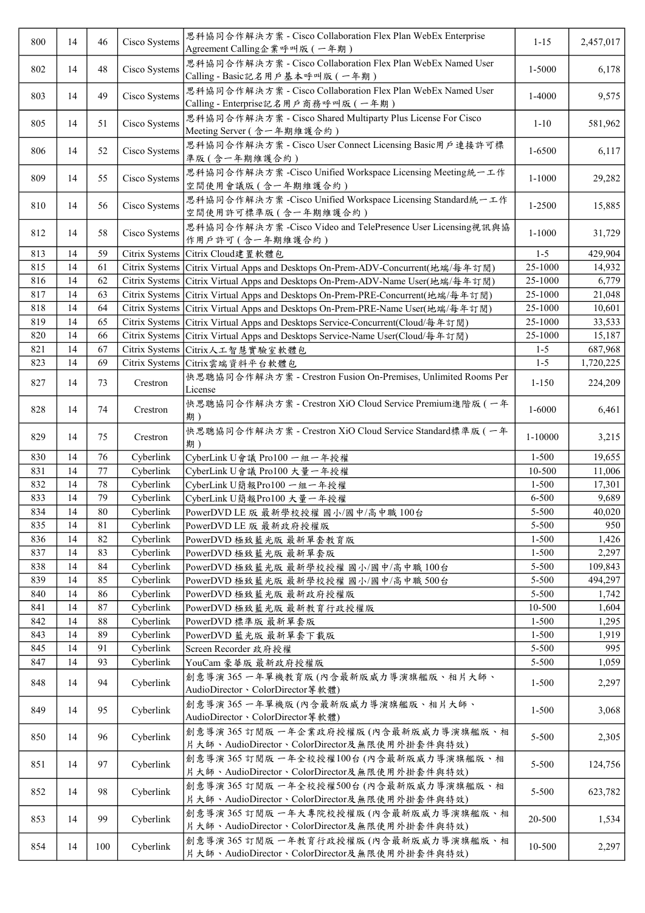| 800 | 14 | 46 | Cisco Systems | 思科協同合作解決方案 - Cisco Collaboration Flex Plan WebEx Enterprise Agreement Calling企業呼叫版(一年期) | 1-15 | 2,457,017 |
|---|---|---|---|---|---|---|
| 802 | 14 | 48 | Cisco Systems | 思科協同合作解決方案 - Cisco Collaboration Flex Plan WebEx Named User Calling - Basic記名用戶基本呼叫版(一年期) | 1-5000 | 6,178 |
| 803 | 14 | 49 | Cisco Systems | 思科協同合作解決方案 - Cisco Collaboration Flex Plan WebEx Named User Calling - Enterprise記名用戶商務呼叫版(一年期) | 1-4000 | 9,575 |
| 805 | 14 | 51 | Cisco Systems | 思科協同合作解決方案 - Cisco Shared Multiparty Plus License For Cisco Meeting Server(含一年期維護合約) | 1-10 | 581,962 |
| 806 | 14 | 52 | Cisco Systems | 思科協同合作解決方案 - Cisco User Connect Licensing Basic用戶連接許可標準版(含一年期維護合約) | 1-6500 | 6,117 |
| 809 | 14 | 55 | Cisco Systems | 思科協同合作解決方案 -Cisco Unified Workspace Licensing Meeting統一工作空間使用會議版(含一年期維護合約) | 1-1000 | 29,282 |
| 810 | 14 | 56 | Cisco Systems | 思科協同合作解決方案 -Cisco Unified Workspace Licensing Standard統一工作空間使用許可標準版(含一年期維護合約) | 1-2500 | 15,885 |
| 812 | 14 | 58 | Cisco Systems | 思科協同合作解決方案 -Cisco Video and TelePresence User Licensing視訊與協作用戶許可(含一年期維護合約) | 1-1000 | 31,729 |
| 813 | 14 | 59 | Citrix Systems | Citrix Cloud建置軟體包 | 1-5 | 429,904 |
| 815 | 14 | 61 | Citrix Systems | Citrix Virtual Apps and Desktops On-Prem-ADV-Concurrent(地端/每年訂閱) | 25-1000 | 14,932 |
| 816 | 14 | 62 | Citrix Systems | Citrix Virtual Apps and Desktops On-Prem-ADV-Name User(地端/每年訂閱) | 25-1000 | 6,779 |
| 817 | 14 | 63 | Citrix Systems | Citrix Virtual Apps and Desktops On-Prem-PRE-Concurrent(地端/每年訂閱) | 25-1000 | 21,048 |
| 818 | 14 | 64 | Citrix Systems | Citrix Virtual Apps and Desktops On-Prem-PRE-Name User(地端/每年訂閱) | 25-1000 | 10,601 |
| 819 | 14 | 65 | Citrix Systems | Citrix Virtual Apps and Desktops Service-Concurrent(Cloud/每年訂閱) | 25-1000 | 33,533 |
| 820 | 14 | 66 | Citrix Systems | Citrix Virtual Apps and Desktops Service-Name User(Cloud/每年訂閱) | 25-1000 | 15,187 |
| 821 | 14 | 67 | Citrix Systems | Citrix人工智慧實驗室軟體包 | 1-5 | 687,968 |
| 823 | 14 | 69 | Citrix Systems | Citrix雲端資料平台軟體包 | 1-5 | 1,720,225 |
| 827 | 14 | 73 | Crestron | 快思聰協同合作解決方案 - Crestron Fusion On-Premises, Unlimited Rooms Per License | 1-150 | 224,209 |
| 828 | 14 | 74 | Crestron | 快思聰協同合作解決方案 - Crestron XiO Cloud Service Premium進階版(一年期) | 1-6000 | 6,461 |
| 829 | 14 | 75 | Crestron | 快思聰協同合作解決方案 - Crestron XiO Cloud Service Standard標準版(一年期) | 1-10000 | 3,215 |
| 830 | 14 | 76 | Cyberlink | CyberLink U會議 Pro100 一組一年授權 | 1-500 | 19,655 |
| 831 | 14 | 77 | Cyberlink | CyberLink U會議 Pro100 大量一年授權 | 10-500 | 11,006 |
| 832 | 14 | 78 | Cyberlink | CyberLink U簡報Pro100 一組一年授權 | 1-500 | 17,301 |
| 833 | 14 | 79 | Cyberlink | CyberLink U簡報Pro100 大量一年授權 | 6-500 | 9,689 |
| 834 | 14 | 80 | Cyberlink | PowerDVD LE 版 最新學校授權 國小/國中/高中職 100台 | 5-500 | 40,020 |
| 835 | 14 | 81 | Cyberlink | PowerDVD LE 版 最新政府授權版 | 5-500 | 950 |
| 836 | 14 | 82 | Cyberlink | PowerDVD 極致藍光版 最新單套教育版 | 1-500 | 1,426 |
| 837 | 14 | 83 | Cyberlink | PowerDVD 極致藍光版 最新單套版 | 1-500 | 2,297 |
| 838 | 14 | 84 | Cyberlink | PowerDVD 極致藍光版 最新學校授權 國小/國中/高中職 100台 | 5-500 | 109,843 |
| 839 | 14 | 85 | Cyberlink | PowerDVD 極致藍光版 最新學校授權 國小/國中/高中職 500台 | 5-500 | 494,297 |
| 840 | 14 | 86 | Cyberlink | PowerDVD 極致藍光版 最新政府授權版 | 5-500 | 1,742 |
| 841 | 14 | 87 | Cyberlink | PowerDVD 極致藍光版 最新教育行政授權版 | 10-500 | 1,604 |
| 842 | 14 | 88 | Cyberlink | PowerDVD 標準版 最新單套版 | 1-500 | 1,295 |
| 843 | 14 | 89 | Cyberlink | PowerDVD 藍光版 最新單套下載版 | 1-500 | 1,919 |
| 845 | 14 | 91 | Cyberlink | Screen Recorder 政府授權 | 5-500 | 995 |
| 847 | 14 | 93 | Cyberlink | YouCam 豪華版 最新政府授權版 | 5-500 | 1,059 |
| 848 | 14 | 94 | Cyberlink | 創意導演 365 一年單機教育版 (內含最新版威力導演旗艦版、相片大師、AudioDirector、ColorDirector等軟體) | 1-500 | 2,297 |
| 849 | 14 | 95 | Cyberlink | 創意導演 365 一年單機版 (內含最新版威力導演旗艦版、相片大師、AudioDirector、ColorDirector等軟體) | 1-500 | 3,068 |
| 850 | 14 | 96 | Cyberlink | 創意導演 365 訂閱版 一年企業政府授權版 (內含最新版威力導演旗艦版、相片大師、AudioDirector、ColorDirector及無限使用外掛套件與特效) | 5-500 | 2,305 |
| 851 | 14 | 97 | Cyberlink | 創意導演 365 訂閱版 一年全校授權100台 (內含最新版威力導演旗艦版、相片大師、AudioDirector、ColorDirector及無限使用外掛套件與特效) | 5-500 | 124,756 |
| 852 | 14 | 98 | Cyberlink | 創意導演 365 訂閱版 一年全校授權500台 (內含最新版威力導演旗艦版、相片大師、AudioDirector、ColorDirector及無限使用外掛套件與特效) | 5-500 | 623,782 |
| 853 | 14 | 99 | Cyberlink | 創意導演 365 訂閱版 一年大專院校授權版 (內含最新版威力導演旗艦版、相片大師、AudioDirector、ColorDirector及無限使用外掛套件與特效) | 20-500 | 1,534 |
| 854 | 14 | 100 | Cyberlink | 創意導演 365 訂閱版 一年教育行政授權版 (內含最新版威力導演旗艦版、相片大師、AudioDirector、ColorDirector及無限使用外掛套件與特效) | 10-500 | 2,297 |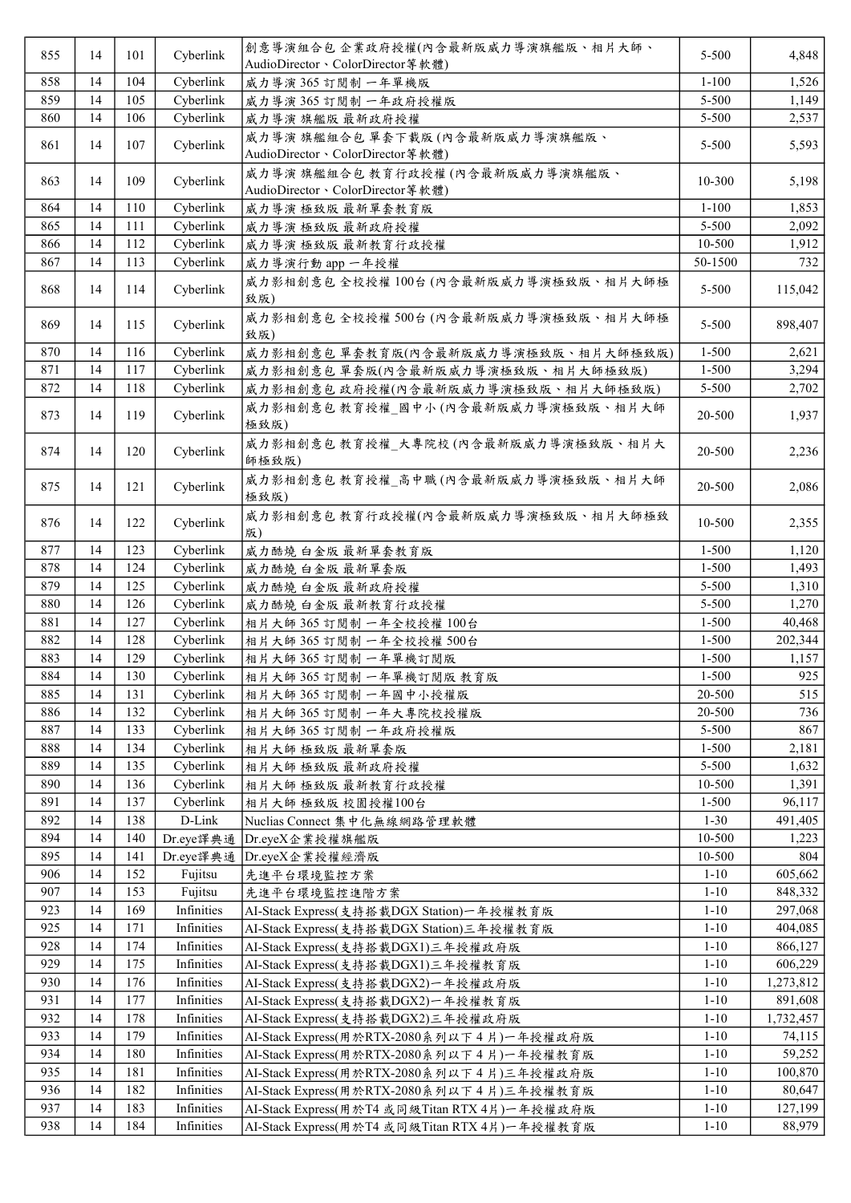| 855 | 14 | 101 | Cyberlink | 創意導演組合包 企業政府授權(內含最新版威力導演旗艦版、相片大師、AudioDirector、ColorDirector等軟體) | 5-500 | 4,848 |
|---|---|---|---|---|---|---|
| 858 | 14 | 104 | Cyberlink | 威力導演 365 訂閱制 一年單機版 | 1-100 | 1,526 |
| 859 | 14 | 105 | Cyberlink | 威力導演 365 訂閱制 一年政府授權版 | 5-500 | 1,149 |
| 860 | 14 | 106 | Cyberlink | 威力導演 旗艦版 最新政府授權 | 5-500 | 2,537 |
| 861 | 14 | 107 | Cyberlink | 威力導演 旗艦組合包 單套下載版 (內含最新版威力導演旗艦版、AudioDirector、ColorDirector等軟體) | 5-500 | 5,593 |
| 863 | 14 | 109 | Cyberlink | 威力導演 旗艦組合包 教育行政授權 (內含最新版威力導演旗艦版、AudioDirector、ColorDirector等軟體) | 10-300 | 5,198 |
| 864 | 14 | 110 | Cyberlink | 威力導演 極致版 最新單套教育版 | 1-100 | 1,853 |
| 865 | 14 | 111 | Cyberlink | 威力導演 極致版 最新政府授權 | 5-500 | 2,092 |
| 866 | 14 | 112 | Cyberlink | 威力導演 極致版 最新教育行政授權 | 10-500 | 1,912 |
| 867 | 14 | 113 | Cyberlink | 威力導演行動 app 一年授權 | 50-1500 | 732 |
| 868 | 14 | 114 | Cyberlink | 威力影相創意包 全校授權 100台 (內含最新版威力導演極致版、相片大師極致版) | 5-500 | 115,042 |
| 869 | 14 | 115 | Cyberlink | 威力影相創意包 全校授權 500台 (內含最新版威力導演極致版、相片大師極致版) | 5-500 | 898,407 |
| 870 | 14 | 116 | Cyberlink | 威力影相創意包 單套教育版(內含最新版威力導演極致版、相片大師極致版) | 1-500 | 2,621 |
| 871 | 14 | 117 | Cyberlink | 威力影相創意包 單套版(內含最新版威力導演極致版、相片大師極致版) | 1-500 | 3,294 |
| 872 | 14 | 118 | Cyberlink | 威力影相創意包 政府授權(內含最新版威力導演極致版、相片大師極致版) | 5-500 | 2,702 |
| 873 | 14 | 119 | Cyberlink | 威力影相創意包 教育授權_國中小 (內含最新版威力導演極致版、相片大師極致版) | 20-500 | 1,937 |
| 874 | 14 | 120 | Cyberlink | 威力影相創意包 教育授權_大專院校 (內含最新版威力導演極致版、相片大師極致版) | 20-500 | 2,236 |
| 875 | 14 | 121 | Cyberlink | 威力影相創意包 教育授權_高中職 (內含最新版威力導演極致版、相片大師極致版) | 20-500 | 2,086 |
| 876 | 14 | 122 | Cyberlink | 威力影相創意包 教育行政授權(內含最新版威力導演極致版、相片大師極致版) | 10-500 | 2,355 |
| 877 | 14 | 123 | Cyberlink | 威力酷燒 白金版 最新單套教育版 | 1-500 | 1,120 |
| 878 | 14 | 124 | Cyberlink | 威力酷燒 白金版 最新單套版 | 1-500 | 1,493 |
| 879 | 14 | 125 | Cyberlink | 威力酷燒 白金版 最新政府授權 | 5-500 | 1,310 |
| 880 | 14 | 126 | Cyberlink | 威力酷燒 白金版 最新教育行政授權 | 5-500 | 1,270 |
| 881 | 14 | 127 | Cyberlink | 相片大師 365 訂閱制 一年全校授權 100台 | 1-500 | 40,468 |
| 882 | 14 | 128 | Cyberlink | 相片大師 365 訂閱制 一年全校授權 500台 | 1-500 | 202,344 |
| 883 | 14 | 129 | Cyberlink | 相片大師 365 訂閱制 一年單機訂閱版 | 1-500 | 1,157 |
| 884 | 14 | 130 | Cyberlink | 相片大師 365 訂閱制 一年單機訂閱版 教育版 | 1-500 | 925 |
| 885 | 14 | 131 | Cyberlink | 相片大師 365 訂閱制 一年國中小授權版 | 20-500 | 515 |
| 886 | 14 | 132 | Cyberlink | 相片大師 365 訂閱制 一年大專院校授權版 | 20-500 | 736 |
| 887 | 14 | 133 | Cyberlink | 相片大師 365 訂閱制 一年政府授權版 | 5-500 | 867 |
| 888 | 14 | 134 | Cyberlink | 相片大師 極致版 最新單套版 | 1-500 | 2,181 |
| 889 | 14 | 135 | Cyberlink | 相片大師 極致版 最新政府授權 | 5-500 | 1,632 |
| 890 | 14 | 136 | Cyberlink | 相片大師 極致版 最新教育行政授權 | 10-500 | 1,391 |
| 891 | 14 | 137 | Cyberlink | 相片大師 極致版 校園授權100台 | 1-500 | 96,117 |
| 892 | 14 | 138 | D-Link | Nuclias Connect 集中化無線網路管理軟體 | 1-30 | 491,405 |
| 894 | 14 | 140 | Dr.eye譯典通 | Dr.eyeX企業授權旗艦版 | 10-500 | 1,223 |
| 895 | 14 | 141 | Dr.eye譯典通 | Dr.eyeX企業授權經濟版 | 10-500 | 804 |
| 906 | 14 | 152 | Fujitsu | 先進平台環境監控方案 | 1-10 | 605,662 |
| 907 | 14 | 153 | Fujitsu | 先進平台環境監控進階方案 | 1-10 | 848,332 |
| 923 | 14 | 169 | Infinities | AI-Stack Express(支持搭載DGX Station)一年授權教育版 | 1-10 | 297,068 |
| 925 | 14 | 171 | Infinities | AI-Stack Express(支持搭載DGX Station)三年授權教育版 | 1-10 | 404,085 |
| 928 | 14 | 174 | Infinities | AI-Stack Express(支持搭載DGX1)三年授權政府版 | 1-10 | 866,127 |
| 929 | 14 | 175 | Infinities | AI-Stack Express(支持搭載DGX1)三年授權教育版 | 1-10 | 606,229 |
| 930 | 14 | 176 | Infinities | AI-Stack Express(支持搭載DGX2)一年授權政府版 | 1-10 | 1,273,812 |
| 931 | 14 | 177 | Infinities | AI-Stack Express(支持搭載DGX2)一年授權教育版 | 1-10 | 891,608 |
| 932 | 14 | 178 | Infinities | AI-Stack Express(支持搭載DGX2)三年授權政府版 | 1-10 | 1,732,457 |
| 933 | 14 | 179 | Infinities | AI-Stack Express(用於RTX-2080系列以下 4 片)一年授權政府版 | 1-10 | 74,115 |
| 934 | 14 | 180 | Infinities | AI-Stack Express(用於RTX-2080系列以下 4 片)一年授權教育版 | 1-10 | 59,252 |
| 935 | 14 | 181 | Infinities | AI-Stack Express(用於RTX-2080系列以下 4 片)三年授權政府版 | 1-10 | 100,870 |
| 936 | 14 | 182 | Infinities | AI-Stack Express(用於RTX-2080系列以下 4 片)三年授權教育版 | 1-10 | 80,647 |
| 937 | 14 | 183 | Infinities | AI-Stack Express(用於T4 或同級Titan RTX 4片)一年授權政府版 | 1-10 | 127,199 |
| 938 | 14 | 184 | Infinities | AI-Stack Express(用於T4 或同級Titan RTX 4片)一年授權教育版 | 1-10 | 88,979 |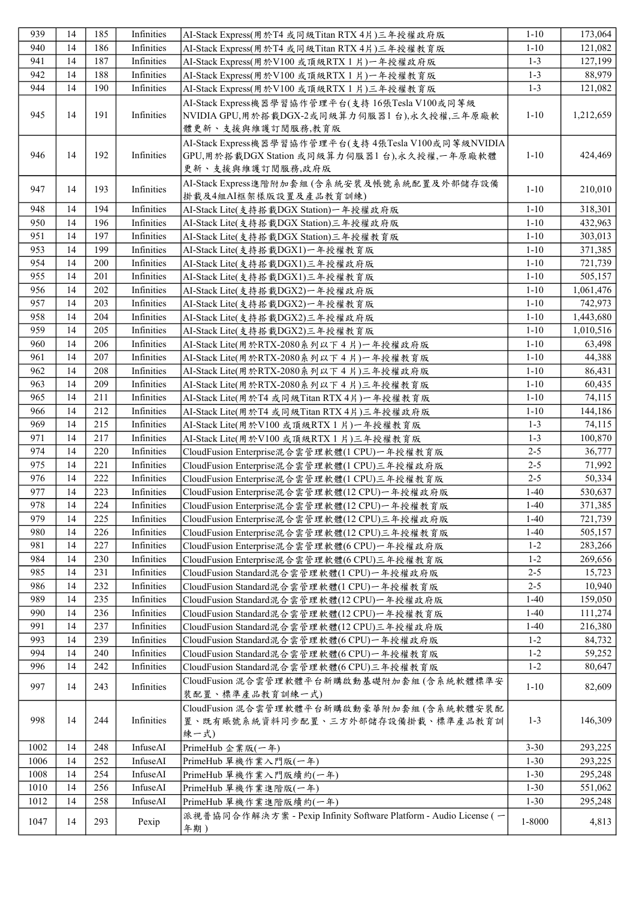| 939 | 14 | 185 | Infinities | AI-Stack Express(用於T4 或同級Titan RTX 4片)三年授權政府版 | 1-10 | 173,064 |
|---|---|---|---|---|---|---|
| 940 | 14 | 186 | Infinities | AI-Stack Express(用於T4 或同級Titan RTX 4片)三年授權教育版 | 1-10 | 121,082 |
| 941 | 14 | 187 | Infinities | AI-Stack Express(用於V100 或頂級RTX 1 片)一年授權政府版 | 1-3 | 127,199 |
| 942 | 14 | 188 | Infinities | AI-Stack Express(用於V100 或頂級RTX 1 片)一年授權教育版 | 1-3 | 88,979 |
| 944 | 14 | 190 | Infinities | AI-Stack Express(用於V100 或頂級RTX 1 片)三年授權教育版 | 1-3 | 121,082 |
| 945 | 14 | 191 | Infinities | AI-Stack Express機器學習協作管理平台(支持 16張Tesla V100或同等級NVIDIA GPU,用於搭載DGX-2或同級算力伺服器1 台),永久授權,三年原廠軟體更新、支援與維護訂閱服務,教育版 | 1-10 | 1,212,659 |
| 946 | 14 | 192 | Infinities | AI-Stack Express機器學習協作管理平台(支持 4張Tesla V100或同等級NVIDIA GPU,用於搭載DGX Station 或同級算力伺服器1 台),永久授權,一年原廠軟體更新、支援與維護訂閱服務,政府版 | 1-10 | 424,469 |
| 947 | 14 | 193 | Infinities | AI-Stack Express進階附加套組(含系統安裝及帳號系統配置及外部儲存設備掛載及4組AI框架樣版設置及產品教育訓練) | 1-10 | 210,010 |
| 948 | 14 | 194 | Infinities | AI-Stack Lite(支持搭載DGX Station)一年授權政府版 | 1-10 | 318,301 |
| 950 | 14 | 196 | Infinities | AI-Stack Lite(支持搭載DGX Station)三年授權政府版 | 1-10 | 432,963 |
| 951 | 14 | 197 | Infinities | AI-Stack Lite(支持搭載DGX Station)三年授權教育版 | 1-10 | 303,013 |
| 953 | 14 | 199 | Infinities | AI-Stack Lite(支持搭載DGX1)一年授權教育版 | 1-10 | 371,385 |
| 954 | 14 | 200 | Infinities | AI-Stack Lite(支持搭載DGX1)三年授權政府版 | 1-10 | 721,739 |
| 955 | 14 | 201 | Infinities | AI-Stack Lite(支持搭載DGX1)三年授權教育版 | 1-10 | 505,157 |
| 956 | 14 | 202 | Infinities | AI-Stack Lite(支持搭載DGX2)一年授權政府版 | 1-10 | 1,061,476 |
| 957 | 14 | 203 | Infinities | AI-Stack Lite(支持搭載DGX2)一年授權教育版 | 1-10 | 742,973 |
| 958 | 14 | 204 | Infinities | AI-Stack Lite(支持搭載DGX2)三年授權政府版 | 1-10 | 1,443,680 |
| 959 | 14 | 205 | Infinities | AI-Stack Lite(支持搭載DGX2)三年授權教育版 | 1-10 | 1,010,516 |
| 960 | 14 | 206 | Infinities | AI-Stack Lite(用於RTX-2080系列以下 4 片)一年授權政府版 | 1-10 | 63,498 |
| 961 | 14 | 207 | Infinities | AI-Stack Lite(用於RTX-2080系列以下 4 片)一年授權教育版 | 1-10 | 44,388 |
| 962 | 14 | 208 | Infinities | AI-Stack Lite(用於RTX-2080系列以下 4 片)三年授權政府版 | 1-10 | 86,431 |
| 963 | 14 | 209 | Infinities | AI-Stack Lite(用於RTX-2080系列以下 4 片)三年授權教育版 | 1-10 | 60,435 |
| 965 | 14 | 211 | Infinities | AI-Stack Lite(用於T4 或同級Titan RTX 4片)一年授權教育版 | 1-10 | 74,115 |
| 966 | 14 | 212 | Infinities | AI-Stack Lite(用於T4 或同級Titan RTX 4片)三年授權政府版 | 1-10 | 144,186 |
| 969 | 14 | 215 | Infinities | AI-Stack Lite(用於V100 或頂級RTX 1 片)一年授權教育版 | 1-3 | 74,115 |
| 971 | 14 | 217 | Infinities | AI-Stack Lite(用於V100 或頂級RTX 1 片)三年授權教育版 | 1-3 | 100,870 |
| 974 | 14 | 220 | Infinities | CloudFusion Enterprise混合雲管理軟體(1 CPU)一年授權教育版 | 2-5 | 36,777 |
| 975 | 14 | 221 | Infinities | CloudFusion Enterprise混合雲管理軟體(1 CPU)三年授權政府版 | 2-5 | 71,992 |
| 976 | 14 | 222 | Infinities | CloudFusion Enterprise混合雲管理軟體(1 CPU)三年授權教育版 | 2-5 | 50,334 |
| 977 | 14 | 223 | Infinities | CloudFusion Enterprise混合雲管理軟體(12 CPU)一年授權政府版 | 1-40 | 530,637 |
| 978 | 14 | 224 | Infinities | CloudFusion Enterprise混合雲管理軟體(12 CPU)一年授權教育版 | 1-40 | 371,385 |
| 979 | 14 | 225 | Infinities | CloudFusion Enterprise混合雲管理軟體(12 CPU)三年授權政府版 | 1-40 | 721,739 |
| 980 | 14 | 226 | Infinities | CloudFusion Enterprise混合雲管理軟體(12 CPU)三年授權教育版 | 1-40 | 505,157 |
| 981 | 14 | 227 | Infinities | CloudFusion Enterprise混合雲管理軟體(6 CPU)一年授權政府版 | 1-2 | 283,266 |
| 984 | 14 | 230 | Infinities | CloudFusion Enterprise混合雲管理軟體(6 CPU)三年授權教育版 | 1-2 | 269,656 |
| 985 | 14 | 231 | Infinities | CloudFusion Standard混合雲管理軟體(1 CPU)一年授權政府版 | 2-5 | 15,723 |
| 986 | 14 | 232 | Infinities | CloudFusion Standard混合雲管理軟體(1 CPU)一年授權教育版 | 2-5 | 10,940 |
| 989 | 14 | 235 | Infinities | CloudFusion Standard混合雲管理軟體(12 CPU)一年授權政府版 | 1-40 | 159,050 |
| 990 | 14 | 236 | Infinities | CloudFusion Standard混合雲管理軟體(12 CPU)一年授權教育版 | 1-40 | 111,274 |
| 991 | 14 | 237 | Infinities | CloudFusion Standard混合雲管理軟體(12 CPU)三年授權政府版 | 1-40 | 216,380 |
| 993 | 14 | 239 | Infinities | CloudFusion Standard混合雲管理軟體(6 CPU)一年授權政府版 | 1-2 | 84,732 |
| 994 | 14 | 240 | Infinities | CloudFusion Standard混合雲管理軟體(6 CPU)一年授權教育版 | 1-2 | 59,252 |
| 996 | 14 | 242 | Infinities | CloudFusion Standard混合雲管理軟體(6 CPU)三年授權教育版 | 1-2 | 80,647 |
| 997 | 14 | 243 | Infinities | CloudFusion 混合雲管理軟體平台新購啟動基礎附加套組(含系統軟體標準安裝配置、標準產品教育訓練一式) | 1-10 | 82,609 |
| 998 | 14 | 244 | Infinities | CloudFusion 混合雲管理軟體平台新購啟動豪華附加套組(含系統軟體安裝配置、既有賬號系統資料同步配置、三方外部儲存設備掛載、標準產品教育訓練一式) | 1-3 | 146,309 |
| 1002 | 14 | 248 | InfuseAI | PrimeHub 企業版(一年) | 3-30 | 293,225 |
| 1006 | 14 | 252 | InfuseAI | PrimeHub 單機作業入門版(一年) | 1-30 | 293,225 |
| 1008 | 14 | 254 | InfuseAI | PrimeHub 單機作業入門版續約(一年) | 1-30 | 295,248 |
| 1010 | 14 | 256 | InfuseAI | PrimeHub 單機作業進階版(一年) | 1-30 | 551,062 |
| 1012 | 14 | 258 | InfuseAI | PrimeHub 單機作業進階版續約(一年) | 1-30 | 295,248 |
| 1047 | 14 | 293 | Pexip | 派視普協同合作解決方案 - Pexip Infinity Software Platform - Audio License ( 一年期 ) | 1-8000 | 4,813 |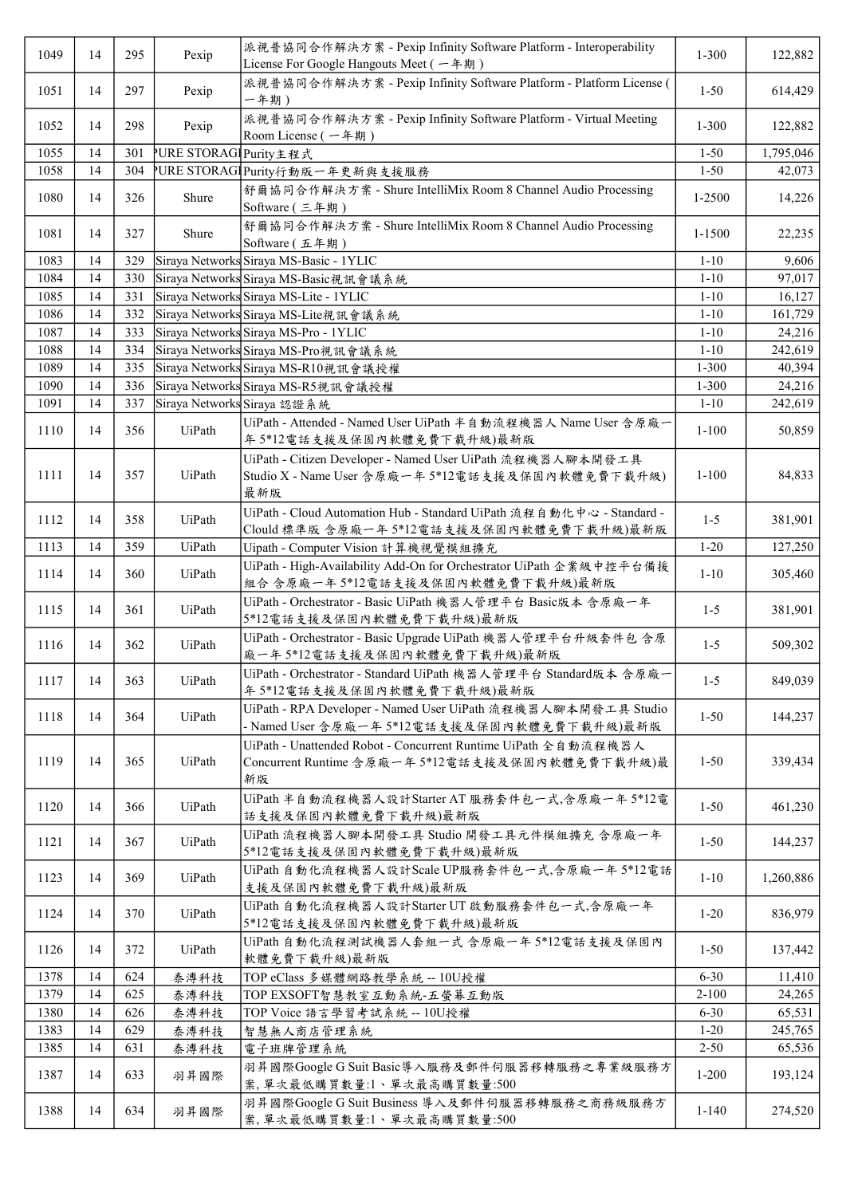| | | | | | | |
|---|---|---|---|---|---|---|
| 1049 | 14 | 295 | Pexip | 派視普協同合作解決方案 - Pexip Infinity Software Platform - Interoperability License For Google Hangouts Meet ( 一年期 ) | 1-300 | 122,882 |
| 1051 | 14 | 297 | Pexip | 派視普協同合作解決方案 - Pexip Infinity Software Platform - Platform License ( 一年期 ) | 1-50 | 614,429 |
| 1052 | 14 | 298 | Pexip | 派視普協同合作解決方案 - Pexip Infinity Software Platform - Virtual Meeting Room License ( 一年期 ) | 1-300 | 122,882 |
| 1055 | 14 | 301 | PURE STORAGE | Purity主程式 | 1-50 | 1,795,046 |
| 1058 | 14 | 304 | PURE STORAGE | Purity行動版一年更新與支援服務 | 1-50 | 42,073 |
| 1080 | 14 | 326 | Shure | 舒爾協同合作解決方案 - Shure IntelliMix Room 8 Channel Audio Processing Software ( 三年期 ) | 1-2500 | 14,226 |
| 1081 | 14 | 327 | Shure | 舒爾協同合作解決方案 - Shure IntelliMix Room 8 Channel Audio Processing Software ( 五年期 ) | 1-1500 | 22,235 |
| 1083 | 14 | 329 | Siraya Networks | Siraya MS-Basic - 1YLIC | 1-10 | 9,606 |
| 1084 | 14 | 330 | Siraya Networks | Siraya MS-Basic視訊會議系統 | 1-10 | 97,017 |
| 1085 | 14 | 331 | Siraya Networks | Siraya MS-Lite - 1YLIC | 1-10 | 16,127 |
| 1086 | 14 | 332 | Siraya Networks | Siraya MS-Lite視訊會議系統 | 1-10 | 161,729 |
| 1087 | 14 | 333 | Siraya Networks | Siraya MS-Pro - 1YLIC | 1-10 | 24,216 |
| 1088 | 14 | 334 | Siraya Networks | Siraya MS-Pro視訊會議系統 | 1-10 | 242,619 |
| 1089 | 14 | 335 | Siraya Networks | Siraya MS-R10視訊會議授權 | 1-300 | 40,394 |
| 1090 | 14 | 336 | Siraya Networks | Siraya MS-R5視訊會議授權 | 1-300 | 24,216 |
| 1091 | 14 | 337 | Siraya Networks | Siraya 認證系統 | 1-10 | 242,619 |
| 1110 | 14 | 356 | UiPath | UiPath - Attended - Named User UiPath 半自動流程機器人 Name User 含原廠一年 5*12電話支援及保固內軟體免費下載升級)最新版 | 1-100 | 50,859 |
| 1111 | 14 | 357 | UiPath | UiPath - Citizen Developer - Named User UiPath 流程機器人腳本開發工具 Studio X - Name User 含原廠一年 5*12電話支援及保固內軟體免費下載升級)最新版 | 1-100 | 84,833 |
| 1112 | 14 | 358 | UiPath | UiPath - Cloud Automation Hub - Standard UiPath 流程自動化中心 - Standard - Clould 標準版 含原廠一年 5*12電話支援及保固內軟體免費下載升級)最新版 | 1-5 | 381,901 |
| 1113 | 14 | 359 | UiPath | Uipath - Computer Vision 計算機視覺模組擴充 | 1-20 | 127,250 |
| 1114 | 14 | 360 | UiPath | UiPath - High-Availability Add-On for Orchestrator UiPath 企業級中控平台備援組合 含原廠一年 5*12電話支援及保固內軟體免費下載升級)最新版 | 1-10 | 305,460 |
| 1115 | 14 | 361 | UiPath | UiPath - Orchestrator - Basic UiPath 機器人管理平台 Basic版本 含原廠一年 5*12電話支援及保固內軟體免費下載升級)最新版 | 1-5 | 381,901 |
| 1116 | 14 | 362 | UiPath | UiPath - Orchestrator - Basic Upgrade UiPath 機器人管理平台升級套件包 含原廠一年 5*12電話支援及保固內軟體免費下載升級)最新版 | 1-5 | 509,302 |
| 1117 | 14 | 363 | UiPath | UiPath - Orchestrator - Standard UiPath 機器人管理平台 Standard版本 含原廠一年 5*12電話支援及保固內軟體免費下載升級)最新版 | 1-5 | 849,039 |
| 1118 | 14 | 364 | UiPath | UiPath - RPA Developer - Named User UiPath 流程機器人腳本開發工具 Studio - Named User 含原廠一年 5*12電話支援及保固內軟體免費下載升級)最新版 | 1-50 | 144,237 |
| 1119 | 14 | 365 | UiPath | UiPath - Unattended Robot - Concurrent Runtime UiPath 全自動流程機器人 Concurrent Runtime 含原廠一年 5*12電話支援及保固內軟體免費下載升級)最新版 | 1-50 | 339,434 |
| 1120 | 14 | 366 | UiPath | UiPath 半自動流程機器人設計Starter AT 服務套件包一式,含原廠一年 5*12電話支援及保固內軟體免費下載升級)最新版 | 1-50 | 461,230 |
| 1121 | 14 | 367 | UiPath | UiPath 流程機器人腳本開發工具 Studio 開發工具元件模組擴充 含原廠一年 5*12電話支援及保固內軟體免費下載升級)最新版 | 1-50 | 144,237 |
| 1123 | 14 | 369 | UiPath | UiPath 自動化流程機器人設計Scale UP服務套件包一式,含原廠一年 5*12電話支援及保固內軟體免費下載升級)最新版 | 1-10 | 1,260,886 |
| 1124 | 14 | 370 | UiPath | UiPath 自動化流程機器人設計Starter UT 啟動服務套件包一式,含原廠一年 5*12電話支援及保固內軟體免費下載升級)最新版 | 1-20 | 836,979 |
| 1126 | 14 | 372 | UiPath | UiPath 自動化流程測試機器人套組一式 含原廠一年 5*12電話支援及保固內軟體免費下載升級)最新版 | 1-50 | 137,442 |
| 1378 | 14 | 624 | 泰溥科技 | TOP eClass 多媒體網路教學系統 -- 10U授權 | 6-30 | 11,410 |
| 1379 | 14 | 625 | 泰溥科技 | TOP EXSOFT智慧教室互動系統-五螢幕互動版 | 2-100 | 24,265 |
| 1380 | 14 | 626 | 泰溥科技 | TOP Voice 語言學習考試系統 -- 10U授權 | 6-30 | 65,531 |
| 1383 | 14 | 629 | 泰溥科技 | 智慧無人商店管理系統 | 1-20 | 245,765 |
| 1385 | 14 | 631 | 泰溥科技 | 電子班牌管理系統 | 2-50 | 65,536 |
| 1387 | 14 | 633 | 羽昇國際 | 羽昇國際Google G Suit Basic導入服務及郵件伺服器移轉服務之專業級服務方案,單次最低購買數量:1、單次最高購買數量:500 | 1-200 | 193,124 |
| 1388 | 14 | 634 | 羽昇國際 | 羽昇國際Google G Suit Business 導入及郵件伺服器移轉服務之商務級服務方案,單次最低購買數量:1、單次最高購買數量:500 | 1-140 | 274,520 |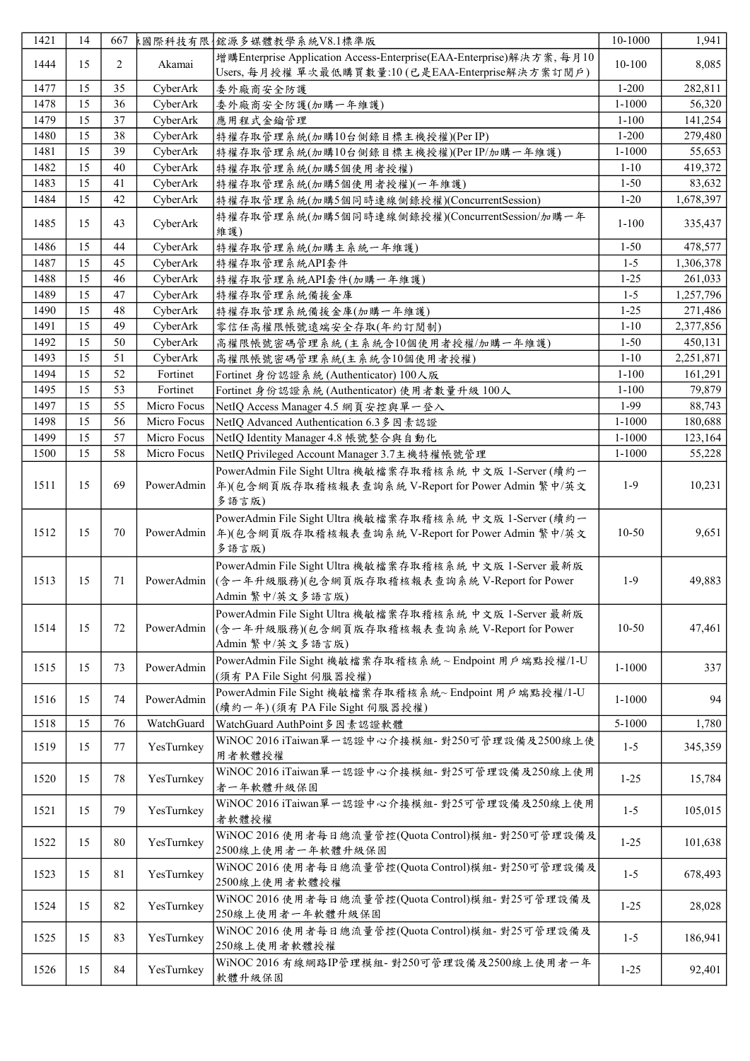| 1421 | 14 | 667 | 國際科技有限 | 鋐源多媒體教學系統V8.1標準版 | 10-1000 | 1,941 |
|---|---|---|---|---|---|---|
| 1444 | 15 | 2 | Akamai | 增購Enterprise Application Access-Enterprise(EAA-Enterprise)解決方案, 每月10 Users, 每月授權 單次最低購買數量:10 (已是EAA-Enterprise解決方案訂閱戶) | 10-100 | 8,085 |
| 1477 | 15 | 35 | CyberArk | 委外廠商安全防護 | 1-200 | 282,811 |
| 1478 | 15 | 36 | CyberArk | 委外廠商安全防護(加購一年維護) | 1-1000 | 56,320 |
| 1479 | 15 | 37 | CyberArk | 應用程式金鑰管理 | 1-100 | 141,254 |
| 1480 | 15 | 38 | CyberArk | 特權存取管理系統(加購10台側錄目標主機授權)(Per IP) | 1-200 | 279,480 |
| 1481 | 15 | 39 | CyberArk | 特權存取管理系統(加購10台側錄目標主機授權)(Per IP/加購一年維護) | 1-1000 | 55,653 |
| 1482 | 15 | 40 | CyberArk | 特權存取管理系統(加購5個使用者授權) | 1-10 | 419,372 |
| 1483 | 15 | 41 | CyberArk | 特權存取管理系統(加購5個使用者授權)(一年維護) | 1-50 | 83,632 |
| 1484 | 15 | 42 | CyberArk | 特權存取管理系統(加購5個同時連線側錄授權)(ConcurrentSession) | 1-20 | 1,678,397 |
| 1485 | 15 | 43 | CyberArk | 特權存取管理系統(加購5個同時連線側錄授權)(ConcurrentSession/加購一年維護) | 1-100 | 335,437 |
| 1486 | 15 | 44 | CyberArk | 特權存取管理系統(加購主系統一年維護) | 1-50 | 478,577 |
| 1487 | 15 | 45 | CyberArk | 特權存取管理系統API套件 | 1-5 | 1,306,378 |
| 1488 | 15 | 46 | CyberArk | 特權存取管理系統API套件(加購一年維護) | 1-25 | 261,033 |
| 1489 | 15 | 47 | CyberArk | 特權存取管理系統備援金庫 | 1-5 | 1,257,796 |
| 1490 | 15 | 48 | CyberArk | 特權存取管理系統備援金庫(加購一年維護) | 1-25 | 271,486 |
| 1491 | 15 | 49 | CyberArk | 零信任高權限帳號遠端安全存取(年約訂閱制) | 1-10 | 2,377,856 |
| 1492 | 15 | 50 | CyberArk | 高權限帳號密碼管理系統(主系統含10個使用者授權/加購一年維護) | 1-50 | 450,131 |
| 1493 | 15 | 51 | CyberArk | 高權限帳號密碼管理系統(主系統含10個使用者授權) | 1-10 | 2,251,871 |
| 1494 | 15 | 52 | Fortinet | Fortinet 身份認證系統 (Authenticator) 100人版 | 1-100 | 161,291 |
| 1495 | 15 | 53 | Fortinet | Fortinet 身份認證系統 (Authenticator) 使用者數量升級 100人 | 1-100 | 79,879 |
| 1497 | 15 | 55 | Micro Focus | NetIQ Access Manager 4.5 網頁安控與單一登入 | 1-99 | 88,743 |
| 1498 | 15 | 56 | Micro Focus | NetIQ Advanced Authentication 6.3多因素認證 | 1-1000 | 180,688 |
| 1499 | 15 | 57 | Micro Focus | NetIQ Identity Manager 4.8 帳號整合與自動化 | 1-1000 | 123,164 |
| 1500 | 15 | 58 | Micro Focus | NetIQ Privileged Account Manager 3.7主機特權帳號管理 | 1-1000 | 55,228 |
| 1511 | 15 | 69 | PowerAdmin | PowerAdmin File Sight Ultra 機敏檔案存取稽核系統 中文版 1-Server (續約一年)(包含網頁版存取稽核報表查詢系統 V-Report for Power Admin 繁中/英文多語言版) | 1-9 | 10,231 |
| 1512 | 15 | 70 | PowerAdmin | PowerAdmin File Sight Ultra 機敏檔案存取稽核系統 中文版 1-Server (續約一年)(包含網頁版存取稽核報表查詢系統 V-Report for Power Admin 繁中/英文多語言版) | 10-50 | 9,651 |
| 1513 | 15 | 71 | PowerAdmin | PowerAdmin File Sight Ultra 機敏檔案存取稽核系統 中文版 1-Server 最新版(含一年升級服務)(包含網頁版存取稽核報表查詢系統 V-Report for Power Admin 繁中/英文多語言版) | 1-9 | 49,883 |
| 1514 | 15 | 72 | PowerAdmin | PowerAdmin File Sight Ultra 機敏檔案存取稽核系統 中文版 1-Server 最新版(含一年升級服務)(包含網頁版存取稽核報表查詢系統 V-Report for Power Admin 繁中/英文多語言版) | 10-50 | 47,461 |
| 1515 | 15 | 73 | PowerAdmin | PowerAdmin File Sight 機敏檔案存取稽核系統 ~ Endpoint 用戶端點授權/1-U (須有 PA File Sight 伺服器授權) | 1-1000 | 337 |
| 1516 | 15 | 74 | PowerAdmin | PowerAdmin File Sight 機敏檔案存取稽核系統~ Endpoint 用戶端點授權/1-U (續約一年) (須有 PA File Sight 伺服器授權) | 1-1000 | 94 |
| 1518 | 15 | 76 | WatchGuard | WatchGuard AuthPoint多因素認證軟體 | 5-1000 | 1,780 |
| 1519 | 15 | 77 | YesTurnkey | WiNOC 2016 iTaiwan單一認證中心介接模組- 對250可管理設備及2500線上使用者軟體授權 | 1-5 | 345,359 |
| 1520 | 15 | 78 | YesTurnkey | WiNOC 2016 iTaiwan單一認證中心介接模組- 對25可管理設備及250線上使用者一年軟體升級保固 | 1-25 | 15,784 |
| 1521 | 15 | 79 | YesTurnkey | WiNOC 2016 iTaiwan單一認證中心介接模組- 對25可管理設備及250線上使用者軟體授權 | 1-5 | 105,015 |
| 1522 | 15 | 80 | YesTurnkey | WiNOC 2016 使用者每日總流量管控(Quota Control)模組- 對250可管理設備及2500線上使用者一年軟體升級保固 | 1-25 | 101,638 |
| 1523 | 15 | 81 | YesTurnkey | WiNOC 2016 使用者每日總流量管控(Quota Control)模組- 對250可管理設備及2500線上使用者軟體授權 | 1-5 | 678,493 |
| 1524 | 15 | 82 | YesTurnkey | WiNOC 2016 使用者每日總流量管控(Quota Control)模組- 對25可管理設備及250線上使用者一年軟體升級保固 | 1-25 | 28,028 |
| 1525 | 15 | 83 | YesTurnkey | WiNOC 2016 使用者每日總流量管控(Quota Control)模組- 對25可管理設備及250線上使用者軟體授權 | 1-5 | 186,941 |
| 1526 | 15 | 84 | YesTurnkey | WiNOC 2016 有線網路IP管理模組- 對250可管理設備及2500線上使用者一年軟體升級保固 | 1-25 | 92,401 |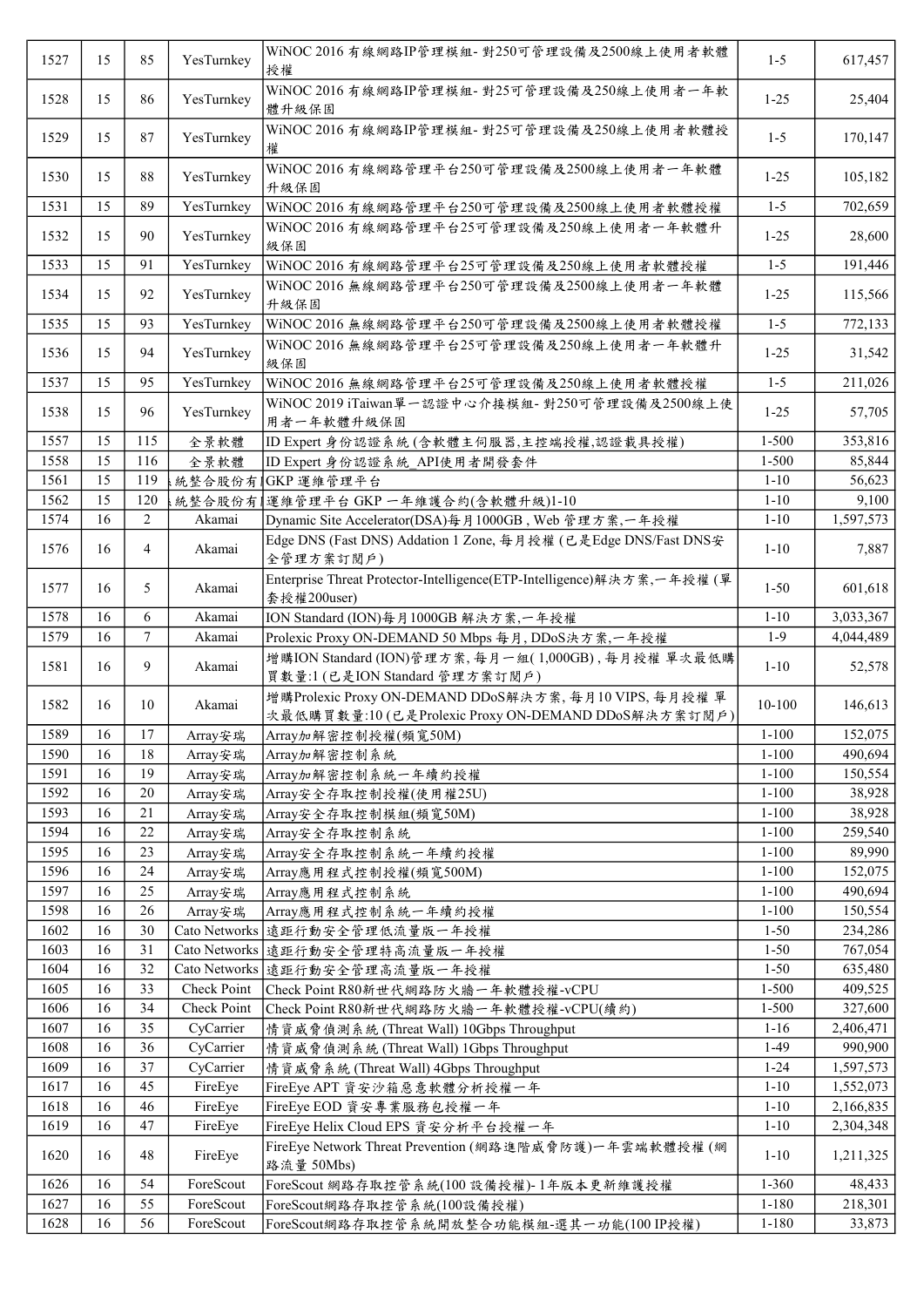| 1527 | 15 | 85 | YesTurnkey | WiNOC 2016 有線網路IP管理模組- 對250可管理設備及2500線上使用者軟體授權 | 1-5 | 617,457 |
|---|---|---|---|---|---|---|
| 1528 | 15 | 86 | YesTurnkey | WiNOC 2016 有線網路IP管理模組- 對25可管理設備及250線上使用者一年軟體升級保固 | 1-25 | 25,404 |
| 1529 | 15 | 87 | YesTurnkey | WiNOC 2016 有線網路IP管理模組- 對25可管理設備及250線上使用者軟體授權 | 1-5 | 170,147 |
| 1530 | 15 | 88 | YesTurnkey | WiNOC 2016 有線網路管理平台250可管理設備及2500線上使用者一年軟體升級保固 | 1-25 | 105,182 |
| 1531 | 15 | 89 | YesTurnkey | WiNOC 2016 有線網路管理平台250可管理設備及2500線上使用者軟體授權 | 1-5 | 702,659 |
| 1532 | 15 | 90 | YesTurnkey | WiNOC 2016 有線網路管理平台25可管理設備及250線上使用者一年軟體升級保固 | 1-25 | 28,600 |
| 1533 | 15 | 91 | YesTurnkey | WiNOC 2016 有線網路管理平台25可管理設備及250線上使用者軟體授權 | 1-5 | 191,446 |
| 1534 | 15 | 92 | YesTurnkey | WiNOC 2016 無線網路管理平台250可管理設備及2500線上使用者一年軟體升級保固 | 1-25 | 115,566 |
| 1535 | 15 | 93 | YesTurnkey | WiNOC 2016 無線網路管理平台250可管理設備及2500線上使用者軟體授權 | 1-5 | 772,133 |
| 1536 | 15 | 94 | YesTurnkey | WiNOC 2016 無線網路管理平台25可管理設備及250線上使用者一年軟體升級保固 | 1-25 | 31,542 |
| 1537 | 15 | 95 | YesTurnkey | WiNOC 2016 無線網路管理平台25可管理設備及250線上使用者軟體授權 | 1-5 | 211,026 |
| 1538 | 15 | 96 | YesTurnkey | WiNOC 2019 iTaiwan單一認證中心介接模組- 對250可管理設備及2500線上使用者一年軟體升級保固 | 1-25 | 57,705 |
| 1557 | 15 | 115 | 全景軟體 | ID Expert 身份認證系統 (含軟體主伺服器,主控端授權,認證載具授權) | 1-500 | 353,816 |
| 1558 | 15 | 116 | 全景軟體 | ID Expert 身份認證系統_API使用者開發套件 | 1-500 | 85,844 |
| 1561 | 15 | 119 | 統整合股份有 | GKP 運維管理平台 | 1-10 | 56,623 |
| 1562 | 15 | 120 | 統整合股份有 | 運維管理平台 GKP 一年維護合約(含軟體升級)1-10 | 1-10 | 9,100 |
| 1574 | 16 | 2 | Akamai | Dynamic Site Accelerator(DSA)每月1000GB , Web 管理方案,一年授權 | 1-10 | 1,597,573 |
| 1576 | 16 | 4 | Akamai | Edge DNS (Fast DNS) Addation 1 Zone, 每月授權 (已是Edge DNS/Fast DNS安全管理方案訂閱戶) | 1-10 | 7,887 |
| 1577 | 16 | 5 | Akamai | Enterprise Threat Protector-Intelligence(ETP-Intelligence)解決方案,一年授權 (單套授權200user) | 1-50 | 601,618 |
| 1578 | 16 | 6 | Akamai | ION Standard (ION)每月1000GB 解決方案,一年授權 | 1-10 | 3,033,367 |
| 1579 | 16 | 7 | Akamai | Prolexic Proxy ON-DEMAND 50 Mbps 每月, DDoS決方案,一年授權 | 1-9 | 4,044,489 |
| 1581 | 16 | 9 | Akamai | 增購ION Standard (ION)管理方案, 每月一組( 1,000GB) , 每月授權 單次最低購買數量:1 (已是ION Standard 管理方案訂閱戶) | 1-10 | 52,578 |
| 1582 | 16 | 10 | Akamai | 增購Prolexic Proxy ON-DEMAND DDoS解決方案, 每月10 VIPS, 每月授權 單次最低購買數量:10 (已是Prolexic Proxy ON-DEMAND DDoS解決方案訂閱戶) | 10-100 | 146,613 |
| 1589 | 16 | 17 | Array安瑞 | Array加解密控制授權(頻寬50M) | 1-100 | 152,075 |
| 1590 | 16 | 18 | Array安瑞 | Array加解密控制系統 | 1-100 | 490,694 |
| 1591 | 16 | 19 | Array安瑞 | Array加解密控制系統一年續約授權 | 1-100 | 150,554 |
| 1592 | 16 | 20 | Array安瑞 | Array安全存取控制授權(使用權25U) | 1-100 | 38,928 |
| 1593 | 16 | 21 | Array安瑞 | Array安全存取控制模組(頻寬50M) | 1-100 | 38,928 |
| 1594 | 16 | 22 | Array安瑞 | Array安全存取控制系統 | 1-100 | 259,540 |
| 1595 | 16 | 23 | Array安瑞 | Array安全存取控制系統一年續約授權 | 1-100 | 89,990 |
| 1596 | 16 | 24 | Array安瑞 | Array應用程式控制授權(頻寬500M) | 1-100 | 152,075 |
| 1597 | 16 | 25 | Array安瑞 | Array應用程式控制系統 | 1-100 | 490,694 |
| 1598 | 16 | 26 | Array安瑞 | Array應用程式控制系統一年續約授權 | 1-100 | 150,554 |
| 1602 | 16 | 30 | Cato Networks | 遠距行動安全管理低流量版一年授權 | 1-50 | 234,286 |
| 1603 | 16 | 31 | Cato Networks | 遠距行動安全管理特高流量版一年授權 | 1-50 | 767,054 |
| 1604 | 16 | 32 | Cato Networks | 遠距行動安全管理高流量版一年授權 | 1-50 | 635,480 |
| 1605 | 16 | 33 | Check Point | Check Point R80新世代網路防火牆一年軟體授權-vCPU | 1-500 | 409,525 |
| 1606 | 16 | 34 | Check Point | Check Point R80新世代網路防火牆一年軟體授權-vCPU(續約) | 1-500 | 327,600 |
| 1607 | 16 | 35 | CyCarrier | 情資威脅偵測系統 (Threat Wall) 10Gbps Throughput | 1-16 | 2,406,471 |
| 1608 | 16 | 36 | CyCarrier | 情資威脅偵測系統 (Threat Wall) 1Gbps Throughput | 1-49 | 990,900 |
| 1609 | 16 | 37 | CyCarrier | 情資威脅系統 (Threat Wall) 4Gbps Throughput | 1-24 | 1,597,573 |
| 1617 | 16 | 45 | FireEye | FireEye APT 資安沙箱惡意軟體分析授權一年 | 1-10 | 1,552,073 |
| 1618 | 16 | 46 | FireEye | FireEye EOD 資安專業服務包授權一年 | 1-10 | 2,166,835 |
| 1619 | 16 | 47 | FireEye | FireEye Helix Cloud EPS 資安分析平台授權一年 | 1-10 | 2,304,348 |
| 1620 | 16 | 48 | FireEye | FireEye Network Threat Prevention (網路進階威脅防護)一年雲端軟體授權 (網路流量 50Mbs) | 1-10 | 1,211,325 |
| 1626 | 16 | 54 | ForeScout | ForeScout 網路存取控管系統(100 設備授權)- 1年版本更新維護授權 | 1-360 | 48,433 |
| 1627 | 16 | 55 | ForeScout | ForeScout網路存取控管系統(100設備授權) | 1-180 | 218,301 |
| 1628 | 16 | 56 | ForeScout | ForeScout網路存取控管系統開放整合功能模組-選其一功能(100 IP授權) | 1-180 | 33,873 |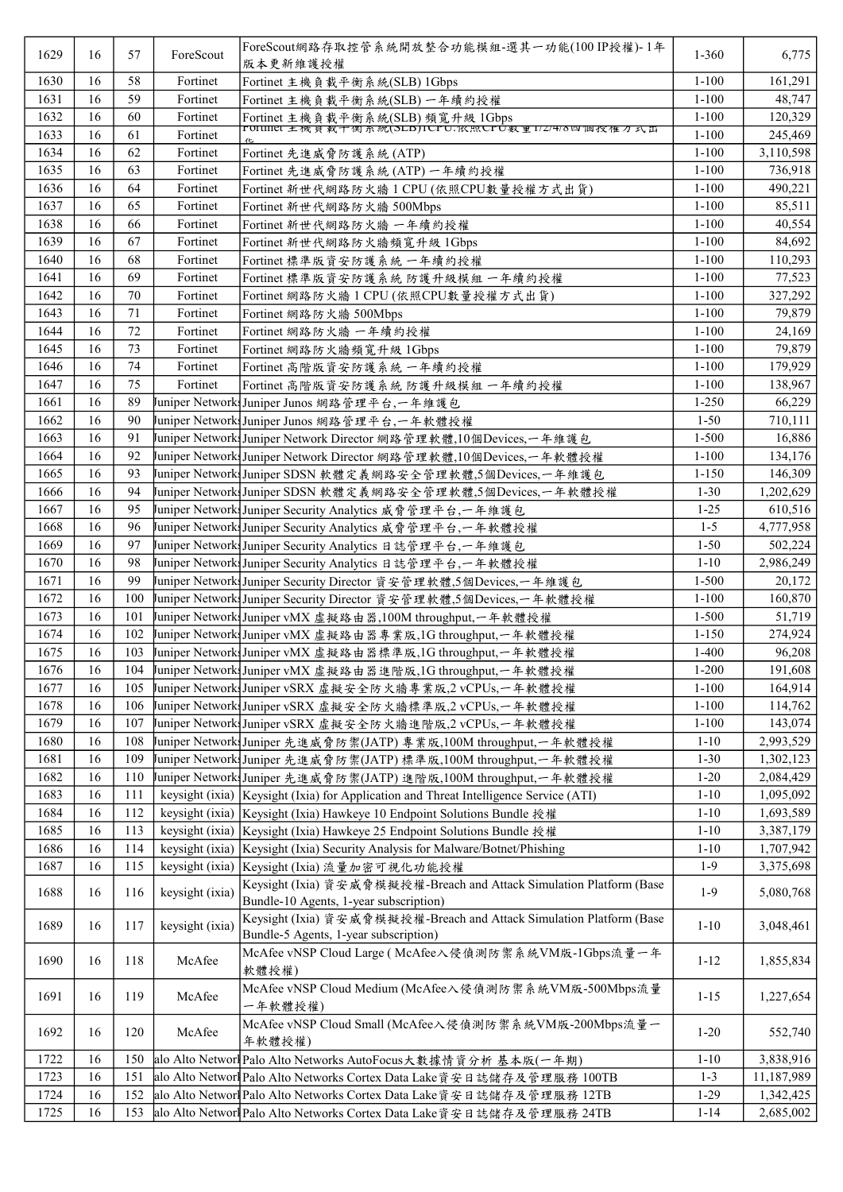| | | | | | | |
|---|---|---|---|---|---|---|
| 1629 | 16 | 57 | ForeScout | ForeScout網路存取控管系統開放整合功能模組-選其一功能(100 IP授權)- 1年版本更新維護授權 | 1-360 | 6,775 |
| 1630 | 16 | 58 | Fortinet | Fortinet 主機負載平衡系統(SLB) 1Gbps | 1-100 | 161,291 |
| 1631 | 16 | 59 | Fortinet | Fortinet 主機負載平衡系統(SLB) 一年續約授權 | 1-100 | 48,747 |
| 1632 | 16 | 60 | Fortinet | Fortinet 主機負載平衡系統(SLB) 頻寬升級 1Gbps | 1-100 | 120,329 |
| 1633 | 16 | 61 | Fortinet | Fortinet 主機負載平衡系統(SLB)1CPU:依照CPU數量1/2/4/8四個授權方式出貨 | 1-100 | 245,469 |
| 1634 | 16 | 62 | Fortinet | Fortinet 先進威脅防護系統 (ATP) | 1-100 | 3,110,598 |
| 1635 | 16 | 63 | Fortinet | Fortinet 先進威脅防護系統 (ATP) 一年續約授權 | 1-100 | 736,918 |
| 1636 | 16 | 64 | Fortinet | Fortinet 新世代網路防火牆 1 CPU (依照CPU數量授權方式出貨) | 1-100 | 490,221 |
| 1637 | 16 | 65 | Fortinet | Fortinet 新世代網路防火牆 500Mbps | 1-100 | 85,511 |
| 1638 | 16 | 66 | Fortinet | Fortinet 新世代網路防火牆 一年續約授權 | 1-100 | 40,554 |
| 1639 | 16 | 67 | Fortinet | Fortinet 新世代網路防火牆頻寬升級 1Gbps | 1-100 | 84,692 |
| 1640 | 16 | 68 | Fortinet | Fortinet 標準版資安防護系統 一年續約授權 | 1-100 | 110,293 |
| 1641 | 16 | 69 | Fortinet | Fortinet 標準版資安防護系統 防護升級模組 一年續約授權 | 1-100 | 77,523 |
| 1642 | 16 | 70 | Fortinet | Fortinet 網路防火牆 1 CPU (依照CPU數量授權方式出貨) | 1-100 | 327,292 |
| 1643 | 16 | 71 | Fortinet | Fortinet 網路防火牆 500Mbps | 1-100 | 79,879 |
| 1644 | 16 | 72 | Fortinet | Fortinet 網路防火牆 一年續約授權 | 1-100 | 24,169 |
| 1645 | 16 | 73 | Fortinet | Fortinet 網路防火牆頻寬升級 1Gbps | 1-100 | 79,879 |
| 1646 | 16 | 74 | Fortinet | Fortinet 高階版資安防護系統 一年續約授權 | 1-100 | 179,929 |
| 1647 | 16 | 75 | Fortinet | Fortinet 高階版資安防護系統 防護升級模組 一年續約授權 | 1-100 | 138,967 |
| 1661 | 16 | 89 | Juniper Networks | Juniper Junos 網路管理平台,一年維護包 | 1-250 | 66,229 |
| 1662 | 16 | 90 | Juniper Networks | Juniper Junos 網路管理平台,一年軟體授權 | 1-50 | 710,111 |
| 1663 | 16 | 91 | Juniper Networks | Juniper Network Director 網路管理軟體,10個Devices,一年維護包 | 1-500 | 16,886 |
| 1664 | 16 | 92 | Juniper Networks | Juniper Network Director 網路管理軟體,10個Devices,一年軟體授權 | 1-100 | 134,176 |
| 1665 | 16 | 93 | Juniper Networks | Juniper SDSN 軟體定義網路安全管理軟體,5個Devices,一年維護包 | 1-150 | 146,309 |
| 1666 | 16 | 94 | Juniper Networks | Juniper SDSN 軟體定義網路安全管理軟體,5個Devices,一年軟體授權 | 1-30 | 1,202,629 |
| 1667 | 16 | 95 | Juniper Networks | Juniper Security Analytics 威脅管理平台,一年維護包 | 1-25 | 610,516 |
| 1668 | 16 | 96 | Juniper Networks | Juniper Security Analytics 威脅管理平台,一年軟體授權 | 1-5 | 4,777,958 |
| 1669 | 16 | 97 | Juniper Networks | Juniper Security Analytics 日誌管理平台,一年維護包 | 1-50 | 502,224 |
| 1670 | 16 | 98 | Juniper Networks | Juniper Security Analytics 日誌管理平台,一年軟體授權 | 1-10 | 2,986,249 |
| 1671 | 16 | 99 | Juniper Networks | Juniper Security Director 資安管理軟體,5個Devices,一年維護包 | 1-500 | 20,172 |
| 1672 | 16 | 100 | Juniper Networks | Juniper Security Director 資安管理軟體,5個Devices,一年軟體授權 | 1-100 | 160,870 |
| 1673 | 16 | 101 | Juniper Networks | Juniper vMX 虛擬路由器,100M throughput,一年軟體授權 | 1-500 | 51,719 |
| 1674 | 16 | 102 | Juniper Networks | Juniper vMX 虛擬路由器專業版,1G throughput,一年軟體授權 | 1-150 | 274,924 |
| 1675 | 16 | 103 | Juniper Networks | Juniper vMX 虛擬路由器標準版,1G throughput,一年軟體授權 | 1-400 | 96,208 |
| 1676 | 16 | 104 | Juniper Networks | Juniper vMX 虛擬路由器進階版,1G throughput,一年軟體授權 | 1-200 | 191,608 |
| 1677 | 16 | 105 | Juniper Networks | Juniper vSRX 虛擬安全防火牆專業版,2 vCPUs,一年軟體授權 | 1-100 | 164,914 |
| 1678 | 16 | 106 | Juniper Networks | Juniper vSRX 虛擬安全防火牆標準版,2 vCPUs,一年軟體授權 | 1-100 | 114,762 |
| 1679 | 16 | 107 | Juniper Networks | Juniper vSRX 虛擬安全防火牆進階版,2 vCPUs,一年軟體授權 | 1-100 | 143,074 |
| 1680 | 16 | 108 | Juniper Networks | Juniper 先進威脅防禦(JATP) 專業版,100M throughput,一年軟體授權 | 1-10 | 2,993,529 |
| 1681 | 16 | 109 | Juniper Networks | Juniper 先進威脅防禦(JATP) 標準版,100M throughput,一年軟體授權 | 1-30 | 1,302,123 |
| 1682 | 16 | 110 | Juniper Networks | Juniper 先進威脅防禦(JATP) 進階版,100M throughput,一年軟體授權 | 1-20 | 2,084,429 |
| 1683 | 16 | 111 | keysight (ixia) | Keysight (Ixia) for Application and Threat Intelligence Service (ATI) | 1-10 | 1,095,092 |
| 1684 | 16 | 112 | keysight (ixia) | Keysight (Ixia) Hawkeye 10 Endpoint Solutions Bundle 授權 | 1-10 | 1,693,589 |
| 1685 | 16 | 113 | keysight (ixia) | Keysight (Ixia) Hawkeye 25 Endpoint Solutions Bundle 授權 | 1-10 | 3,387,179 |
| 1686 | 16 | 114 | keysight (ixia) | Keysight (Ixia) Security Analysis for Malware/Botnet/Phishing | 1-10 | 1,707,942 |
| 1687 | 16 | 115 | keysight (ixia) | Keysight (Ixia) 流量加密可視化功能授權 | 1-9 | 3,375,698 |
| 1688 | 16 | 116 | keysight (ixia) | Keysight (Ixia) 資安威脅模擬授權-Breach and Attack Simulation Platform (Base Bundle-10 Agents, 1-year subscription) | 1-9 | 5,080,768 |
| 1689 | 16 | 117 | keysight (ixia) | Keysight (Ixia) 資安威脅模擬授權-Breach and Attack Simulation Platform (Base Bundle-5 Agents, 1-year subscription) | 1-10 | 3,048,461 |
| 1690 | 16 | 118 | McAfee | McAfee vNSP Cloud Large ( McAfee入侵偵測防禦系統VM版-1Gbps流量一年軟體授權) | 1-12 | 1,855,834 |
| 1691 | 16 | 119 | McAfee | McAfee vNSP Cloud Medium (McAfee入侵偵測防禦系統VM版-500Mbps流量一年軟體授權) | 1-15 | 1,227,654 |
| 1692 | 16 | 120 | McAfee | McAfee vNSP Cloud Small (McAfee入侵偵測防禦系統VM版-200Mbps流量一年軟體授權) | 1-20 | 552,740 |
| 1722 | 16 | 150 | alo Alto Networ | Palo Alto Networks AutoFocus大數據情資分析 基本版(一年期) | 1-10 | 3,838,916 |
| 1723 | 16 | 151 | alo Alto Networ | Palo Alto Networks Cortex Data Lake資安日誌儲存及管理服務 100TB | 1-3 | 11,187,989 |
| 1724 | 16 | 152 | alo Alto Networ | Palo Alto Networks Cortex Data Lake資安日誌儲存及管理服務 12TB | 1-29 | 1,342,425 |
| 1725 | 16 | 153 | alo Alto Networ | Palo Alto Networks Cortex Data Lake資安日誌儲存及管理服務 24TB | 1-14 | 2,685,002 |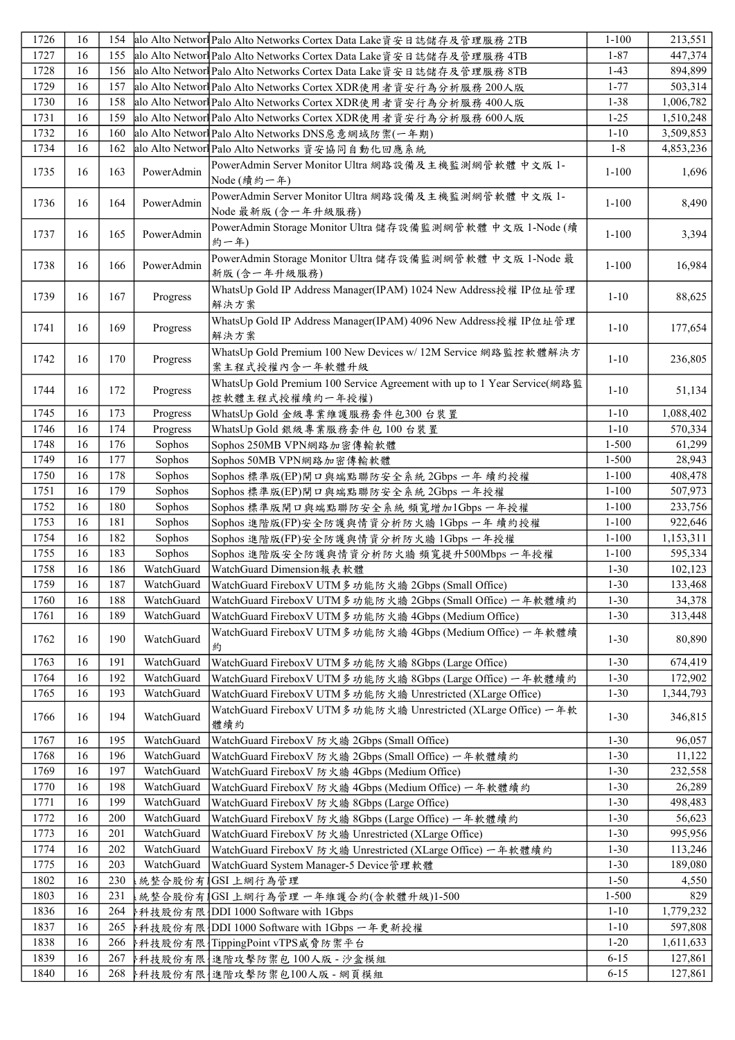| 1726 | 16 | 154 | alo Alto Networl | Palo Alto Networks Cortex Data Lake資安日誌儲存及管理服務 2TB | 1-100 | 213,551 |
|---|---|---|---|---|---|---|
| 1727 | 16 | 155 | alo Alto Networl | Palo Alto Networks Cortex Data Lake資安日誌儲存及管理服務 4TB | 1-87 | 447,374 |
| 1728 | 16 | 156 | alo Alto Networl | Palo Alto Networks Cortex Data Lake資安日誌儲存及管理服務 8TB | 1-43 | 894,899 |
| 1729 | 16 | 157 | alo Alto Networl | Palo Alto Networks Cortex XDR使用者資安行為分析服務 200人版 | 1-77 | 503,314 |
| 1730 | 16 | 158 | alo Alto Networl | Palo Alto Networks Cortex XDR使用者資安行為分析服務 400人版 | 1-38 | 1,006,782 |
| 1731 | 16 | 159 | alo Alto Networl | Palo Alto Networks Cortex XDR使用者資安行為分析服務 600人版 | 1-25 | 1,510,248 |
| 1732 | 16 | 160 | alo Alto Networl | Palo Alto Networks DNS惡意網域防禦(一年期) | 1-10 | 3,509,853 |
| 1734 | 16 | 162 | alo Alto Networl | Palo Alto Networks 資安協同自動化回應系統 | 1-8 | 4,853,236 |
| 1735 | 16 | 163 | PowerAdmin | PowerAdmin Server Monitor Ultra 網路設備及主機監測網管軟體 中文版 1-Node (續約一年) | 1-100 | 1,696 |
| 1736 | 16 | 164 | PowerAdmin | PowerAdmin Server Monitor Ultra 網路設備及主機監測網管軟體 中文版 1-Node 最新版 (含一年升級服務) | 1-100 | 8,490 |
| 1737 | 16 | 165 | PowerAdmin | PowerAdmin Storage Monitor Ultra 儲存設備監測網管軟體 中文版 1-Node (續約一年) | 1-100 | 3,394 |
| 1738 | 16 | 166 | PowerAdmin | PowerAdmin Storage Monitor Ultra 儲存設備監測網管軟體 中文版 1-Node 最新版 (含一年升級服務) | 1-100 | 16,984 |
| 1739 | 16 | 167 | Progress | WhatsUp Gold IP Address Manager(IPAM) 1024 New Address授權 IP位址管理解決方案 | 1-10 | 88,625 |
| 1741 | 16 | 169 | Progress | WhatsUp Gold IP Address Manager(IPAM) 4096 New Address授權 IP位址管理解決方案 | 1-10 | 177,654 |
| 1742 | 16 | 170 | Progress | WhatsUp Gold Premium 100 New Devices w/ 12M Service 網路監控軟體解決方案主程式授權內含一年軟體升級 | 1-10 | 236,805 |
| 1744 | 16 | 172 | Progress | WhatsUp Gold Premium 100 Service Agreement with up to 1 Year Service(網路監控軟體主程式授權續約一年授權) | 1-10 | 51,134 |
| 1745 | 16 | 173 | Progress | WhatsUp Gold 金級專業維護服務套件包300 台裝置 | 1-10 | 1,088,402 |
| 1746 | 16 | 174 | Progress | WhatsUp Gold 銀級專業服務套件包 100 台裝置 | 1-10 | 570,334 |
| 1748 | 16 | 176 | Sophos | Sophos 250MB VPN網路加密傳輸軟體 | 1-500 | 61,299 |
| 1749 | 16 | 177 | Sophos | Sophos 50MB VPN網路加密傳輸軟體 | 1-500 | 28,943 |
| 1750 | 16 | 178 | Sophos | Sophos 標準版(EP)閘口與端點聯防安全系統 2Gbps 一年 續約授權 | 1-100 | 408,478 |
| 1751 | 16 | 179 | Sophos | Sophos 標準版(EP)閘口與端點聯防安全系統 2Gbps 一年授權 | 1-100 | 507,973 |
| 1752 | 16 | 180 | Sophos | Sophos 標準版閘口與端點聯防安全系統 頻寬增加1Gbps 一年授權 | 1-100 | 233,756 |
| 1753 | 16 | 181 | Sophos | Sophos 進階版(FP)安全防護與情資分析防火牆 1Gbps 一年 續約授權 | 1-100 | 922,646 |
| 1754 | 16 | 182 | Sophos | Sophos 進階版(FP)安全防護與情資分析防火牆 1Gbps 一年授權 | 1-100 | 1,153,311 |
| 1755 | 16 | 183 | Sophos | Sophos 進階版安全防護與情資分析防火牆 頻寬提升500Mbps 一年授權 | 1-100 | 595,334 |
| 1758 | 16 | 186 | WatchGuard | WatchGuard Dimension報表軟體 | 1-30 | 102,123 |
| 1759 | 16 | 187 | WatchGuard | WatchGuard FireboxV UTM多功能防火牆 2Gbps (Small Office) | 1-30 | 133,468 |
| 1760 | 16 | 188 | WatchGuard | WatchGuard FireboxV UTM多功能防火牆 2Gbps (Small Office) 一年軟體續約 | 1-30 | 34,378 |
| 1761 | 16 | 189 | WatchGuard | WatchGuard FireboxV UTM多功能防火牆 4Gbps (Medium Office) | 1-30 | 313,448 |
| 1762 | 16 | 190 | WatchGuard | WatchGuard FireboxV UTM多功能防火牆 4Gbps (Medium Office) 一年軟體續約 | 1-30 | 80,890 |
| 1763 | 16 | 191 | WatchGuard | WatchGuard FireboxV UTM多功能防火牆 8Gbps (Large Office) | 1-30 | 674,419 |
| 1764 | 16 | 192 | WatchGuard | WatchGuard FireboxV UTM多功能防火牆 8Gbps (Large Office) 一年軟體續約 | 1-30 | 172,902 |
| 1765 | 16 | 193 | WatchGuard | WatchGuard FireboxV UTM多功能防火牆 Unrestricted (XLarge Office) | 1-30 | 1,344,793 |
| 1766 | 16 | 194 | WatchGuard | WatchGuard FireboxV UTM多功能防火牆 Unrestricted (XLarge Office) 一年軟體續約 | 1-30 | 346,815 |
| 1767 | 16 | 195 | WatchGuard | WatchGuard FireboxV 防火牆 2Gbps (Small Office) | 1-30 | 96,057 |
| 1768 | 16 | 196 | WatchGuard | WatchGuard FireboxV 防火牆 2Gbps (Small Office) 一年軟體續約 | 1-30 | 11,122 |
| 1769 | 16 | 197 | WatchGuard | WatchGuard FireboxV 防火牆 4Gbps (Medium Office) | 1-30 | 232,558 |
| 1770 | 16 | 198 | WatchGuard | WatchGuard FireboxV 防火牆 4Gbps (Medium Office) 一年軟體續約 | 1-30 | 26,289 |
| 1771 | 16 | 199 | WatchGuard | WatchGuard FireboxV 防火牆 8Gbps (Large Office) | 1-30 | 498,483 |
| 1772 | 16 | 200 | WatchGuard | WatchGuard FireboxV 防火牆 8Gbps (Large Office) 一年軟體續約 | 1-30 | 56,623 |
| 1773 | 16 | 201 | WatchGuard | WatchGuard FireboxV 防火牆 Unrestricted (XLarge Office) | 1-30 | 995,956 |
| 1774 | 16 | 202 | WatchGuard | WatchGuard FireboxV 防火牆 Unrestricted (XLarge Office) 一年軟體續約 | 1-30 | 113,246 |
| 1775 | 16 | 203 | WatchGuard | WatchGuard System Manager-5 Device管理軟體 | 1-30 | 189,080 |
| 1802 | 16 | 230 | 統整合股份有 | GSI 上網行為管理 | 1-50 | 4,550 |
| 1803 | 16 | 231 | 統整合股份有 | GSI 上網行為管理 一年維護合約(含軟體升級)1-500 | 1-500 | 829 |
| 1836 | 16 | 264 | 科技股份有限 | DDI 1000 Software with 1Gbps | 1-10 | 1,779,232 |
| 1837 | 16 | 265 | 科技股份有限 | DDI 1000 Software with 1Gbps 一年更新授權 | 1-10 | 597,808 |
| 1838 | 16 | 266 | 科技股份有限 | TippingPoint vTPS威脅防禦平台 | 1-20 | 1,611,633 |
| 1839 | 16 | 267 | 科技股份有限 | 進階攻擊防禦包 100人版 - 沙盒模組 | 6-15 | 127,861 |
| 1840 | 16 | 268 | 科技股份有限 | 進階攻擊防禦包100人版 - 網頁模組 | 6-15 | 127,861 |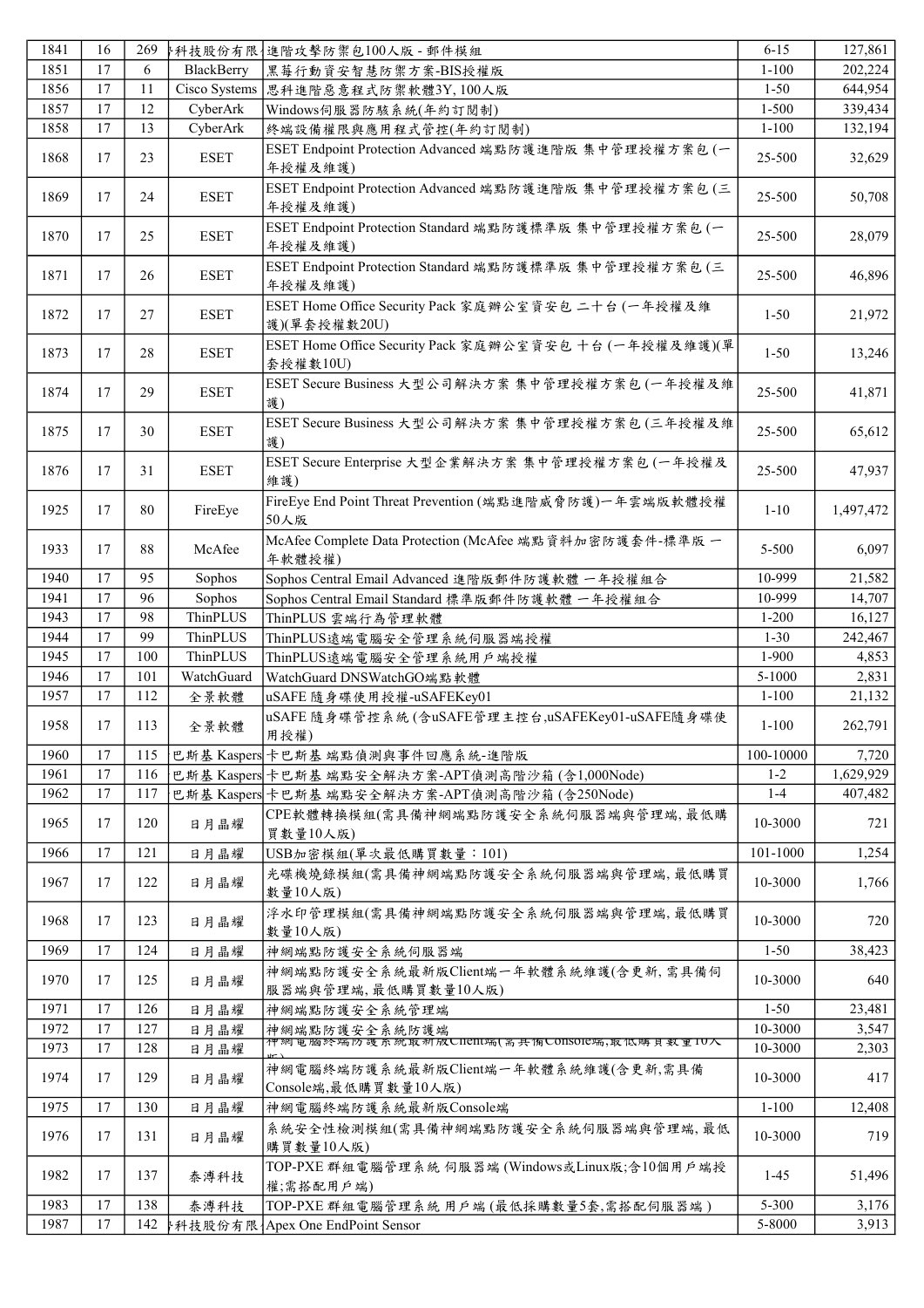| 1841 | 16 | 269 | 科技股份有限 | 進階攻擊防禦包100人版 - 郵件模組 | 6-15 | 127,861 |
|---|---|---|---|---|---|---|
| 1851 | 17 | 6 | BlackBerry | 黑莓行動資安智慧防禦方案-BIS授權版 | 1-100 | 202,224 |
| 1856 | 17 | 11 | Cisco Systems | 思科進階惡意程式防禦軟體3Y, 100人版 | 1-50 | 644,954 |
| 1857 | 17 | 12 | CyberArk | Windows伺服器防駭系統(年約訂閱制) | 1-500 | 339,434 |
| 1858 | 17 | 13 | CyberArk | 終端設備權限與應用程式管控(年約訂閱制) | 1-100 | 132,194 |
| 1868 | 17 | 23 | ESET | ESET Endpoint Protection Advanced 端點防護進階版 集中管理授權方案包 (一年授權及維護) | 25-500 | 32,629 |
| 1869 | 17 | 24 | ESET | ESET Endpoint Protection Advanced 端點防護進階版 集中管理授權方案包 (三年授權及維護) | 25-500 | 50,708 |
| 1870 | 17 | 25 | ESET | ESET Endpoint Protection Standard 端點防護標準版 集中管理授權方案包 (一年授權及維護) | 25-500 | 28,079 |
| 1871 | 17 | 26 | ESET | ESET Endpoint Protection Standard 端點防護標準版 集中管理授權方案包 (三年授權及維護) | 25-500 | 46,896 |
| 1872 | 17 | 27 | ESET | ESET Home Office Security Pack 家庭辦公室資安包 二十台 (一年授權及維護)(單套授權數20U) | 1-50 | 21,972 |
| 1873 | 17 | 28 | ESET | ESET Home Office Security Pack 家庭辦公室資安包 十台 (一年授權及維護)(單套授權數10U) | 1-50 | 13,246 |
| 1874 | 17 | 29 | ESET | ESET Secure Business 大型公司解決方案 集中管理授權方案包 (一年授權及維護) | 25-500 | 41,871 |
| 1875 | 17 | 30 | ESET | ESET Secure Business 大型公司解決方案 集中管理授權方案包 (三年授權及維護) | 25-500 | 65,612 |
| 1876 | 17 | 31 | ESET | ESET Secure Enterprise 大型企業解決方案 集中管理授權方案包 (一年授權及維護) | 25-500 | 47,937 |
| 1925 | 17 | 80 | FireEye | FireEye End Point Threat Prevention (端點進階威脅防護)一年雲端版軟體授權50人版 | 1-10 | 1,497,472 |
| 1933 | 17 | 88 | McAfee | McAfee Complete Data Protection (McAfee 端點資料加密防護套件-標準版 一年軟體授權) | 5-500 | 6,097 |
| 1940 | 17 | 95 | Sophos | Sophos Central Email Advanced 進階版郵件防護軟體 一年授權組合 | 10-999 | 21,582 |
| 1941 | 17 | 96 | Sophos | Sophos Central Email Standard 標準版郵件防護軟體 一年授權組合 | 10-999 | 14,707 |
| 1943 | 17 | 98 | ThinPLUS | ThinPLUS 雲端行為管理軟體 | 1-200 | 16,127 |
| 1944 | 17 | 99 | ThinPLUS | ThinPLUS遠端電腦安全管理系統伺服器端授權 | 1-30 | 242,467 |
| 1945 | 17 | 100 | ThinPLUS | ThinPLUS遠端電腦安全管理系統用戶端授權 | 1-900 | 4,853 |
| 1946 | 17 | 101 | WatchGuard | WatchGuard DNSWatchGO端點軟體 | 5-1000 | 2,831 |
| 1957 | 17 | 112 | 全景軟體 | uSAFE 隨身碟使用授權-uSAFEKey01 | 1-100 | 21,132 |
| 1958 | 17 | 113 | 全景軟體 | uSAFE 隨身碟管控系統 (含uSAFE管理主控台,uSAFEKey01-uSAFE隨身碟使用授權) | 1-100 | 262,791 |
| 1960 | 17 | 115 | 巴斯基 Kaspers | 卡巴斯基 端點偵測與事件回應系統-進階版 | 100-10000 | 7,720 |
| 1961 | 17 | 116 | 巴斯基 Kaspers | 卡巴斯基 端點安全解決方案-APT偵測高階沙箱 (含1,000Node) | 1-2 | 1,629,929 |
| 1962 | 17 | 117 | 巴斯基 Kaspers | 卡巴斯基 端點安全解決方案-APT偵測高階沙箱 (含250Node) | 1-4 | 407,482 |
| 1965 | 17 | 120 | 日月晶耀 | CPE軟體轉換模組(需具備神網端點防護安全系統伺服器端與管理端, 最低購買數量10人版) | 10-3000 | 721 |
| 1966 | 17 | 121 | 日月晶耀 | USB加密模組(單次最低購買數量：101) | 101-1000 | 1,254 |
| 1967 | 17 | 122 | 日月晶耀 | 光碟機燒錄模組(需具備神網端點防護安全系統伺服器端與管理端, 最低購買數量10人版) | 10-3000 | 1,766 |
| 1968 | 17 | 123 | 日月晶耀 | 浮水印管理模組(需具備神網端點防護安全系統伺服器端與管理端, 最低購買數量10人版) | 10-3000 | 720 |
| 1969 | 17 | 124 | 日月晶耀 | 神網端點防護安全系統伺服器端 | 1-50 | 38,423 |
| 1970 | 17 | 125 | 日月晶耀 | 神網端點防護安全系統最新版Client端一年軟體系統維護(含更新, 需具備伺服器端與管理端, 最低購買數量10人版) | 10-3000 | 640 |
| 1971 | 17 | 126 | 日月晶耀 | 神網端點防護安全系統管理端 | 1-50 | 23,481 |
| 1972 | 17 | 127 | 日月晶耀 | 神網端點防護安全系統防護端 | 10-3000 | 3,547 |
| 1973 | 17 | 128 | 日月晶耀 | 神網電腦終端防護系統最新版Client端(需具備Console端,最低購買數量10人版) | 10-3000 | 2,303 |
| 1974 | 17 | 129 | 日月晶耀 | 神網電腦終端防護系統最新版Client端一年軟體系統維護(含更新,需具備Console端,最低購買數量10人版) | 10-3000 | 417 |
| 1975 | 17 | 130 | 日月晶耀 | 神網電腦終端防護系統最新版Console端 | 1-100 | 12,408 |
| 1976 | 17 | 131 | 日月晶耀 | 系統安全性檢測模組(需具備神網端點防護安全系統伺服器端與管理端, 最低購買數量10人版) | 10-3000 | 719 |
| 1982 | 17 | 137 | 泰溥科技 | TOP-PXE 群組電腦管理系統 伺服器端 (Windows或Linux版;含10個用戶端授權;需搭配用戶端) | 1-45 | 51,496 |
| 1983 | 17 | 138 | 泰溥科技 | TOP-PXE 群組電腦管理系統 用戶端 (最低採購數量5套,需搭配伺服器端 ) | 5-300 | 3,176 |
| 1987 | 17 | 142 | 科技股份有限 | Apex One EndPoint Sensor | 5-8000 | 3,913 |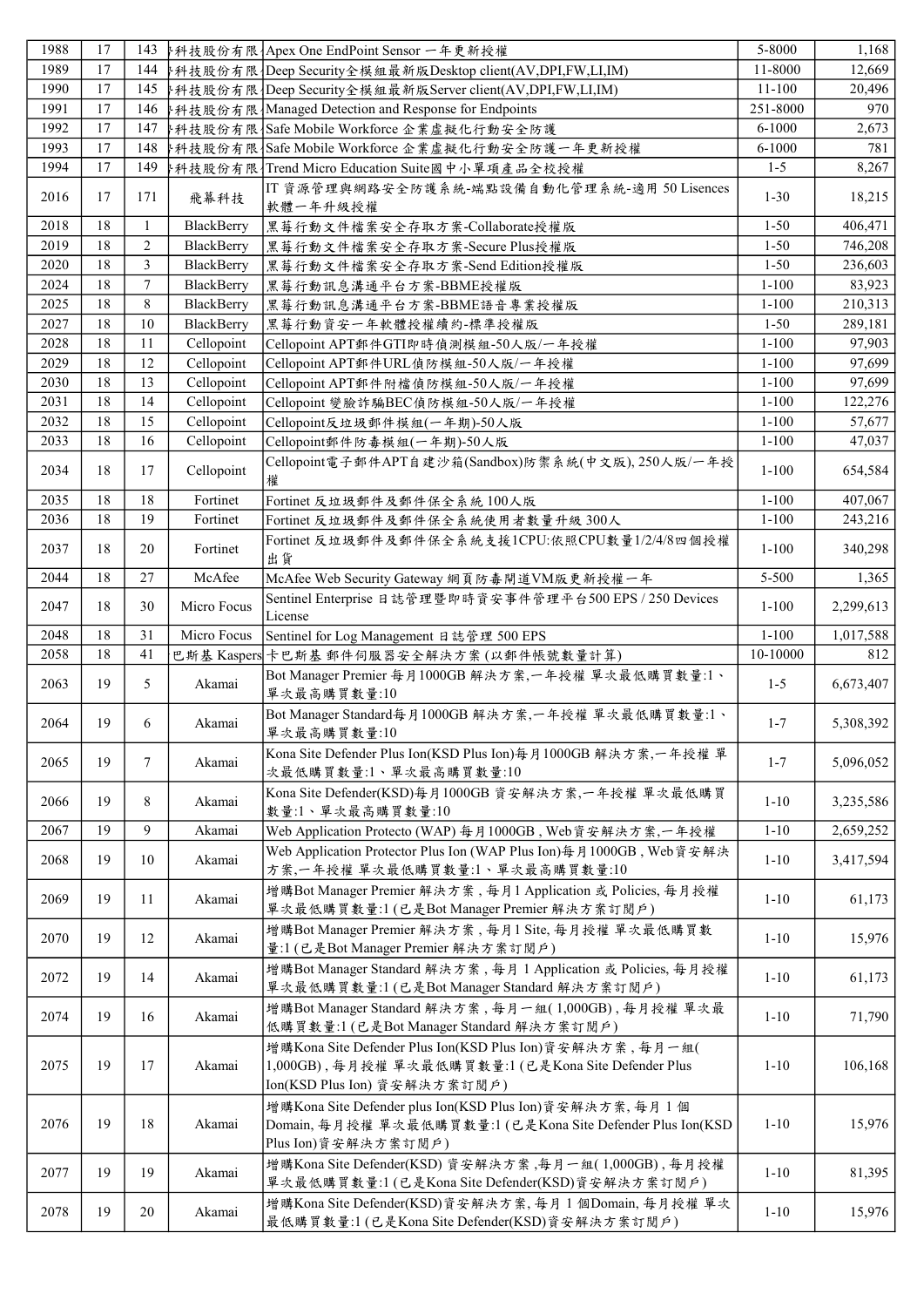| 1988 | 17 | 143 | 科技股份有限 | Apex One EndPoint Sensor 一年更新授權 | 5-8000 | 1,168 |
|---|---|---|---|---|---|---|
| 1989 | 17 | 144 | 科技股份有限 | Deep Security全模組最新版Desktop client(AV,DPI,FW,LI,IM) | 11-8000 | 12,669 |
| 1990 | 17 | 145 | 科技股份有限 | Deep Security全模組最新版Server client(AV,DPI,FW,LI,IM) | 11-100 | 20,496 |
| 1991 | 17 | 146 | 科技股份有限 | Managed Detection and Response for Endpoints | 251-8000 | 970 |
| 1992 | 17 | 147 | 科技股份有限 | Safe Mobile Workforce 企業虛擬化行動安全防護 | 6-1000 | 2,673 |
| 1993 | 17 | 148 | 科技股份有限 | Safe Mobile Workforce 企業虛擬化行動安全防護一年更新授權 | 6-1000 | 781 |
| 1994 | 17 | 149 | 科技股份有限 | Trend Micro Education Suite國中小單項產品全校授權 | 1-5 | 8,267 |
| 2016 | 17 | 171 | 飛幕科技 | IT 資源管理與網路安全防護系統-端點設備自動化管理系統-適用 50 Lisences 軟體一年升級授權 | 1-30 | 18,215 |
| 2018 | 18 | 1 | BlackBerry | 黑莓行動文件檔案安全存取方案-Collaborate授權版 | 1-50 | 406,471 |
| 2019 | 18 | 2 | BlackBerry | 黑莓行動文件檔案安全存取方案-Secure Plus授權版 | 1-50 | 746,208 |
| 2020 | 18 | 3 | BlackBerry | 黑莓行動文件檔案安全存取方案-Send Edition授權版 | 1-50 | 236,603 |
| 2024 | 18 | 7 | BlackBerry | 黑莓行動訊息溝通平台方案-BBME授權版 | 1-100 | 83,923 |
| 2025 | 18 | 8 | BlackBerry | 黑莓行動訊息溝通平台方案-BBME語音專業授權版 | 1-100 | 210,313 |
| 2027 | 18 | 10 | BlackBerry | 黑莓行動資安一年軟體授權續約-標準授權版 | 1-50 | 289,181 |
| 2028 | 18 | 11 | Cellopoint | Cellopoint APT郵件GTI即時偵測模組-50人版/一年授權 | 1-100 | 97,903 |
| 2029 | 18 | 12 | Cellopoint | Cellopoint APT郵件URL偵防模組-50人版/一年授權 | 1-100 | 97,699 |
| 2030 | 18 | 13 | Cellopoint | Cellopoint APT郵件附檔偵防模組-50人版/一年授權 | 1-100 | 97,699 |
| 2031 | 18 | 14 | Cellopoint | Cellopoint 變臉詐騙BEC偵防模組-50人版/一年授權 | 1-100 | 122,276 |
| 2032 | 18 | 15 | Cellopoint | Cellopoint反垃圾郵件模組(一年期)-50人版 | 1-100 | 57,677 |
| 2033 | 18 | 16 | Cellopoint | Cellopoint郵件防毒模組(一年期)-50人版 | 1-100 | 47,037 |
| 2034 | 18 | 17 | Cellopoint | Cellopoint電子郵件APT自建沙箱(Sandbox)防禦系統(中文版), 250人版/一年授權 | 1-100 | 654,584 |
| 2035 | 18 | 18 | Fortinet | Fortinet 反垃圾郵件及郵件保全系統 100人版 | 1-100 | 407,067 |
| 2036 | 18 | 19 | Fortinet | Fortinet 反垃圾郵件及郵件保全系統使用者數量升級 300人 | 1-100 | 243,216 |
| 2037 | 18 | 20 | Fortinet | Fortinet 反垃圾郵件及郵件保全系統支援1CPU:依照CPU數量1/2/4/8四個授權出貨 | 1-100 | 340,298 |
| 2044 | 18 | 27 | McAfee | McAfee Web Security Gateway 網頁防毒閘道VM版更新授權一年 | 5-500 | 1,365 |
| 2047 | 18 | 30 | Micro Focus | Sentinel Enterprise 日誌管理暨即時資安事件管理平台500 EPS / 250 Devices License | 1-100 | 2,299,613 |
| 2048 | 18 | 31 | Micro Focus | Sentinel for Log Management 日誌管理 500 EPS | 1-100 | 1,017,588 |
| 2058 | 18 | 41 | 巴斯基 Kaspers | 卡巴斯基 郵件伺服器安全解決方案 (以郵件帳號數量計算) | 10-10000 | 812 |
| 2063 | 19 | 5 | Akamai | Bot Manager Premier 每月1000GB 解決方案,一年授權 單次最低購買數量:1、單次最高購買數量:10 | 1-5 | 6,673,407 |
| 2064 | 19 | 6 | Akamai | Bot Manager Standard每月1000GB 解決方案,一年授權 單次最低購買數量:1、單次最高購買數量:10 | 1-7 | 5,308,392 |
| 2065 | 19 | 7 | Akamai | Kona Site Defender Plus Ion(KSD Plus Ion)每月1000GB 解決方案,一年授權 單次最低購買數量:1、單次最高購買數量:10 | 1-7 | 5,096,052 |
| 2066 | 19 | 8 | Akamai | Kona Site Defender(KSD)每月1000GB 資安解決方案,一年授權 單次最低購買數量:1、單次最高購買數量:10 | 1-10 | 3,235,586 |
| 2067 | 19 | 9 | Akamai | Web Application Protecto (WAP) 每月1000GB , Web資安解決方案,一年授權 | 1-10 | 2,659,252 |
| 2068 | 19 | 10 | Akamai | Web Application Protector Plus Ion (WAP Plus Ion)每月1000GB , Web資安解決方案,一年授權 單次最低購買數量:1、單次最高購買數量:10 | 1-10 | 3,417,594 |
| 2069 | 19 | 11 | Akamai | 增購Bot Manager Premier 解決方案 , 每月1 Application 或 Policies, 每月授權 單次最低購買數量:1 (已是Bot Manager Premier 解決方案訂閱戶) | 1-10 | 61,173 |
| 2070 | 19 | 12 | Akamai | 增購Bot Manager Premier 解決方案 , 每月1 Site, 每月授權 單次最低購買數量:1 (已是Bot Manager Premier 解決方案訂閱戶) | 1-10 | 15,976 |
| 2072 | 19 | 14 | Akamai | 增購Bot Manager Standard 解決方案 , 每月 1 Application 或 Policies, 每月授權 單次最低購買數量:1 (已是Bot Manager Standard 解決方案訂閱戶) | 1-10 | 61,173 |
| 2074 | 19 | 16 | Akamai | 增購Bot Manager Standard 解決方案 , 每月一組( 1,000GB) , 每月授權 單次最低購買數量:1 (已是Bot Manager Standard 解決方案訂閱戶) | 1-10 | 71,790 |
| 2075 | 19 | 17 | Akamai | 增購Kona Site Defender Plus Ion(KSD Plus Ion)資安解決方案 , 每月一組( 1,000GB) , 每月授權 單次最低購買數量:1 (已是Kona Site Defender Plus Ion(KSD Plus Ion) 資安解決方案訂閱戶) | 1-10 | 106,168 |
| 2076 | 19 | 18 | Akamai | 增購Kona Site Defender plus Ion(KSD Plus Ion)資安解決方案, 每月 1 個Domain, 每月授權 單次最低購買數量:1 (已是Kona Site Defender Plus Ion(KSD Plus Ion)資安解決方案訂閱戶) | 1-10 | 15,976 |
| 2077 | 19 | 19 | Akamai | 增購Kona Site Defender(KSD) 資安解決方案 ,每月一組( 1,000GB) , 每月授權 單次最低購買數量:1 (已是Kona Site Defender(KSD)資安解決方案訂閱戶) | 1-10 | 81,395 |
| 2078 | 19 | 20 | Akamai | 增購Kona Site Defender(KSD)資安解決方案, 每月 1 個Domain, 每月授權 單次最低購買數量:1 (已是Kona Site Defender(KSD)資安解決方案訂閱戶) | 1-10 | 15,976 |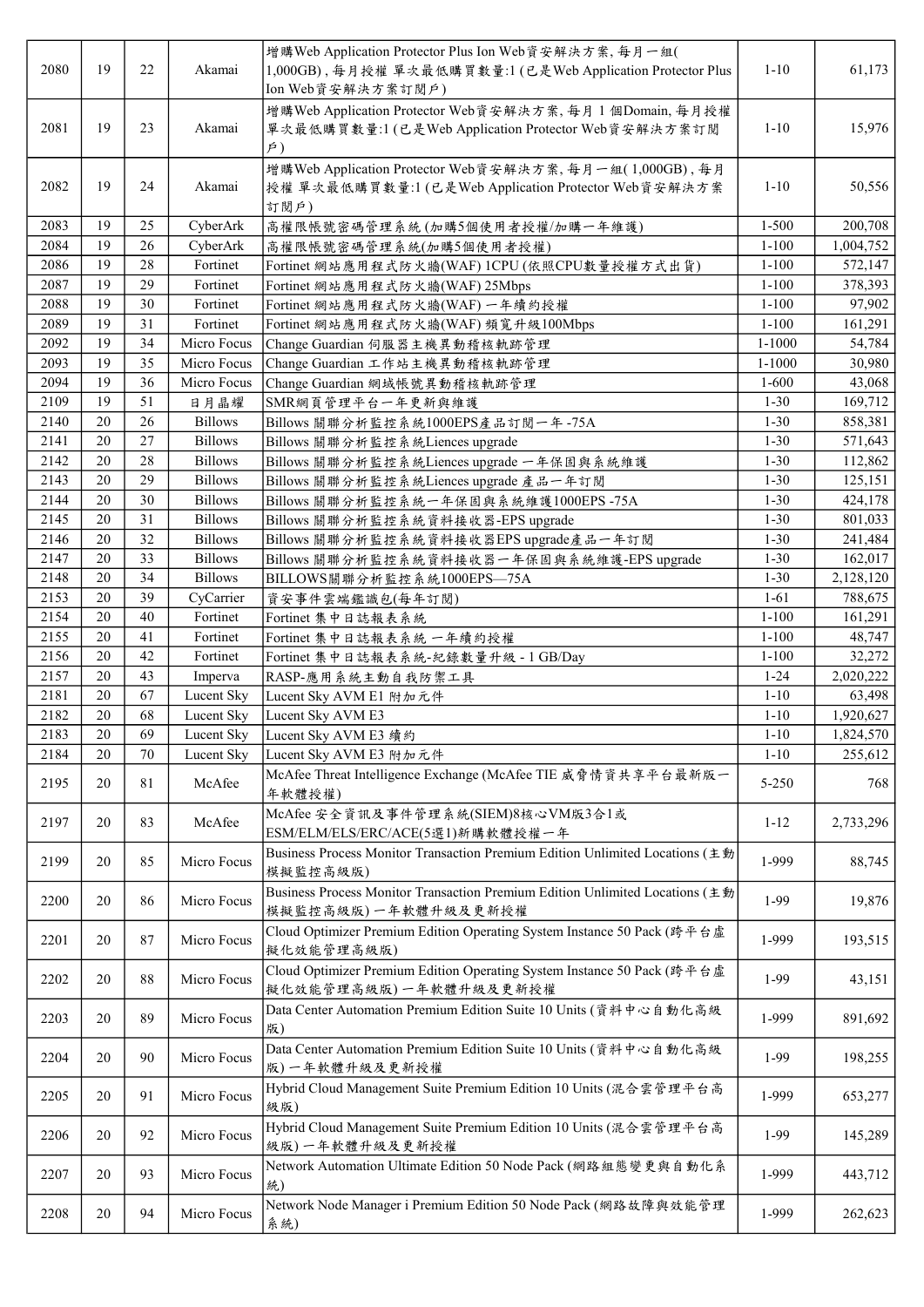| 2080 | 19 | 22 | Akamai | 增購Web Application Protector Plus Ion Web資安解決方案, 每月一組( 1,000GB) , 每月授權 單次最低購買數量:1 (已是Web Application Protector Plus Ion Web資安解決方案訂閱戶) | 1-10 | 61,173 |
|---|---|---|---|---|---|---|
| 2081 | 19 | 23 | Akamai | 增購Web Application Protector Web資安解決方案, 每月 1 個Domain, 每月授權 單次最低購買數量:1 (已是Web Application Protector Web資安解決方案訂閱戶) | 1-10 | 15,976 |
| 2082 | 19 | 24 | Akamai | 增購Web Application Protector Web資安解決方案, 每月一組( 1,000GB) , 每月授權 單次最低購買數量:1 (已是Web Application Protector Web資安解決方案訂閱戶) | 1-10 | 50,556 |
| 2083 | 19 | 25 | CyberArk | 高權限帳號密碼管理系統 (加購5個使用者授權/加購一年維護) | 1-500 | 200,708 |
| 2084 | 19 | 26 | CyberArk | 高權限帳號密碼管理系統(加購5個使用者授權) | 1-100 | 1,004,752 |
| 2086 | 19 | 28 | Fortinet | Fortinet 網站應用程式防火牆(WAF) 1CPU (依照CPU數量授權方式出貨) | 1-100 | 572,147 |
| 2087 | 19 | 29 | Fortinet | Fortinet 網站應用程式防火牆(WAF) 25Mbps | 1-100 | 378,393 |
| 2088 | 19 | 30 | Fortinet | Fortinet 網站應用程式防火牆(WAF) 一年續約授權 | 1-100 | 97,902 |
| 2089 | 19 | 31 | Fortinet | Fortinet 網站應用程式防火牆(WAF) 頻寬升級100Mbps | 1-100 | 161,291 |
| 2092 | 19 | 34 | Micro Focus | Change Guardian 伺服器主機異動稽核軌跡管理 | 1-1000 | 54,784 |
| 2093 | 19 | 35 | Micro Focus | Change Guardian 工作站主機異動稽核軌跡管理 | 1-1000 | 30,980 |
| 2094 | 19 | 36 | Micro Focus | Change Guardian 網域帳號異動稽核軌跡管理 | 1-600 | 43,068 |
| 2109 | 19 | 51 | 日月晶耀 | SMR網頁管理平台一年更新與維護 | 1-30 | 169,712 |
| 2140 | 20 | 26 | Billows | Billows 關聯分析監控系統1000EPS產品訂閱一年 -75A | 1-30 | 858,381 |
| 2141 | 20 | 27 | Billows | Billows 關聯分析監控系統Liences upgrade | 1-30 | 571,643 |
| 2142 | 20 | 28 | Billows | Billows 關聯分析監控系統Liences upgrade 一年保固與系統維護 | 1-30 | 112,862 |
| 2143 | 20 | 29 | Billows | Billows 關聯分析監控系統Liences upgrade 產品一年訂閱 | 1-30 | 125,151 |
| 2144 | 20 | 30 | Billows | Billows 關聯分析監控系統一年保固與系統維護1000EPS -75A | 1-30 | 424,178 |
| 2145 | 20 | 31 | Billows | Billows 關聯分析監控系統資料接收器-EPS upgrade | 1-30 | 801,033 |
| 2146 | 20 | 32 | Billows | Billows 關聯分析監控系統資料接收器EPS upgrade產品一年訂閱 | 1-30 | 241,484 |
| 2147 | 20 | 33 | Billows | Billows 關聯分析監控系統資料接收器一年保固與系統維護-EPS upgrade | 1-30 | 162,017 |
| 2148 | 20 | 34 | Billows | BILLOWS關聯分析監控系統1000EPS—75A | 1-30 | 2,128,120 |
| 2153 | 20 | 39 | CyCarrier | 資安事件雲端鑑識包(每年訂閱) | 1-61 | 788,675 |
| 2154 | 20 | 40 | Fortinet | Fortinet 集中日誌報表系統 | 1-100 | 161,291 |
| 2155 | 20 | 41 | Fortinet | Fortinet 集中日誌報表系統 一年續約授權 | 1-100 | 48,747 |
| 2156 | 20 | 42 | Fortinet | Fortinet 集中日誌報表系統-紀錄數量升級 - 1 GB/Day | 1-100 | 32,272 |
| 2157 | 20 | 43 | Imperva | RASP-應用系統主動自我防禦工具 | 1-24 | 2,020,222 |
| 2181 | 20 | 67 | Lucent Sky | Lucent Sky AVM E1 附加元件 | 1-10 | 63,498 |
| 2182 | 20 | 68 | Lucent Sky | Lucent Sky AVM E3 | 1-10 | 1,920,627 |
| 2183 | 20 | 69 | Lucent Sky | Lucent Sky AVM E3 續約 | 1-10 | 1,824,570 |
| 2184 | 20 | 70 | Lucent Sky | Lucent Sky AVM E3 附加元件 | 1-10 | 255,612 |
| 2195 | 20 | 81 | McAfee | McAfee Threat Intelligence Exchange (McAfee TIE 威脅情資共享平台最新版一年軟體授權) | 5-250 | 768 |
| 2197 | 20 | 83 | McAfee | McAfee 安全資訊及事件管理系統(SIEM)8核心VM版3合1或ESM/ELM/ELS/ERC/ACE(5選1)新購軟體授權一年 | 1-12 | 2,733,296 |
| 2199 | 20 | 85 | Micro Focus | Business Process Monitor Transaction Premium Edition Unlimited Locations (主動模擬監控高級版) | 1-999 | 88,745 |
| 2200 | 20 | 86 | Micro Focus | Business Process Monitor Transaction Premium Edition Unlimited Locations (主動模擬監控高級版) 一年軟體升級及更新授權 | 1-99 | 19,876 |
| 2201 | 20 | 87 | Micro Focus | Cloud Optimizer Premium Edition Operating System Instance 50 Pack (跨平台虛擬化效能管理高級版) | 1-999 | 193,515 |
| 2202 | 20 | 88 | Micro Focus | Cloud Optimizer Premium Edition Operating System Instance 50 Pack (跨平台虛擬化效能管理高級版) 一年軟體升級及更新授權 | 1-99 | 43,151 |
| 2203 | 20 | 89 | Micro Focus | Data Center Automation Premium Edition Suite 10 Units (資料中心自動化高級版) | 1-999 | 891,692 |
| 2204 | 20 | 90 | Micro Focus | Data Center Automation Premium Edition Suite 10 Units (資料中心自動化高級版) 一年軟體升級及更新授權 | 1-99 | 198,255 |
| 2205 | 20 | 91 | Micro Focus | Hybrid Cloud Management Suite Premium Edition 10 Units (混合雲管理平台高級版) | 1-999 | 653,277 |
| 2206 | 20 | 92 | Micro Focus | Hybrid Cloud Management Suite Premium Edition 10 Units (混合雲管理平台高級版) 一年軟體升級及更新授權 | 1-99 | 145,289 |
| 2207 | 20 | 93 | Micro Focus | Network Automation Ultimate Edition 50 Node Pack (網路組態變更與自動化系統) | 1-999 | 443,712 |
| 2208 | 20 | 94 | Micro Focus | Network Node Manager i Premium Edition 50 Node Pack (網路故障與效能管理系統) | 1-999 | 262,623 |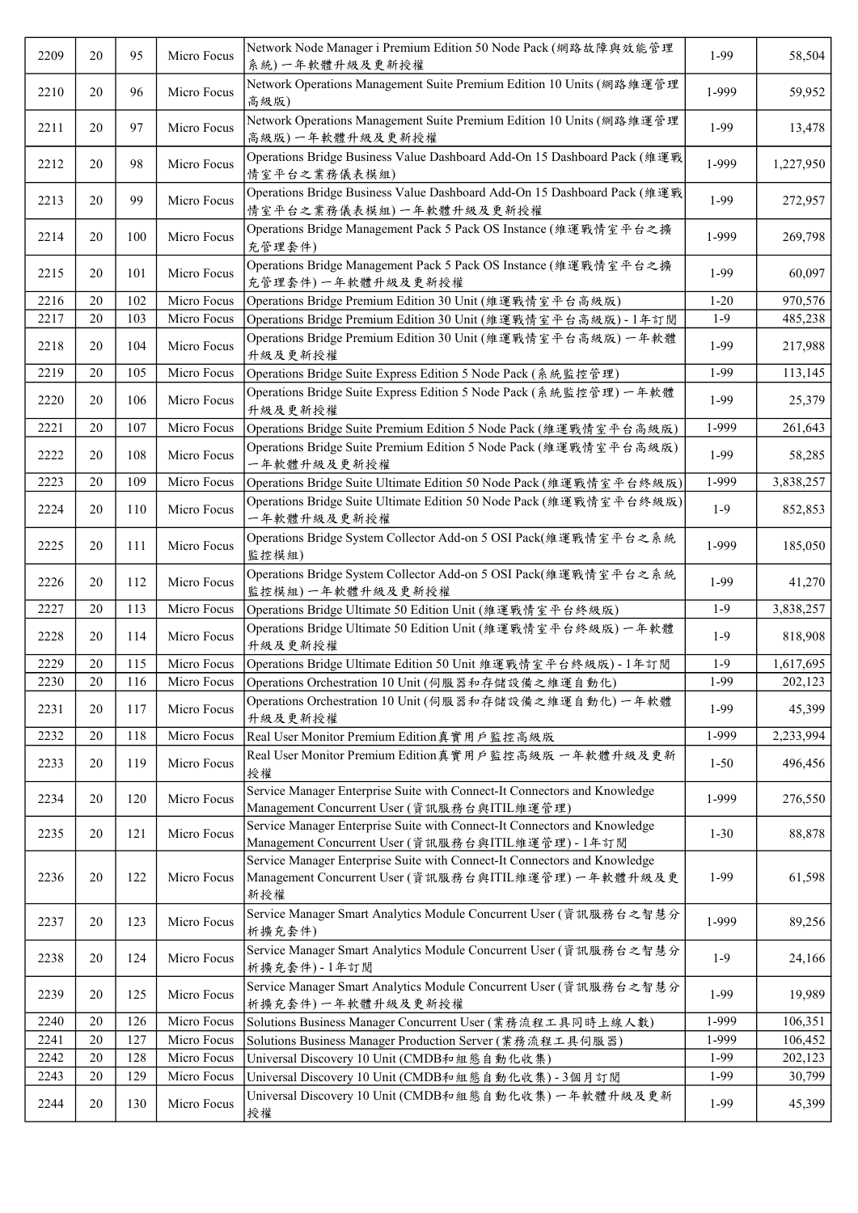| 2209 | 20 | 95 | Micro Focus | Network Node Manager i Premium Edition 50 Node Pack (網路故障與效能管理系統) 一年軟體升級及更新授權 | 1-99 | 58,504 |
|---|---|---|---|---|---|---|
| 2210 | 20 | 96 | Micro Focus | Network Operations Management Suite Premium Edition 10 Units (網路維運管理高級版) | 1-999 | 59,952 |
| 2211 | 20 | 97 | Micro Focus | Network Operations Management Suite Premium Edition 10 Units (網路維運管理高級版) 一年軟體升級及更新授權 | 1-99 | 13,478 |
| 2212 | 20 | 98 | Micro Focus | Operations Bridge Business Value Dashboard Add-On 15 Dashboard Pack (維運戰情室平台之業務儀表模組) | 1-999 | 1,227,950 |
| 2213 | 20 | 99 | Micro Focus | Operations Bridge Business Value Dashboard Add-On 15 Dashboard Pack (維運戰情室平台之業務儀表模組) 一年軟體升級及更新授權 | 1-99 | 272,957 |
| 2214 | 20 | 100 | Micro Focus | Operations Bridge Management Pack 5 Pack OS Instance (維運戰情室平台之擴充管理套件) | 1-999 | 269,798 |
| 2215 | 20 | 101 | Micro Focus | Operations Bridge Management Pack 5 Pack OS Instance (維運戰情室平台之擴充管理套件) 一年軟體升級及更新授權 | 1-99 | 60,097 |
| 2216 | 20 | 102 | Micro Focus | Operations Bridge Premium Edition 30 Unit (維運戰情室平台高級版) | 1-20 | 970,576 |
| 2217 | 20 | 103 | Micro Focus | Operations Bridge Premium Edition 30 Unit (維運戰情室平台高級版) - 1年訂閱 | 1-9 | 485,238 |
| 2218 | 20 | 104 | Micro Focus | Operations Bridge Premium Edition 30 Unit (維運戰情室平台高級版) 一年軟體升級及更新授權 | 1-99 | 217,988 |
| 2219 | 20 | 105 | Micro Focus | Operations Bridge Suite Express Edition 5 Node Pack (系統監控管理) | 1-99 | 113,145 |
| 2220 | 20 | 106 | Micro Focus | Operations Bridge Suite Express Edition 5 Node Pack (系統監控管理) 一年軟體升級及更新授權 | 1-99 | 25,379 |
| 2221 | 20 | 107 | Micro Focus | Operations Bridge Suite Premium Edition 5 Node Pack (維運戰情室平台高級版) | 1-999 | 261,643 |
| 2222 | 20 | 108 | Micro Focus | Operations Bridge Suite Premium Edition 5 Node Pack (維運戰情室平台高級版) 一年軟體升級及更新授權 | 1-99 | 58,285 |
| 2223 | 20 | 109 | Micro Focus | Operations Bridge Suite Ultimate Edition 50 Node Pack (維運戰情室平台終級版) | 1-999 | 3,838,257 |
| 2224 | 20 | 110 | Micro Focus | Operations Bridge Suite Ultimate Edition 50 Node Pack (維運戰情室平台終級版) 一年軟體升級及更新授權 | 1-9 | 852,853 |
| 2225 | 20 | 111 | Micro Focus | Operations Bridge System Collector Add-on 5 OSI Pack(維運戰情室平台之系統監控模組) | 1-999 | 185,050 |
| 2226 | 20 | 112 | Micro Focus | Operations Bridge System Collector Add-on 5 OSI Pack(維運戰情室平台之系統監控模組) 一年軟體升級及更新授權 | 1-99 | 41,270 |
| 2227 | 20 | 113 | Micro Focus | Operations Bridge Ultimate 50 Edition Unit (維運戰情室平台終級版) | 1-9 | 3,838,257 |
| 2228 | 20 | 114 | Micro Focus | Operations Bridge Ultimate 50 Edition Unit (維運戰情室平台終級版) 一年軟體升級及更新授權 | 1-9 | 818,908 |
| 2229 | 20 | 115 | Micro Focus | Operations Bridge Ultimate Edition 50 Unit 維運戰情室平台終級版) - 1年訂閱 | 1-9 | 1,617,695 |
| 2230 | 20 | 116 | Micro Focus | Operations Orchestration 10 Unit (伺服器和存儲設備之維運自動化) | 1-99 | 202,123 |
| 2231 | 20 | 117 | Micro Focus | Operations Orchestration 10 Unit (伺服器和存儲設備之維運自動化) 一年軟體升級及更新授權 | 1-99 | 45,399 |
| 2232 | 20 | 118 | Micro Focus | Real User Monitor Premium Edition真實用戶監控高級版 | 1-999 | 2,233,994 |
| 2233 | 20 | 119 | Micro Focus | Real User Monitor Premium Edition真實用戶監控高級版 一年軟體升級及更新授權 | 1-50 | 496,456 |
| 2234 | 20 | 120 | Micro Focus | Service Manager Enterprise Suite with Connect-It Connectors and Knowledge Management Concurrent User (資訊服務台與ITIL維運管理) | 1-999 | 276,550 |
| 2235 | 20 | 121 | Micro Focus | Service Manager Enterprise Suite with Connect-It Connectors and Knowledge Management Concurrent User (資訊服務台與ITIL維運管理) - 1年訂閱 | 1-30 | 88,878 |
| 2236 | 20 | 122 | Micro Focus | Service Manager Enterprise Suite with Connect-It Connectors and Knowledge Management Concurrent User (資訊服務台與ITIL維運管理) 一年軟體升級及更新授權 | 1-99 | 61,598 |
| 2237 | 20 | 123 | Micro Focus | Service Manager Smart Analytics Module Concurrent User (資訊服務台之智慧分析擴充套件) | 1-999 | 89,256 |
| 2238 | 20 | 124 | Micro Focus | Service Manager Smart Analytics Module Concurrent User (資訊服務台之智慧分析擴充套件) - 1年訂閱 | 1-9 | 24,166 |
| 2239 | 20 | 125 | Micro Focus | Service Manager Smart Analytics Module Concurrent User (資訊服務台之智慧分析擴充套件) 一年軟體升級及更新授權 | 1-99 | 19,989 |
| 2240 | 20 | 126 | Micro Focus | Solutions Business Manager Concurrent User (業務流程工具同時上線人數) | 1-999 | 106,351 |
| 2241 | 20 | 127 | Micro Focus | Solutions Business Manager Production Server (業務流程工具伺服器) | 1-999 | 106,452 |
| 2242 | 20 | 128 | Micro Focus | Universal Discovery 10 Unit (CMDB和組態自動化收集) | 1-99 | 202,123 |
| 2243 | 20 | 129 | Micro Focus | Universal Discovery 10 Unit (CMDB和組態自動化收集) - 3個月訂閱 | 1-99 | 30,799 |
| 2244 | 20 | 130 | Micro Focus | Universal Discovery 10 Unit (CMDB和組態自動化收集) 一年軟體升級及更新授權 | 1-99 | 45,399 |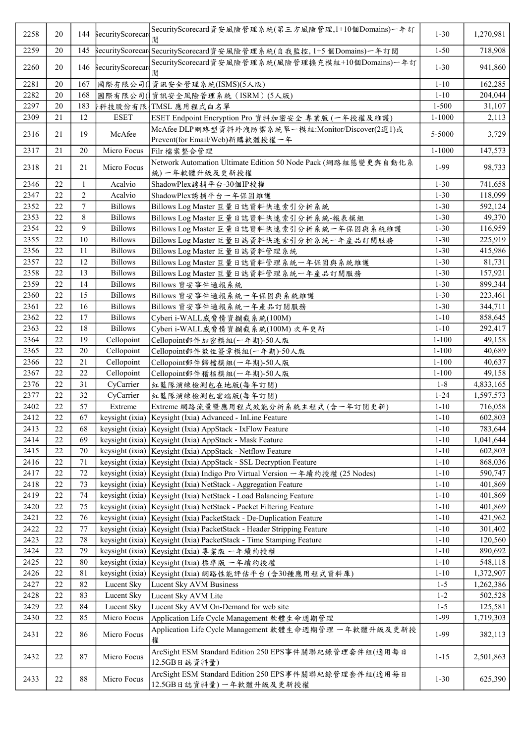| 2258 | 20 | 144 | SecurityScorecard | SecurityScorecard資安風險管理系統(第三方風險管理,1+10個Domains)一年訂閱 | 1-30 | 1,270,981 |
|---|---|---|---|---|---|---|
| 2259 | 20 | 145 | SecurityScorecard | SecurityScorecard資安風險管理系統(自我監控, 1+5 個Domains)一年訂閱 | 1-50 | 718,908 |
| 2260 | 20 | 146 | SecurityScorecard | SecurityScorecard資安風險管理系統(風險管理擴充模組+10個Domains)一年訂閱 | 1-30 | 941,860 |
| 2281 | 20 | 167 | 國際有限公司(I | 資訊安全管理系統(ISMS)(5人版) | 1-10 | 162,285 |
| 2282 | 20 | 168 | 國際有限公司(I | 資訊安全風險管理系統（ISRM）(5人版) | 1-10 | 204,044 |
| 2297 | 20 | 183 | 科技股份有限 | TMSL 應用程式白名單 | 1-500 | 31,107 |
| 2309 | 21 | 12 | ESET | ESET Endpoint Encryption Pro 資料加密安全 專業版 (一年授權及維護) | 1-1000 | 2,113 |
| 2316 | 21 | 19 | McAfee | McAfee DLP網路型資料外洩防禦系統單一模組:Monitor/Discover(2選1)或Prevent(for Email/Web)新購軟體授權一年 | 5-5000 | 3,729 |
| 2317 | 21 | 20 | Micro Focus | Filr 檔案整合管理 | 1-1000 | 147,573 |
| 2318 | 21 | 21 | Micro Focus | Network Automation Ultimate Edition 50 Node Pack (網路組態變更與自動化系統) 一年軟體升級及更新授權 | 1-99 | 98,733 |
| 2346 | 22 | 1 | Acalvio | ShadowPlex誘捕平台-30個IP授權 | 1-30 | 741,658 |
| 2347 | 22 | 2 | Acalvio | ShadowPlex誘捕平台一年保固維護 | 1-30 | 118,099 |
| 2352 | 22 | 7 | Billows | Billows Log Master 巨量日誌資料快速索引分析系統 | 1-30 | 592,124 |
| 2353 | 22 | 8 | Billows | Billows Log Master 巨量日誌資料快速索引分析系統-報表模組 | 1-30 | 49,370 |
| 2354 | 22 | 9 | Billows | Billows Log Master 巨量日誌資料快速索引分析系統一年保固與系統維護 | 1-30 | 116,959 |
| 2355 | 22 | 10 | Billows | Billows Log Master 巨量日誌資料快速索引分析系統一年產品訂閱服務 | 1-30 | 225,919 |
| 2356 | 22 | 11 | Billows | Billows Log Master 巨量日誌資料管理系統 | 1-30 | 415,986 |
| 2357 | 22 | 12 | Billows | Billows Log Master 巨量日誌資料管理系統一年保固與系統維護 | 1-30 | 81,731 |
| 2358 | 22 | 13 | Billows | Billows Log Master 巨量日誌資料管理系統一年產品訂閱服務 | 1-30 | 157,921 |
| 2359 | 22 | 14 | Billows | Billows 資安事件通報系統 | 1-30 | 899,344 |
| 2360 | 22 | 15 | Billows | Billows 資安事件通報系統一年保固與系統維護 | 1-30 | 223,461 |
| 2361 | 22 | 16 | Billows | Billows 資安事件通報系統一年產品訂閱服務 | 1-30 | 344,711 |
| 2362 | 22 | 17 | Billows | Cyberi i-WALL威脅情資攔截系統(100M) | 1-10 | 858,645 |
| 2363 | 22 | 18 | Billows | Cyberi i-WALL威脅情資攔截系統(100M) 次年更新 | 1-10 | 292,417 |
| 2364 | 22 | 19 | Cellopoint | Cellopoint郵件加密模組(一年期)-50人版 | 1-100 | 49,158 |
| 2365 | 22 | 20 | Cellopoint | Cellopoint郵件數位簽章模組(一年期)-50人版 | 1-100 | 40,689 |
| 2366 | 22 | 21 | Cellopoint | Cellopoint郵件歸檔模組(一年期)-50人版 | 1-100 | 40,637 |
| 2367 | 22 | 22 | Cellopoint | Cellopoint郵件稽核模組(一年期)-50人版 | 1-100 | 49,158 |
| 2376 | 22 | 31 | CyCarrier | 紅藍隊演練檢測包在地版(每年訂閱) | 1-8 | 4,833,165 |
| 2377 | 22 | 32 | CyCarrier | 紅藍隊演練檢測包雲端版(每年訂閱) | 1-24 | 1,597,573 |
| 2402 | 22 | 57 | Extreme | Extreme 網路流量暨應用程式效能分析系統主程式 (含一年訂閱更新) | 1-10 | 716,058 |
| 2412 | 22 | 67 | keysight (ixia) | Keysight (Ixia) Advanced - InLine Feature | 1-10 | 602,803 |
| 2413 | 22 | 68 | keysight (ixia) | Keysight (Ixia) AppStack - IxFlow Feature | 1-10 | 783,644 |
| 2414 | 22 | 69 | keysight (ixia) | Keysight (Ixia) AppStack - Mask Feature | 1-10 | 1,041,644 |
| 2415 | 22 | 70 | keysight (ixia) | Keysight (Ixia) AppStack - Netflow Feature | 1-10 | 602,803 |
| 2416 | 22 | 71 | keysight (ixia) | Keysight (Ixia) AppStack - SSL Decryption Feature | 1-10 | 868,036 |
| 2417 | 22 | 72 | keysight (ixia) | Keysight (Ixia) Indigo Pro Virtual Version 一年續約授權 (25 Nodes) | 1-10 | 590,747 |
| 2418 | 22 | 73 | keysight (ixia) | Keysight (Ixia) NetStack - Aggregation Feature | 1-10 | 401,869 |
| 2419 | 22 | 74 | keysight (ixia) | Keysight (Ixia) NetStack - Load Balancing Feature | 1-10 | 401,869 |
| 2420 | 22 | 75 | keysight (ixia) | Keysight (Ixia) NetStack - Packet Filtering Feature | 1-10 | 401,869 |
| 2421 | 22 | 76 | keysight (ixia) | Keysight (Ixia) PacketStack - De-Duplication Feature | 1-10 | 421,962 |
| 2422 | 22 | 77 | keysight (ixia) | Keysight (Ixia) PacketStack - Header Stripping Feature | 1-10 | 301,402 |
| 2423 | 22 | 78 | keysight (ixia) | Keysight (Ixia) PacketStack - Time Stamping Feature | 1-10 | 120,560 |
| 2424 | 22 | 79 | keysight (ixia) | Keysight (Ixia) 專業版 一年續約授權 | 1-10 | 890,692 |
| 2425 | 22 | 80 | keysight (ixia) | Keysight (Ixia) 標準版 一年續約授權 | 1-10 | 548,118 |
| 2426 | 22 | 81 | keysight (ixia) | Keysight (Ixia) 網路性能評估平台 (含30種應用程式資料庫) | 1-10 | 1,372,907 |
| 2427 | 22 | 82 | Lucent Sky | Lucent Sky AVM Business | 1-5 | 1,262,386 |
| 2428 | 22 | 83 | Lucent Sky | Lucent Sky AVM Lite | 1-2 | 502,528 |
| 2429 | 22 | 84 | Lucent Sky | Lucent Sky AVM On-Demand for web site | 1-5 | 125,581 |
| 2430 | 22 | 85 | Micro Focus | Application Life Cycle Management 軟體生命週期管理 | 1-99 | 1,719,303 |
| 2431 | 22 | 86 | Micro Focus | Application Life Cycle Management 軟體生命週期管理 一年軟體升級及更新授權 | 1-99 | 382,113 |
| 2432 | 22 | 87 | Micro Focus | ArcSight ESM Standard Edition 250 EPS事件關聯紀錄管理套件組(適用每日12.5GB日誌資料量) | 1-15 | 2,501,863 |
| 2433 | 22 | 88 | Micro Focus | ArcSight ESM Standard Edition 250 EPS事件關聯紀錄管理套件組(適用每日12.5GB日誌資料量) 一年軟體升級及更新授權 | 1-30 | 625,390 |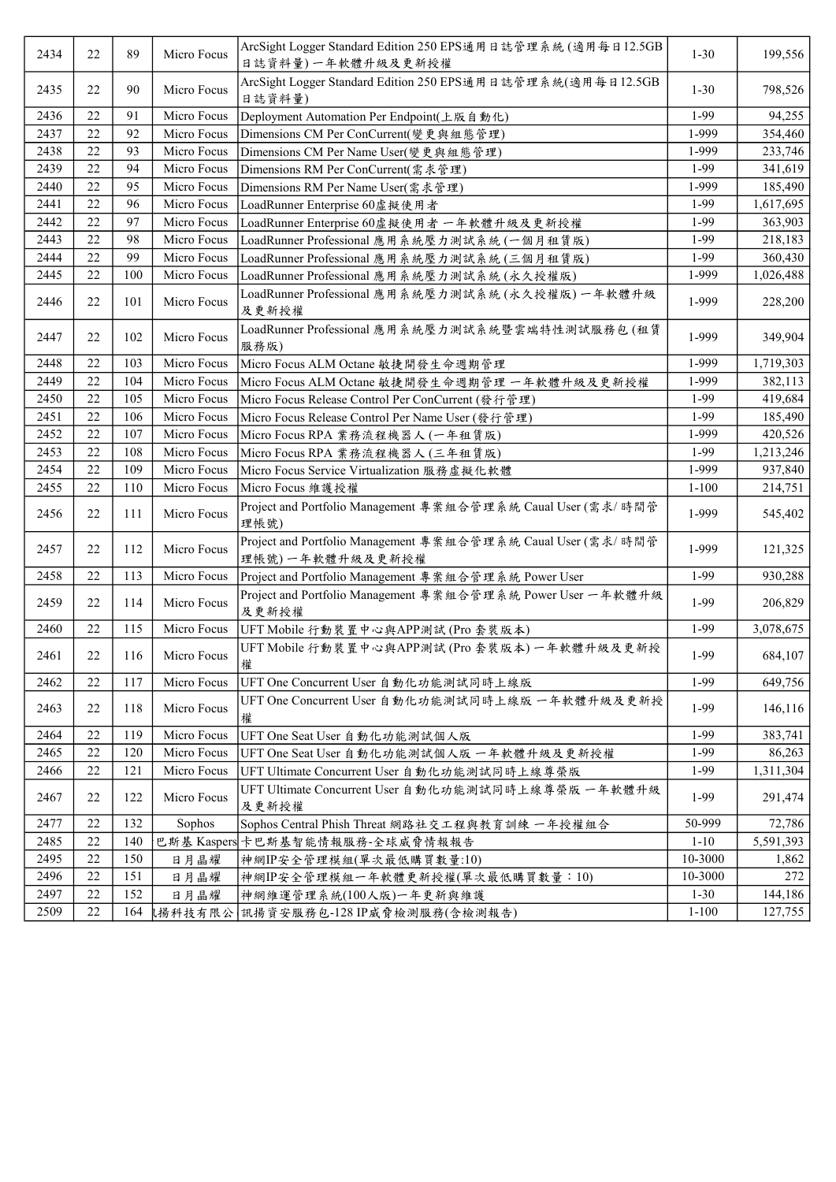| | | | | | | |
|---|---|---|---|---|---|---|
| 2434 | 22 | 89 | Micro Focus | ArcSight Logger Standard Edition 250 EPS通用日誌管理系統 (適用每日12.5GB日誌資料量) 一年軟體升級及更新授權 | 1-30 | 199,556 |
| 2435 | 22 | 90 | Micro Focus | ArcSight Logger Standard Edition 250 EPS通用日誌管理系統(適用每日12.5GB日誌資料量) | 1-30 | 798,526 |
| 2436 | 22 | 91 | Micro Focus | Deployment Automation Per Endpoint(上版自動化) | 1-99 | 94,255 |
| 2437 | 22 | 92 | Micro Focus | Dimensions CM Per ConCurrent(變更與組態管理) | 1-999 | 354,460 |
| 2438 | 22 | 93 | Micro Focus | Dimensions CM Per Name User(變更與組態管理) | 1-999 | 233,746 |
| 2439 | 22 | 94 | Micro Focus | Dimensions RM Per ConCurrent(需求管理) | 1-99 | 341,619 |
| 2440 | 22 | 95 | Micro Focus | Dimensions RM Per Name User(需求管理) | 1-999 | 185,490 |
| 2441 | 22 | 96 | Micro Focus | LoadRunner Enterprise 60虛擬使用者 | 1-99 | 1,617,695 |
| 2442 | 22 | 97 | Micro Focus | LoadRunner Enterprise 60虛擬使用者 一年軟體升級及更新授權 | 1-99 | 363,903 |
| 2443 | 22 | 98 | Micro Focus | LoadRunner Professional 應用系統壓力測試系統 (一個月租賃版) | 1-99 | 218,183 |
| 2444 | 22 | 99 | Micro Focus | LoadRunner Professional 應用系統壓力測試系統 (三個月租賃版) | 1-99 | 360,430 |
| 2445 | 22 | 100 | Micro Focus | LoadRunner Professional 應用系統壓力測試系統 (永久授權版) | 1-999 | 1,026,488 |
| 2446 | 22 | 101 | Micro Focus | LoadRunner Professional 應用系統壓力測試系統 (永久授權版) 一年軟體升級及更新授權 | 1-999 | 228,200 |
| 2447 | 22 | 102 | Micro Focus | LoadRunner Professional 應用系統壓力測試系統暨雲端特性測試服務包 (租賃服務版) | 1-999 | 349,904 |
| 2448 | 22 | 103 | Micro Focus | Micro Focus ALM Octane 敏捷開發生命週期管理 | 1-999 | 1,719,303 |
| 2449 | 22 | 104 | Micro Focus | Micro Focus ALM Octane 敏捷開發生命週期管理 一年軟體升級及更新授權 | 1-999 | 382,113 |
| 2450 | 22 | 105 | Micro Focus | Micro Focus Release Control Per ConCurrent (發行管理) | 1-99 | 419,684 |
| 2451 | 22 | 106 | Micro Focus | Micro Focus Release Control Per Name User (發行管理) | 1-99 | 185,490 |
| 2452 | 22 | 107 | Micro Focus | Micro Focus RPA 業務流程機器人 (一年租賃版) | 1-999 | 420,526 |
| 2453 | 22 | 108 | Micro Focus | Micro Focus RPA 業務流程機器人 (三年租賃版) | 1-99 | 1,213,246 |
| 2454 | 22 | 109 | Micro Focus | Micro Focus Service Virtualization 服務虛擬化軟體 | 1-999 | 937,840 |
| 2455 | 22 | 110 | Micro Focus | Micro Focus 維護授權 | 1-100 | 214,751 |
| 2456 | 22 | 111 | Micro Focus | Project and Portfolio Management 專案組合管理系統 Caual User (需求/ 時間管理帳號) | 1-999 | 545,402 |
| 2457 | 22 | 112 | Micro Focus | Project and Portfolio Management 專案組合管理系統 Caual User (需求/ 時間管理帳號) 一年軟體升級及更新授權 | 1-999 | 121,325 |
| 2458 | 22 | 113 | Micro Focus | Project and Portfolio Management 專案組合管理系統 Power User | 1-99 | 930,288 |
| 2459 | 22 | 114 | Micro Focus | Project and Portfolio Management 專案組合管理系統 Power User 一年軟體升級及更新授權 | 1-99 | 206,829 |
| 2460 | 22 | 115 | Micro Focus | UFT Mobile 行動裝置中心與APP測試 (Pro 套裝版本) | 1-99 | 3,078,675 |
| 2461 | 22 | 116 | Micro Focus | UFT Mobile 行動裝置中心與APP測試 (Pro 套裝版本) 一年軟體升級及更新授權 | 1-99 | 684,107 |
| 2462 | 22 | 117 | Micro Focus | UFT One Concurrent User 自動化功能測試同時上線版 | 1-99 | 649,756 |
| 2463 | 22 | 118 | Micro Focus | UFT One Concurrent User 自動化功能測試同時上線版 一年軟體升級及更新授權 | 1-99 | 146,116 |
| 2464 | 22 | 119 | Micro Focus | UFT One Seat User 自動化功能測試個人版 | 1-99 | 383,741 |
| 2465 | 22 | 120 | Micro Focus | UFT One Seat User 自動化功能測試個人版 一年軟體升級及更新授權 | 1-99 | 86,263 |
| 2466 | 22 | 121 | Micro Focus | UFT Ultimate Concurrent User 自動化功能測試同時上線尊榮版 | 1-99 | 1,311,304 |
| 2467 | 22 | 122 | Micro Focus | UFT Ultimate Concurrent User 自動化功能測試同時上線尊榮版 一年軟體升級及更新授權 | 1-99 | 291,474 |
| 2477 | 22 | 132 | Sophos | Sophos Central Phish Threat 網路社交工程與教育訓練 一年授權組合 | 50-999 | 72,786 |
| 2485 | 22 | 140 | 巴斯基 Kaspers | 卡巴斯基智能情報服務-全球威脅情報報告 | 1-10 | 5,591,393 |
| 2495 | 22 | 150 | 日月晶耀 | 神網IP安全管理模組(單次最低購買數量:10) | 10-3000 | 1,862 |
| 2496 | 22 | 151 | 日月晶耀 | 神網IP安全管理模組一年軟體更新授權(單次最低購買數量：10) | 10-3000 | 272 |
| 2497 | 22 | 152 | 日月晶耀 | 神網維運管理系統(100人版)一年更新與維護 | 1-30 | 144,186 |
| 2509 | 22 | 164 | 1揚科技有限公 | 訊揚資安服務包-128 IP威脅檢測服務(含檢測報告) | 1-100 | 127,755 |